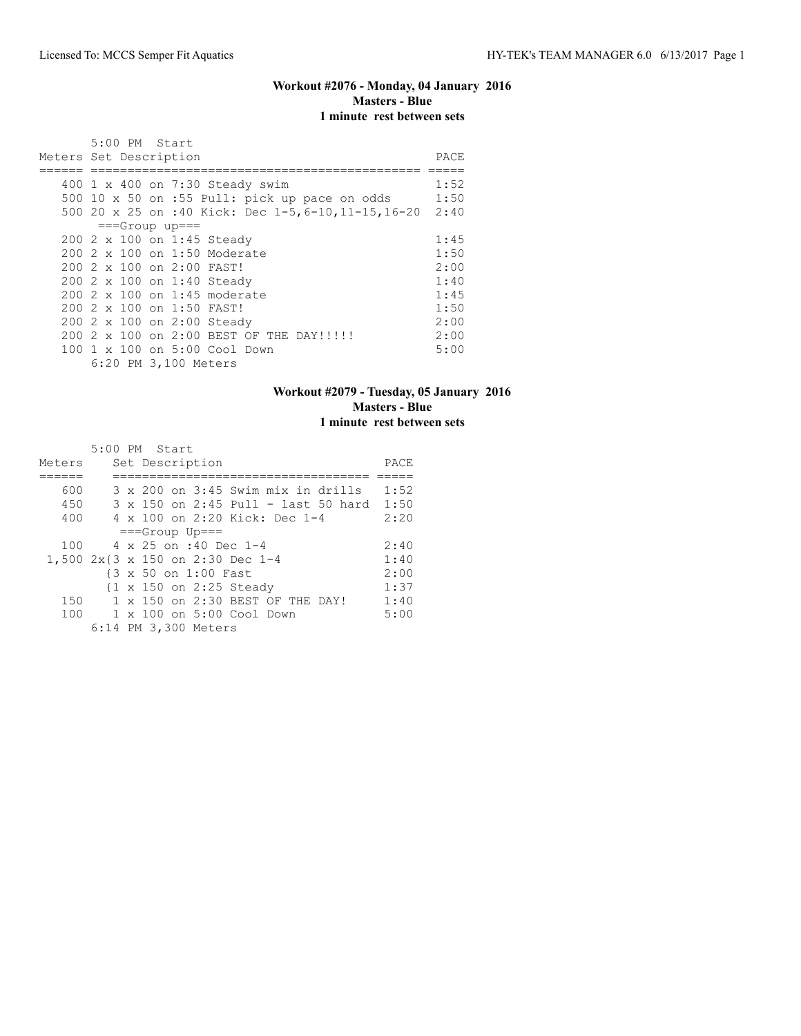### Workout #2076 - Monday, 04 January 2016
**Masters - Blue**
**1 minute rest between sets**

5:00 PM Start

| Meters | Set Description | PACE |
|---|---|---|
| 400 | 1 x 400 on 7:30 Steady swim | 1:52 |
| 500 | 10 x 50 on :55 Pull: pick up pace on odds | 1:50 |
| 500 | 20 x 25 on :40 Kick: Dec 1-5,6-10,11-15,16-20 | 2:40 |
| | ===Group up=== | |
| 200 | 2 x 100 on 1:45 Steady | 1:45 |
| 200 | 2 x 100 on 1:50 Moderate | 1:50 |
| 200 | 2 x 100 on 2:00 FAST! | 2:00 |
| 200 | 2 x 100 on 1:40 Steady | 1:40 |
| 200 | 2 x 100 on 1:45 moderate | 1:45 |
| 200 | 2 x 100 on 1:50 FAST! | 1:50 |
| 200 | 2 x 100 on 2:00 Steady | 2:00 |
| 200 | 2 x 100 on 2:00 BEST OF THE DAY!!!!! | 2:00 |
| 100 | 1 x 100 on 5:00 Cool Down | 5:00 |

6:20 PM 3,100 Meters

### Workout #2079 - Tuesday, 05 January 2016
**Masters - Blue**
**1 minute rest between sets**

5:00 PM Start

| Meters | Set Description | PACE |
|---|---|---|
| 600 | 3 x 200 on 3:45 Swim mix in drills | 1:52 |
| 450 | 3 x 150 on 2:45 Pull - last 50 hard | 1:50 |
| 400 | 4 x 100 on 2:20 Kick: Dec 1-4 | 2:20 |
| | ===Group Up=== | |
| 100 | 4 x 25 on :40 Dec 1-4 | 2:40 |
| 1,500 | 2x{3 x 150 on 2:30 Dec 1-4 | 1:40 |
| | {3 x 50 on 1:00 Fast | 2:00 |
| | {1 x 150 on 2:25 Steady | 1:37 |
| 150 | 1 x 150 on 2:30 BEST OF THE DAY! | 1:40 |
| 100 | 1 x 100 on 5:00 Cool Down | 5:00 |

6:14 PM 3,300 Meters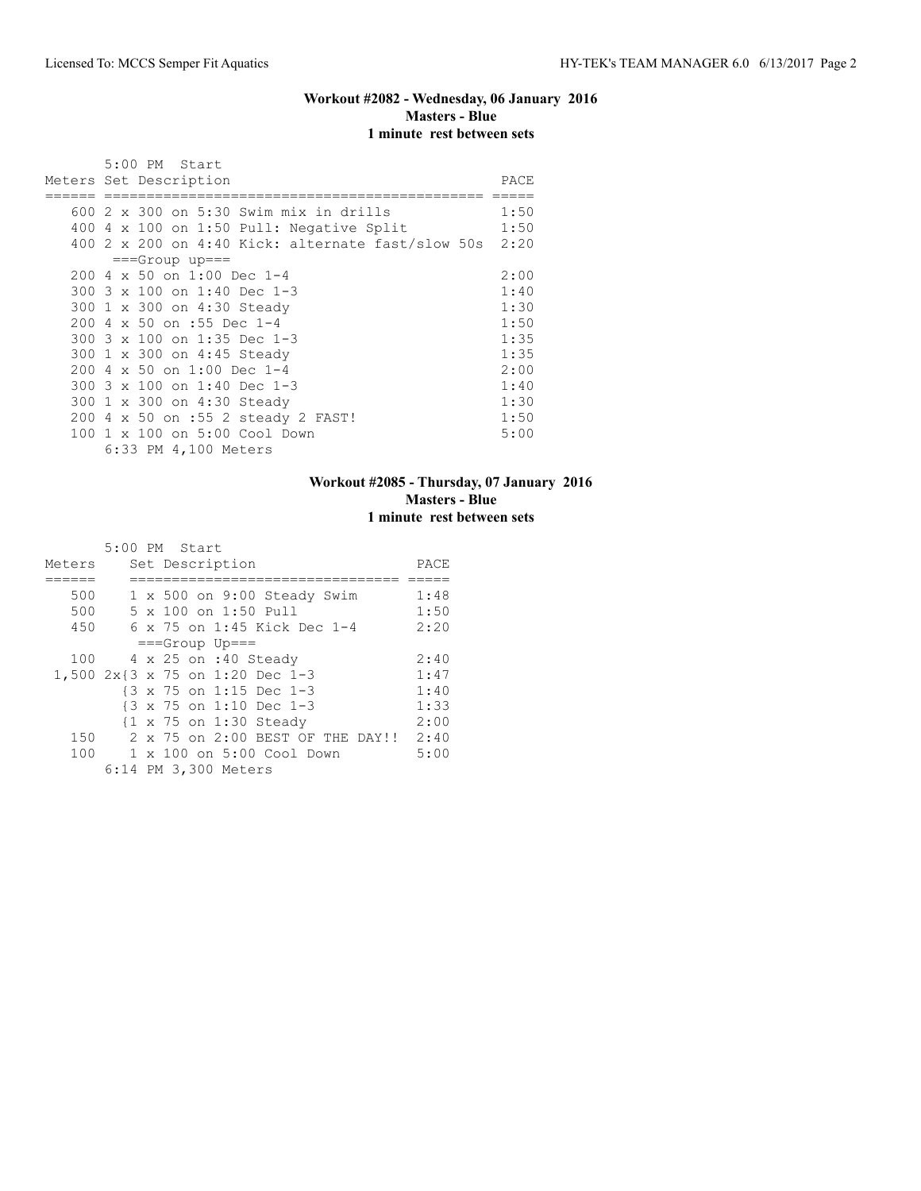### Workout #2082 - Wednesday, 06 January 2016
**Masters - Blue**
**1 minute rest between sets**

5:00 PM Start

| Meters | Set Description | PACE |
|---|---|---|
| 600 | 2 x 300 on 5:30 Swim mix in drills | 1:50 |
| 400 | 4 x 100 on 1:50 Pull: Negative Split | 1:50 |
| 400 | 2 x 200 on 4:40 Kick: alternate fast/slow 50s | 2:20 |
| | ===Group up=== | |
| 200 | 4 x 50 on 1:00 Dec 1-4 | 2:00 |
| 300 | 3 x 100 on 1:40 Dec 1-3 | 1:40 |
| 300 | 1 x 300 on 4:30 Steady | 1:30 |
| 200 | 4 x 50 on :55 Dec 1-4 | 1:50 |
| 300 | 3 x 100 on 1:35 Dec 1-3 | 1:35 |
| 300 | 1 x 300 on 4:45 Steady | 1:35 |
| 200 | 4 x 50 on 1:00 Dec 1-4 | 2:00 |
| 300 | 3 x 100 on 1:40 Dec 1-3 | 1:40 |
| 300 | 1 x 300 on 4:30 Steady | 1:30 |
| 200 | 4 x 50 on :55 2 steady 2 FAST! | 1:50 |
| 100 | 1 x 100 on 5:00 Cool Down | 5:00 |

6:33 PM 4,100 Meters

### Workout #2085 - Thursday, 07 January 2016
**Masters - Blue**
**1 minute rest between sets**

5:00 PM Start

| Meters | Set Description | PACE |
|---|---|---|
| 500 | 1 x 500 on 9:00 Steady Swim | 1:48 |
| 500 | 5 x 100 on 1:50 Pull | 1:50 |
| 450 | 6 x 75 on 1:45 Kick Dec 1-4 | 2:20 |
| | ===Group Up=== | |
| 100 | 4 x 25 on :40 Steady | 2:40 |
| 1,500 | 2x{3 x 75 on 1:20 Dec 1-3 | 1:47 |
| | {3 x 75 on 1:15 Dec 1-3 | 1:40 |
| | {3 x 75 on 1:10 Dec 1-3 | 1:33 |
| | {1 x 75 on 1:30 Steady | 2:00 |
| 150 | 2 x 75 on 2:00 BEST OF THE DAY!! | 2:40 |
| 100 | 1 x 100 on 5:00 Cool Down | 5:00 |

6:14 PM 3,300 Meters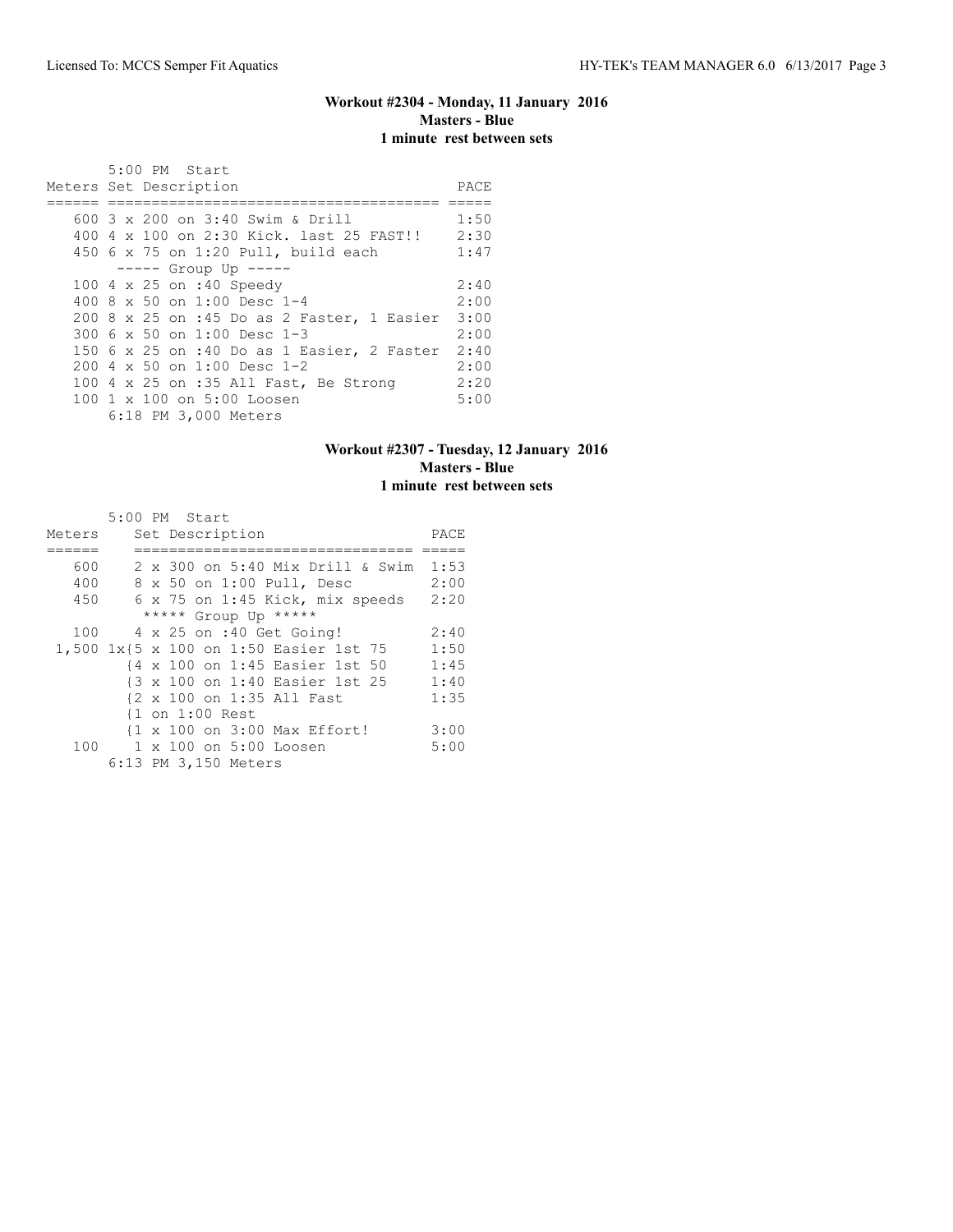### Workout #2304 - Monday, 11 January 2016
**Masters - Blue**
**1 minute rest between sets**

5:00 PM Start

| Meters | Set Description | PACE |
|---|---|---|
| 600 | 3 x 200 on 3:40 Swim & Drill | 1:50 |
| 400 | 4 x 100 on 2:30 Kick. last 25 FAST!! | 2:30 |
| 450 | 6 x 75 on 1:20 Pull, build each | 1:47 |
| | ----- Group Up ----- | |
| 100 | 4 x 25 on :40 Speedy | 2:40 |
| 400 | 8 x 50 on 1:00 Desc 1-4 | 2:00 |
| 200 | 8 x 25 on :45 Do as 2 Faster, 1 Easier | 3:00 |
| 300 | 6 x 50 on 1:00 Desc 1-3 | 2:00 |
| 150 | 6 x 25 on :40 Do as 1 Easier, 2 Faster | 2:40 |
| 200 | 4 x 50 on 1:00 Desc 1-2 | 2:00 |
| 100 | 4 x 25 on :35 All Fast, Be Strong | 2:20 |
| 100 | 1 x 100 on 5:00 Loosen | 5:00 |

6:18 PM 3,000 Meters

### Workout #2307 - Tuesday, 12 January 2016
**Masters - Blue**
**1 minute rest between sets**

5:00 PM Start

| Meters | Set Description | PACE |
|---|---|---|
| 600 | 2 x 300 on 5:40 Mix Drill & Swim | 1:53 |
| 400 | 8 x 50 on 1:00 Pull, Desc | 2:00 |
| 450 | 6 x 75 on 1:45 Kick, mix speeds | 2:20 |
| | ***** Group Up ***** | |
| 100 | 4 x 25 on :40 Get Going! | 2:40 |
| 1,500 | 1x{5 x 100 on 1:50 Easier 1st 75 | 1:50 |
| | {4 x 100 on 1:45 Easier 1st 50 | 1:45 |
| | {3 x 100 on 1:40 Easier 1st 25 | 1:40 |
| | {2 x 100 on 1:35 All Fast | 1:35 |
| | {1 on 1:00 Rest | |
| | {1 x 100 on 3:00 Max Effort! | 3:00 |
| 100 | 1 x 100 on 5:00 Loosen | 5:00 |

6:13 PM 3,150 Meters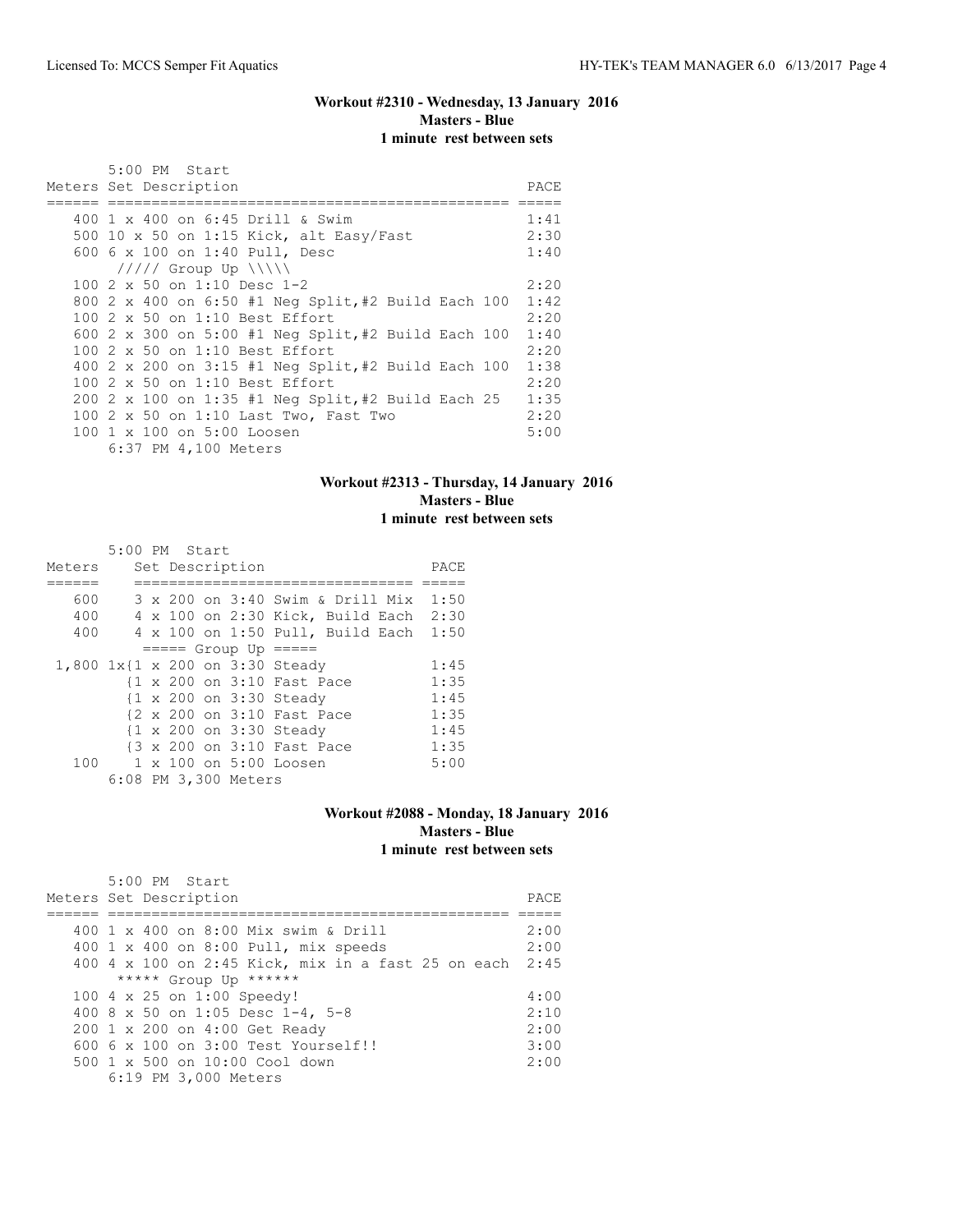### Workout #2310 - Wednesday, 13 January 2016
**Masters - Blue**
**1 minute rest between sets**

5:00 PM Start

| Meters | Set Description | PACE |
|---|---|---|
| 400 | 1 x 400 on 6:45 Drill & Swim | 1:41 |
| 500 | 10 x 50 on 1:15 Kick, alt Easy/Fast | 2:30 |
| 600 | 6 x 100 on 1:40 Pull, Desc | 1:40 |
| | ///// Group Up \\\\\ | |
| 100 | 2 x 50 on 1:10 Desc 1-2 | 2:20 |
| 800 | 2 x 400 on 6:50 #1 Neg Split,#2 Build Each 100 | 1:42 |
| 100 | 2 x 50 on 1:10 Best Effort | 2:20 |
| 600 | 2 x 300 on 5:00 #1 Neg Split,#2 Build Each 100 | 1:40 |
| 100 | 2 x 50 on 1:10 Best Effort | 2:20 |
| 400 | 2 x 200 on 3:15 #1 Neg Split,#2 Build Each 100 | 1:38 |
| 100 | 2 x 50 on 1:10 Best Effort | 2:20 |
| 200 | 2 x 100 on 1:35 #1 Neg Split,#2 Build Each 25 | 1:35 |
| 100 | 2 x 50 on 1:10 Last Two, Fast Two | 2:20 |
| 100 | 1 x 100 on 5:00 Loosen | 5:00 |

6:37 PM 4,100 Meters

### Workout #2313 - Thursday, 14 January 2016
**Masters - Blue**
**1 minute rest between sets**

5:00 PM Start

| Meters | Set Description | PACE |
|---|---|---|
| 600 | 3 x 200 on 3:40 Swim & Drill Mix | 1:50 |
| 400 | 4 x 100 on 2:30 Kick, Build Each | 2:30 |
| 400 | 4 x 100 on 1:50 Pull, Build Each | 1:50 |
| | ===== Group Up ===== | |
| 1,800 | 1x{1 x 200 on 3:30 Steady | 1:45 |
| | {1 x 200 on 3:10 Fast Pace | 1:35 |
| | {1 x 200 on 3:30 Steady | 1:45 |
| | {2 x 200 on 3:10 Fast Pace | 1:35 |
| | {1 x 200 on 3:30 Steady | 1:45 |
| | {3 x 200 on 3:10 Fast Pace | 1:35 |
| 100 | 1 x 100 on 5:00 Loosen | 5:00 |

6:08 PM 3,300 Meters

### Workout #2088 - Monday, 18 January 2016
**Masters - Blue**
**1 minute rest between sets**

5:00 PM Start

| Meters | Set Description | PACE |
|---|---|---|
| 400 | 1 x 400 on 8:00 Mix swim & Drill | 2:00 |
| 400 | 1 x 400 on 8:00 Pull, mix speeds | 2:00 |
| 400 | 4 x 100 on 2:45 Kick, mix in a fast 25 on each | 2:45 |
| | ***** Group Up ****** | |
| 100 | 4 x 25 on 1:00 Speedy! | 4:00 |
| 400 | 8 x 50 on 1:05 Desc 1-4, 5-8 | 2:10 |
| 200 | 1 x 200 on 4:00 Get Ready | 2:00 |
| 600 | 6 x 100 on 3:00 Test Yourself!! | 3:00 |
| 500 | 1 x 500 on 10:00 Cool down | 2:00 |

6:19 PM 3,000 Meters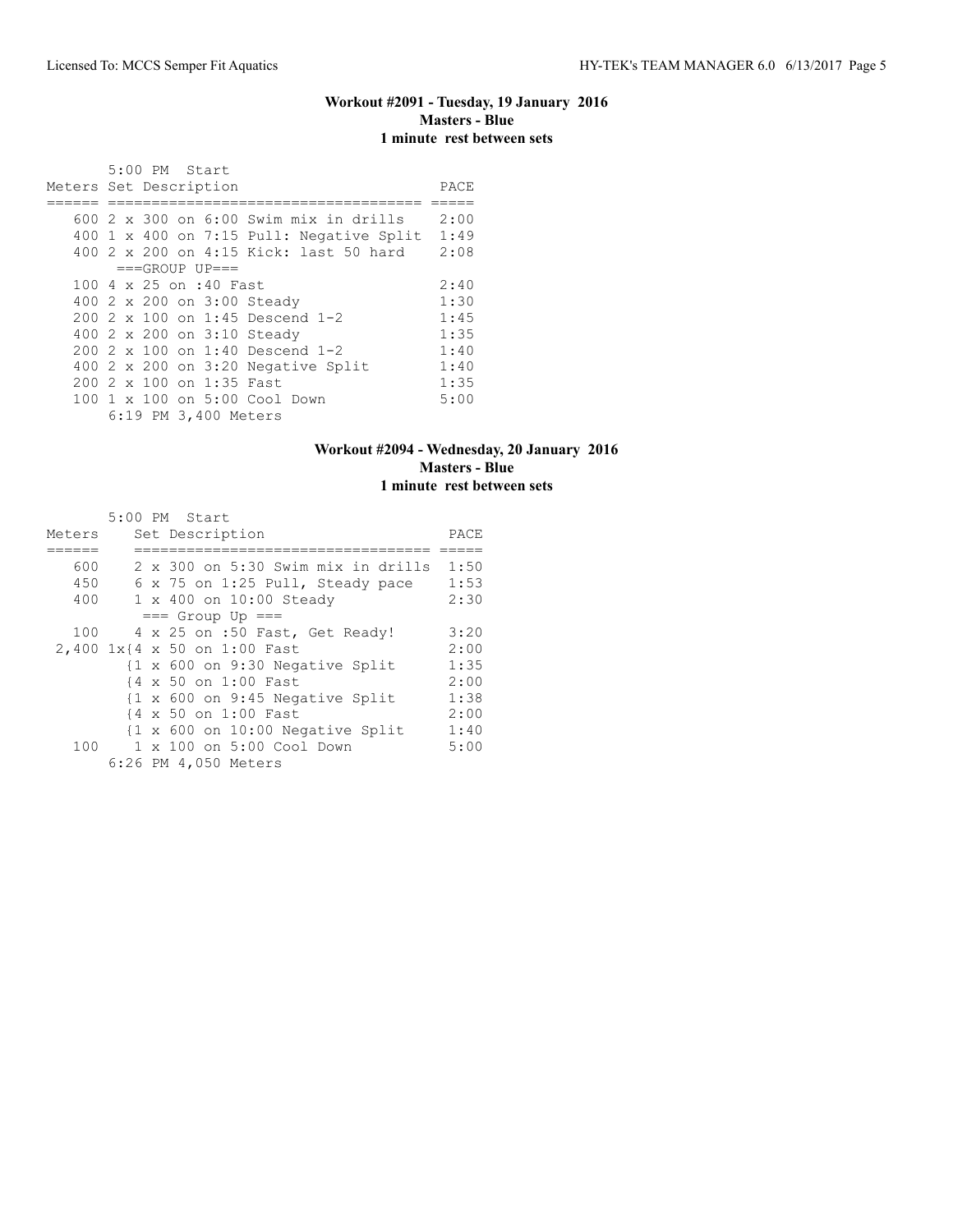### Workout #2091 - Tuesday, 19 January 2016
**Masters - Blue**
**1 minute rest between sets**

5:00 PM Start

| Meters | Set Description | PACE |
|---|---|---|
| 600 | 2 x 300 on 6:00 Swim mix in drills | 2:00 |
| 400 | 1 x 400 on 7:15 Pull: Negative Split | 1:49 |
| 400 | 2 x 200 on 4:15 Kick: last 50 hard | 2:08 |
| | ===GROUP UP=== | |
| 100 | 4 x 25 on :40 Fast | 2:40 |
| 400 | 2 x 200 on 3:00 Steady | 1:30 |
| 200 | 2 x 100 on 1:45 Descend 1-2 | 1:45 |
| 400 | 2 x 200 on 3:10 Steady | 1:35 |
| 200 | 2 x 100 on 1:40 Descend 1-2 | 1:40 |
| 400 | 2 x 200 on 3:20 Negative Split | 1:40 |
| 200 | 2 x 100 on 1:35 Fast | 1:35 |
| 100 | 1 x 100 on 5:00 Cool Down | 5:00 |

6:19 PM 3,400 Meters

### Workout #2094 - Wednesday, 20 January 2016
**Masters - Blue**
**1 minute rest between sets**

5:00 PM Start

| Meters | Set Description | PACE |
|---|---|---|
| 600 | 2 x 300 on 5:30 Swim mix in drills | 1:50 |
| 450 | 6 x 75 on 1:25 Pull, Steady pace | 1:53 |
| 400 | 1 x 400 on 10:00 Steady | 2:30 |
| | === Group Up === | |
| 100 | 4 x 25 on :50 Fast, Get Ready! | 3:20 |
| 2,400 | 1x{4 x 50 on 1:00 Fast | 2:00 |
| | {1 x 600 on 9:30 Negative Split | 1:35 |
| | {4 x 50 on 1:00 Fast | 2:00 |
| | {1 x 600 on 9:45 Negative Split | 1:38 |
| | {4 x 50 on 1:00 Fast | 2:00 |
| | {1 x 600 on 10:00 Negative Split | 1:40 |
| 100 | 1 x 100 on 5:00 Cool Down | 5:00 |

6:26 PM 4,050 Meters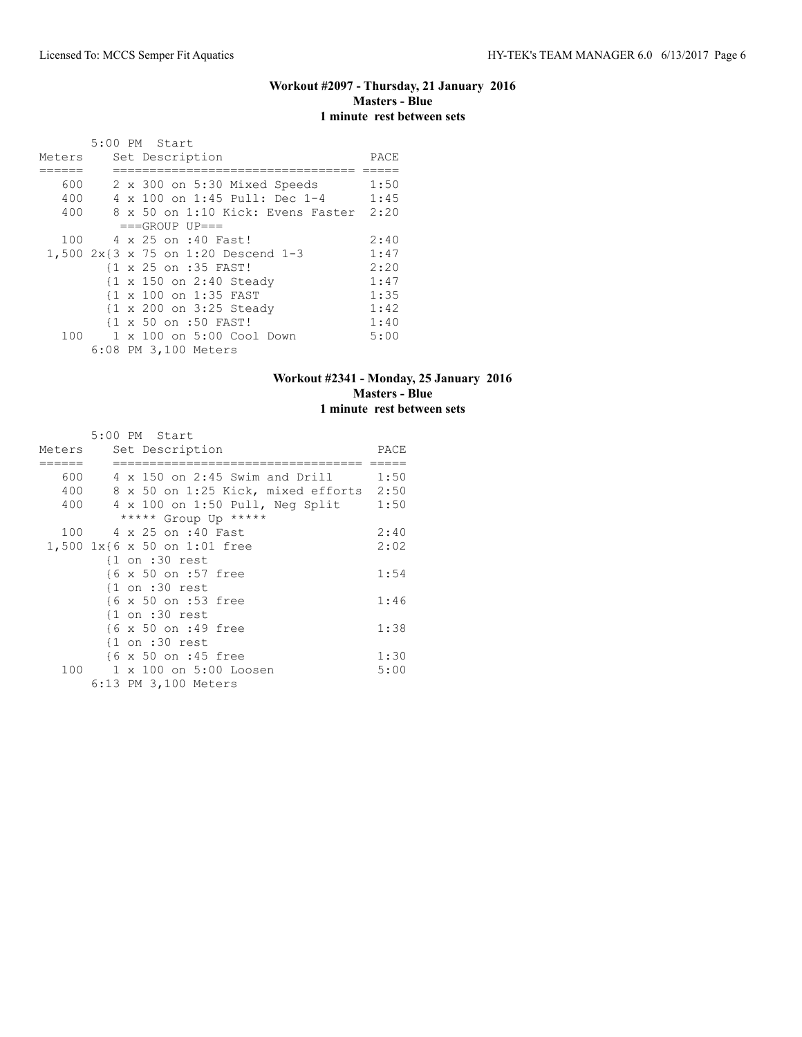### Workout #2097 - Thursday, 21 January 2016
**Masters - Blue**
**1 minute rest between sets**

```
       5:00 PM  Start
Meters     Set Description                   PACE
======     ================================  =====
   600     2 x 300 on 5:30 Mixed Speeds      1:50
   400     4 x 100 on 1:45 Pull: Dec 1-4     1:45
   400     8 x 50 on 1:10 Kick: Evens Faster 2:20
            ===GROUP UP===
   100     4 x 25 on :40 Fast!               2:40
 1,500 2x{3 x 75 on 1:20 Descend 1-3         1:47
          {1 x 25 on :35 FAST!               2:20
          {1 x 150 on 2:40 Steady            1:47
          {1 x 100 on 1:35 FAST              1:35
          {1 x 200 on 3:25 Steady            1:42
          {1 x 50 on :50 FAST!               1:40
   100     1 x 100 on 5:00 Cool Down         5:00
       6:08 PM 3,100 Meters
```

### Workout #2341 - Monday, 25 January 2016
**Masters - Blue**
**1 minute rest between sets**

```
       5:00 PM  Start
Meters     Set Description                     PACE
======     ==================================  =====
   600     4 x 150 on 2:45 Swim and Drill      1:50
   400     8 x 50 on 1:25 Kick, mixed efforts  2:50
   400     4 x 100 on 1:50 Pull, Neg Split     1:50
            ***** Group Up *****
   100     4 x 25 on :40 Fast                  2:40
 1,500 1x{6 x 50 on 1:01 free                  2:02
          {1 on :30 rest
          {6 x 50 on :57 free                  1:54
          {1 on :30 rest
          {6 x 50 on :53 free                  1:46
          {1 on :30 rest
          {6 x 50 on :49 free                  1:38
          {1 on :30 rest
          {6 x 50 on :45 free                  1:30
   100     1 x 100 on 5:00 Loosen              5:00
       6:13 PM 3,100 Meters
```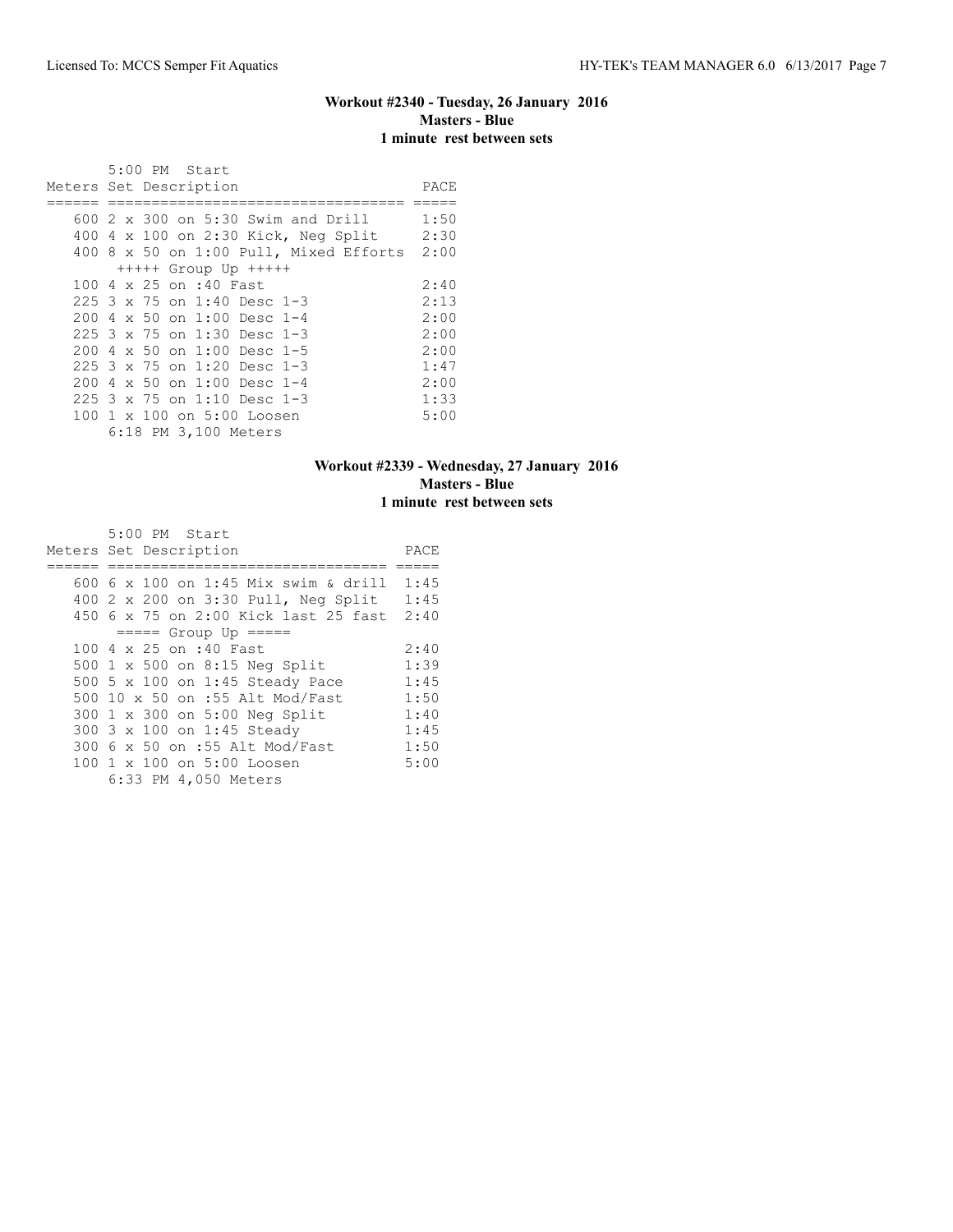### Workout #2340 - Tuesday, 26 January 2016
**Masters - Blue**
**1 minute rest between sets**

```
       5:00 PM  Start
Meters Set Description                       PACE
====== ================================== =====
   600 2 x 300 on 5:30 Swim and Drill      1:50
   400 4 x 100 on 2:30 Kick, Neg Split     2:30
   400 8 x 50 on 1:00 Pull, Mixed Efforts  2:00
        +++++ Group Up +++++
   100 4 x 25 on :40 Fast                  2:40
   225 3 x 75 on 1:40 Desc 1-3             2:13
   200 4 x 50 on 1:00 Desc 1-4             2:00
   225 3 x 75 on 1:30 Desc 1-3             2:00
   200 4 x 50 on 1:00 Desc 1-5             2:00
   225 3 x 75 on 1:20 Desc 1-3             1:47
   200 4 x 50 on 1:00 Desc 1-4             2:00
   225 3 x 75 on 1:10 Desc 1-3             1:33
   100 1 x 100 on 5:00 Loosen              5:00
       6:18 PM 3,100 Meters
```

### Workout #2339 - Wednesday, 27 January 2016
**Masters - Blue**
**1 minute rest between sets**

```
       5:00 PM  Start
Meters Set Description                      PACE
====== ================================= =====
   600 6 x 100 on 1:45 Mix swim & drill  1:45
   400 2 x 200 on 3:30 Pull, Neg Split   1:45
   450 6 x 75 on 2:00 Kick last 25 fast  2:40
        ===== Group Up =====
   100 4 x 25 on :40 Fast                2:40
   500 1 x 500 on 8:15 Neg Split         1:39
   500 5 x 100 on 1:45 Steady Pace       1:45
   500 10 x 50 on :55 Alt Mod/Fast       1:50
   300 1 x 300 on 5:00 Neg Split         1:40
   300 3 x 100 on 1:45 Steady            1:45
   300 6 x 50 on :55 Alt Mod/Fast        1:50
   100 1 x 100 on 5:00 Loosen            5:00
       6:33 PM 4,050 Meters
```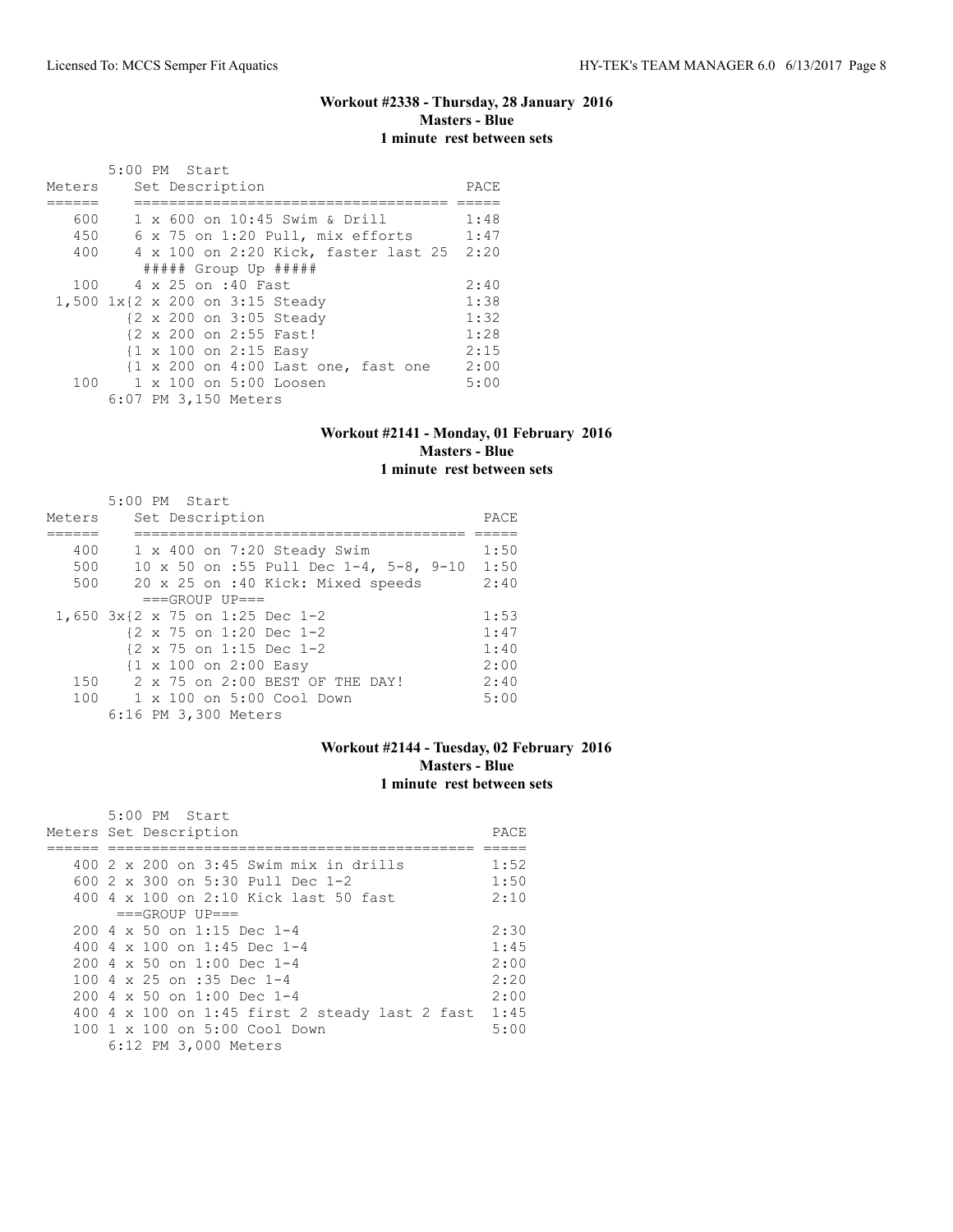## Workout #2338 - Thursday, 28 January 2016
### Masters - Blue
### 1 minute rest between sets

5:00 PM Start

| Meters | Set Description | PACE |
|---|---|---|
| 600 | 1 x 600 on 10:45 Swim & Drill | 1:48 |
| 450 | 6 x 75 on 1:20 Pull, mix efforts | 1:47 |
| 400 | 4 x 100 on 2:20 Kick, faster last 25 | 2:20 |
| | ##### Group Up ##### | |
| 100 | 4 x 25 on :40 Fast | 2:40 |
| 1,500 | 1x{2 x 200 on 3:15 Steady | 1:38 |
| | {2 x 200 on 3:05 Steady | 1:32 |
| | {2 x 200 on 2:55 Fast! | 1:28 |
| | {1 x 100 on 2:15 Easy | 2:15 |
| | {1 x 200 on 4:00 Last one, fast one | 2:00 |
| 100 | 1 x 100 on 5:00 Loosen | 5:00 |

6:07 PM 3,150 Meters

## Workout #2141 - Monday, 01 February 2016
### Masters - Blue
### 1 minute rest between sets

5:00 PM Start

| Meters | Set Description | PACE |
|---|---|---|
| 400 | 1 x 400 on 7:20 Steady Swim | 1:50 |
| 500 | 10 x 50 on :55 Pull Dec 1-4, 5-8, 9-10 | 1:50 |
| 500 | 20 x 25 on :40 Kick: Mixed speeds | 2:40 |
| | ===GROUP UP=== | |
| 1,650 | 3x{2 x 75 on 1:25 Dec 1-2 | 1:53 |
| | {2 x 75 on 1:20 Dec 1-2 | 1:47 |
| | {2 x 75 on 1:15 Dec 1-2 | 1:40 |
| | {1 x 100 on 2:00 Easy | 2:00 |
| 150 | 2 x 75 on 2:00 BEST OF THE DAY! | 2:40 |
| 100 | 1 x 100 on 5:00 Cool Down | 5:00 |

6:16 PM 3,300 Meters

## Workout #2144 - Tuesday, 02 February 2016
### Masters - Blue
### 1 minute rest between sets

5:00 PM Start

| Meters | Set Description | PACE |
|---|---|---|
| 400 | 2 x 200 on 3:45 Swim mix in drills | 1:52 |
| 600 | 2 x 300 on 5:30 Pull Dec 1-2 | 1:50 |
| 400 | 4 x 100 on 2:10 Kick last 50 fast | 2:10 |
| | ===GROUP UP=== | |
| 200 | 4 x 50 on 1:15 Dec 1-4 | 2:30 |
| 400 | 4 x 100 on 1:45 Dec 1-4 | 1:45 |
| 200 | 4 x 50 on 1:00 Dec 1-4 | 2:00 |
| 100 | 4 x 25 on :35 Dec 1-4 | 2:20 |
| 200 | 4 x 50 on 1:00 Dec 1-4 | 2:00 |
| 400 | 4 x 100 on 1:45 first 2 steady last 2 fast | 1:45 |
| 100 | 1 x 100 on 5:00 Cool Down | 5:00 |

6:12 PM 3,000 Meters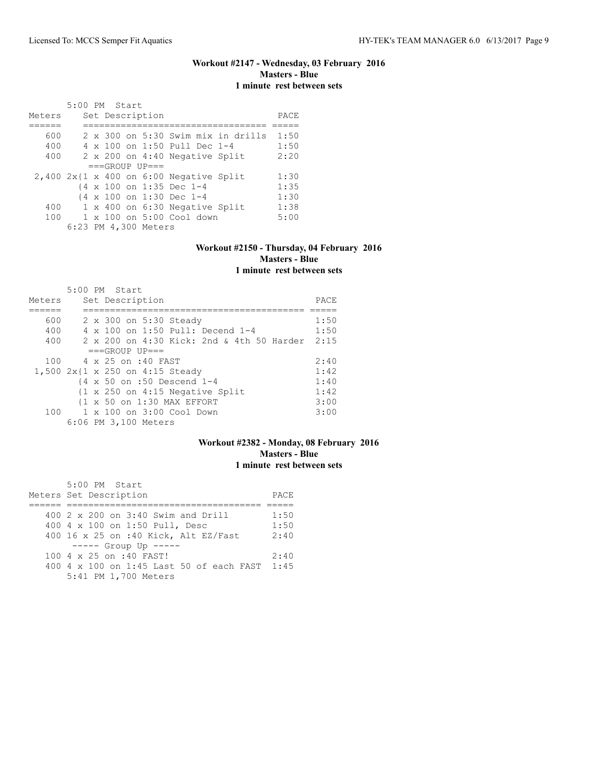## Workout #2147 - Wednesday, 03 February 2016
**Masters - Blue**
**1 minute rest between sets**

5:00 PM Start

| Meters | Set Description | PACE |
|---|---|---|
| 600 | 2 x 300 on 5:30 Swim mix in drills | 1:50 |
| 400 | 4 x 100 on 1:50 Pull Dec 1-4 | 1:50 |
| 400 | 2 x 200 on 4:40 Negative Split | 2:20 |
| | ===GROUP UP=== | |
| 2,400 | 2x{1 x 400 on 6:00 Negative Split | 1:30 |
| | {4 x 100 on 1:35 Dec 1-4 | 1:35 |
| | {4 x 100 on 1:30 Dec 1-4 | 1:30 |
| 400 | 1 x 400 on 6:30 Negative Split | 1:38 |
| 100 | 1 x 100 on 5:00 Cool down | 5:00 |
| | 6:23 PM 4,300 Meters | |

## Workout #2150 - Thursday, 04 February 2016
**Masters - Blue**
**1 minute rest between sets**

5:00 PM Start

| Meters | Set Description | PACE |
|---|---|---|
| 600 | 2 x 300 on 5:30 Steady | 1:50 |
| 400 | 4 x 100 on 1:50 Pull: Decend 1-4 | 1:50 |
| 400 | 2 x 200 on 4:30 Kick: 2nd & 4th 50 Harder | 2:15 |
| | ===GROUP UP=== | |
| 100 | 4 x 25 on :40 FAST | 2:40 |
| 1,500 | 2x{1 x 250 on 4:15 Steady | 1:42 |
| | {4 x 50 on :50 Descend 1-4 | 1:40 |
| | {1 x 250 on 4:15 Negative Split | 1:42 |
| | {1 x 50 on 1:30 MAX EFFORT | 3:00 |
| 100 | 1 x 100 on 3:00 Cool Down | 3:00 |
| | 6:06 PM 3,100 Meters | |

## Workout #2382 - Monday, 08 February 2016
**Masters - Blue**
**1 minute rest between sets**

5:00 PM Start

| Meters | Set Description | PACE |
|---|---|---|
| 400 | 2 x 200 on 3:40 Swim and Drill | 1:50 |
| 400 | 4 x 100 on 1:50 Pull, Desc | 1:50 |
| 400 | 16 x 25 on :40 Kick, Alt EZ/Fast | 2:40 |
| | ----- Group Up ----- | |
| 100 | 4 x 25 on :40 FAST! | 2:40 |
| 400 | 4 x 100 on 1:45 Last 50 of each FAST | 1:45 |
| | 5:41 PM 1,700 Meters | |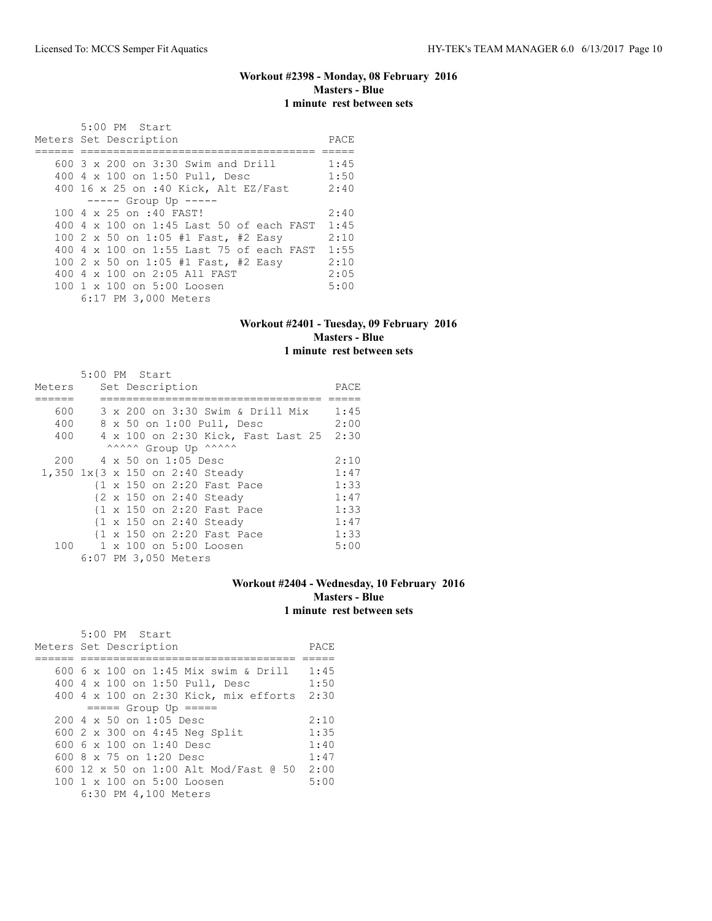### Workout #2398 - Monday, 08 February 2016
### Masters - Blue
### 1 minute rest between sets

5:00 PM Start

| Meters | Set Description | PACE |
|---|---|---|
| 600 | 3 x 200 on 3:30 Swim and Drill | 1:45 |
| 400 | 4 x 100 on 1:50 Pull, Desc | 1:50 |
| 400 | 16 x 25 on :40 Kick, Alt EZ/Fast | 2:40 |
| | ----- Group Up ----- | |
| 100 | 4 x 25 on :40 FAST! | 2:40 |
| 400 | 4 x 100 on 1:45 Last 50 of each FAST | 1:45 |
| 100 | 2 x 50 on 1:05 #1 Fast, #2 Easy | 2:10 |
| 400 | 4 x 100 on 1:55 Last 75 of each FAST | 1:55 |
| 100 | 2 x 50 on 1:05 #1 Fast, #2 Easy | 2:10 |
| 400 | 4 x 100 on 2:05 All FAST | 2:05 |
| 100 | 1 x 100 on 5:00 Loosen | 5:00 |

6:17 PM 3,000 Meters

### Workout #2401 - Tuesday, 09 February 2016
### Masters - Blue
### 1 minute rest between sets

5:00 PM Start

| Meters | Set Description | PACE |
|---|---|---|
| 600 | 3 x 200 on 3:30 Swim & Drill Mix | 1:45 |
| 400 | 8 x 50 on 1:00 Pull, Desc | 2:00 |
| 400 | 4 x 100 on 2:30 Kick, Fast Last 25 | 2:30 |
| | ^^^^^ Group Up ^^^^^ | |
| 200 | 4 x 50 on 1:05 Desc | 2:10 |
| 1,350 | 1x{3 x 150 on 2:40 Steady | 1:47 |
| | {1 x 150 on 2:20 Fast Pace | 1:33 |
| | {2 x 150 on 2:40 Steady | 1:47 |
| | {1 x 150 on 2:20 Fast Pace | 1:33 |
| | {1 x 150 on 2:40 Steady | 1:47 |
| | {1 x 150 on 2:20 Fast Pace | 1:33 |
| 100 | 1 x 100 on 5:00 Loosen | 5:00 |

6:07 PM 3,050 Meters

### Workout #2404 - Wednesday, 10 February 2016
### Masters - Blue
### 1 minute rest between sets

5:00 PM Start

| Meters | Set Description | PACE |
|---|---|---|
| 600 | 6 x 100 on 1:45 Mix swim & Drill | 1:45 |
| 400 | 4 x 100 on 1:50 Pull, Desc | 1:50 |
| 400 | 4 x 100 on 2:30 Kick, mix efforts | 2:30 |
| | ===== Group Up ===== | |
| 200 | 4 x 50 on 1:05 Desc | 2:10 |
| 600 | 2 x 300 on 4:45 Neg Split | 1:35 |
| 600 | 6 x 100 on 1:40 Desc | 1:40 |
| 600 | 8 x 75 on 1:20 Desc | 1:47 |
| 600 | 12 x 50 on 1:00 Alt Mod/Fast @ 50 | 2:00 |
| 100 | 1 x 100 on 5:00 Loosen | 5:00 |

6:30 PM 4,100 Meters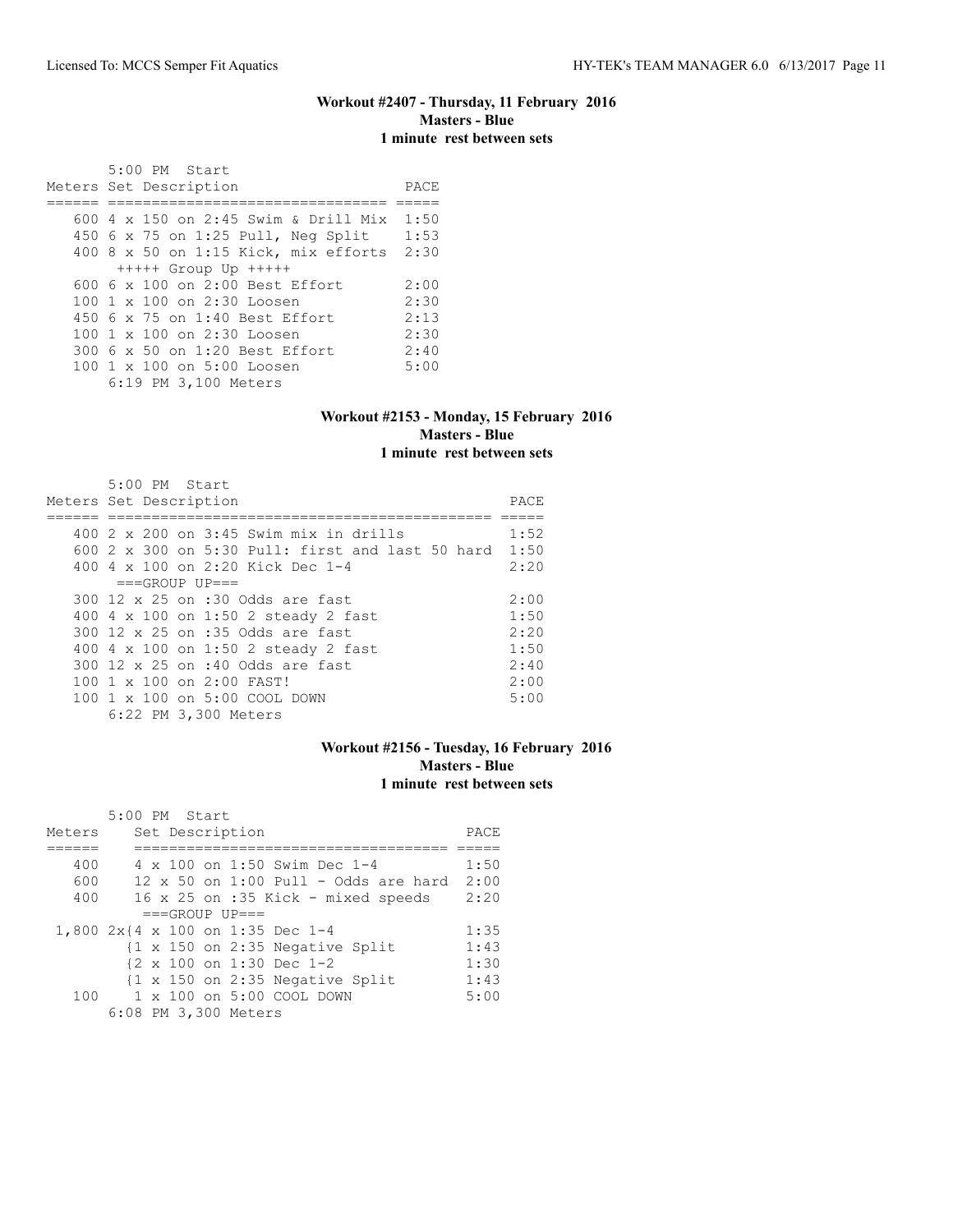### Workout #2407 - Thursday, 11 February 2016
### Masters - Blue
### 1 minute rest between sets

5:00 PM Start

| Meters | Set Description | PACE |
|---|---|---|
| 600 | 4 x 150 on 2:45 Swim & Drill Mix | 1:50 |
| 450 | 6 x 75 on 1:25 Pull, Neg Split | 1:53 |
| 400 | 8 x 50 on 1:15 Kick, mix efforts | 2:30 |
| | +++++ Group Up +++++ | |
| 600 | 6 x 100 on 2:00 Best Effort | 2:00 |
| 100 | 1 x 100 on 2:30 Loosen | 2:30 |
| 450 | 6 x 75 on 1:40 Best Effort | 2:13 |
| 100 | 1 x 100 on 2:30 Loosen | 2:30 |
| 300 | 6 x 50 on 1:20 Best Effort | 2:40 |
| 100 | 1 x 100 on 5:00 Loosen | 5:00 |

6:19 PM 3,100 Meters

### Workout #2153 - Monday, 15 February 2016
### Masters - Blue
### 1 minute rest between sets

5:00 PM Start

| Meters | Set Description | PACE |
|---|---|---|
| 400 | 2 x 200 on 3:45 Swim mix in drills | 1:52 |
| 600 | 2 x 300 on 5:30 Pull: first and last 50 hard | 1:50 |
| 400 | 4 x 100 on 2:20 Kick Dec 1-4 | 2:20 |
| | ===GROUP UP=== | |
| 300 | 12 x 25 on :30 Odds are fast | 2:00 |
| 400 | 4 x 100 on 1:50 2 steady 2 fast | 1:50 |
| 300 | 12 x 25 on :35 Odds are fast | 2:20 |
| 400 | 4 x 100 on 1:50 2 steady 2 fast | 1:50 |
| 300 | 12 x 25 on :40 Odds are fast | 2:40 |
| 100 | 1 x 100 on 2:00 FAST! | 2:00 |
| 100 | 1 x 100 on 5:00 COOL DOWN | 5:00 |

6:22 PM 3,300 Meters

### Workout #2156 - Tuesday, 16 February 2016
### Masters - Blue
### 1 minute rest between sets

5:00 PM Start

| Meters | Set Description | PACE |
|---|---|---|
| 400 | 4 x 100 on 1:50 Swim Dec 1-4 | 1:50 |
| 600 | 12 x 50 on 1:00 Pull - Odds are hard | 2:00 |
| 400 | 16 x 25 on :35 Kick - mixed speeds | 2:20 |
| | ===GROUP UP=== | |
| 1,800 | 2x{4 x 100 on 1:35 Dec 1-4 | 1:35 |
| | {1 x 150 on 2:35 Negative Split | 1:43 |
| | {2 x 100 on 1:30 Dec 1-2 | 1:30 |
| | {1 x 150 on 2:35 Negative Split | 1:43 |
| 100 | 1 x 100 on 5:00 COOL DOWN | 5:00 |

6:08 PM 3,300 Meters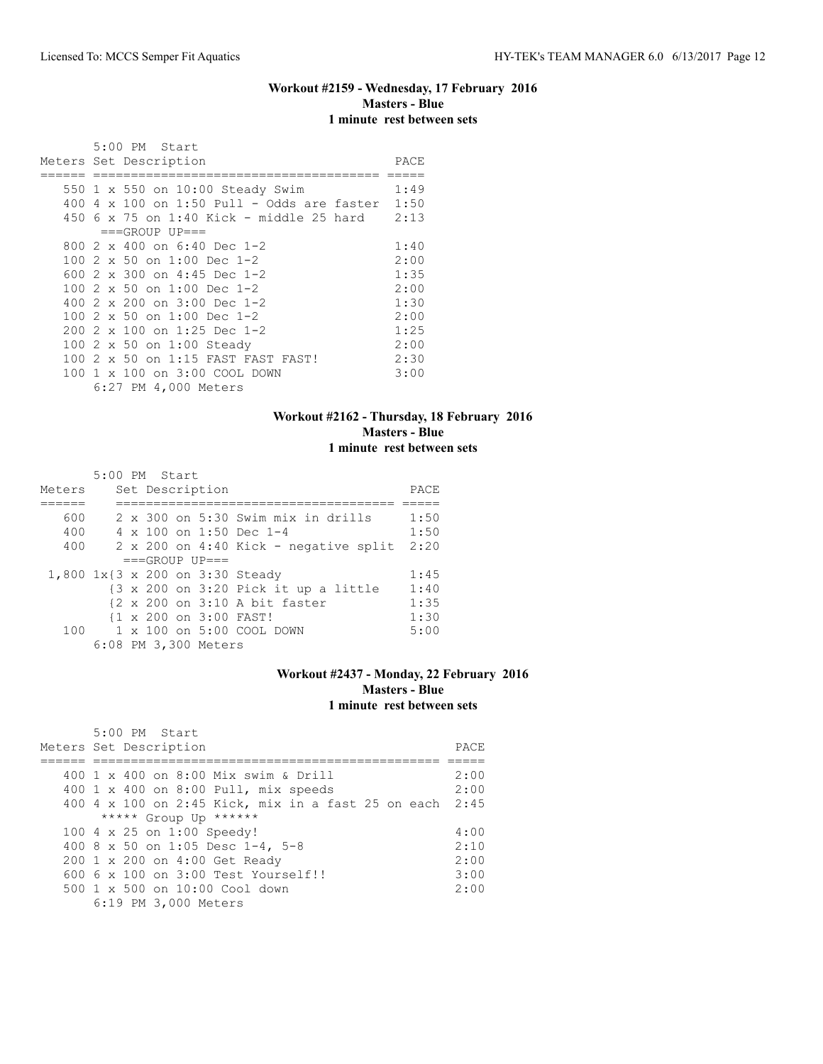### Workout #2159 - Wednesday, 17 February 2016
**Masters - Blue**
**1 minute rest between sets**

5:00 PM Start

| Meters | Set Description | PACE |
|---|---|---|
| 550 | 1 x 550 on 10:00 Steady Swim | 1:49 |
| 400 | 4 x 100 on 1:50 Pull - Odds are faster | 1:50 |
| 450 | 6 x 75 on 1:40 Kick - middle 25 hard | 2:13 |
| | ===GROUP UP=== | |
| 800 | 2 x 400 on 6:40 Dec 1-2 | 1:40 |
| 100 | 2 x 50 on 1:00 Dec 1-2 | 2:00 |
| 600 | 2 x 300 on 4:45 Dec 1-2 | 1:35 |
| 100 | 2 x 50 on 1:00 Dec 1-2 | 2:00 |
| 400 | 2 x 200 on 3:00 Dec 1-2 | 1:30 |
| 100 | 2 x 50 on 1:00 Dec 1-2 | 2:00 |
| 200 | 2 x 100 on 1:25 Dec 1-2 | 1:25 |
| 100 | 2 x 50 on 1:00 Steady | 2:00 |
| 100 | 2 x 50 on 1:15 FAST FAST FAST! | 2:30 |
| 100 | 1 x 100 on 3:00 COOL DOWN | 3:00 |

6:27 PM 4,000 Meters

### Workout #2162 - Thursday, 18 February 2016
**Masters - Blue**
**1 minute rest between sets**

5:00 PM Start

| Meters | Set Description | PACE |
|---|---|---|
| 600 | 2 x 300 on 5:30 Swim mix in drills | 1:50 |
| 400 | 4 x 100 on 1:50 Dec 1-4 | 1:50 |
| 400 | 2 x 200 on 4:40 Kick - negative split | 2:20 |
| | ===GROUP UP=== | |
| 1,800 | 1x{3 x 200 on 3:30 Steady | 1:45 |
| | {3 x 200 on 3:20 Pick it up a little | 1:40 |
| | {2 x 200 on 3:10 A bit faster | 1:35 |
| | {1 x 200 on 3:00 FAST! | 1:30 |
| 100 | 1 x 100 on 5:00 COOL DOWN | 5:00 |

6:08 PM 3,300 Meters

### Workout #2437 - Monday, 22 February 2016
**Masters - Blue**
**1 minute rest between sets**

5:00 PM Start

| Meters | Set Description | PACE |
|---|---|---|
| 400 | 1 x 400 on 8:00 Mix swim & Drill | 2:00 |
| 400 | 1 x 400 on 8:00 Pull, mix speeds | 2:00 |
| 400 | 4 x 100 on 2:45 Kick, mix in a fast 25 on each | 2:45 |
| | ***** Group Up ****** | |
| 100 | 4 x 25 on 1:00 Speedy! | 4:00 |
| 400 | 8 x 50 on 1:05 Desc 1-4, 5-8 | 2:10 |
| 200 | 1 x 200 on 4:00 Get Ready | 2:00 |
| 600 | 6 x 100 on 3:00 Test Yourself!! | 3:00 |
| 500 | 1 x 500 on 10:00 Cool down | 2:00 |

6:19 PM 3,000 Meters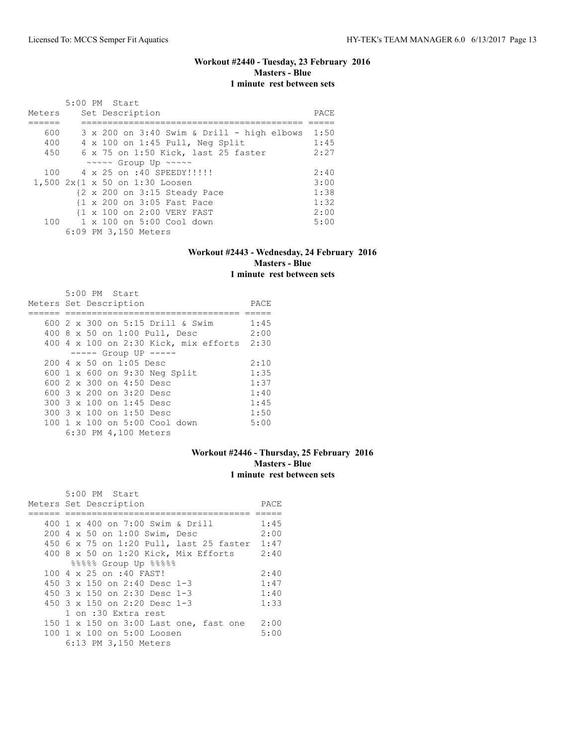### Workout #2440 - Tuesday, 23 February 2016
**Masters - Blue**
**1 minute rest between sets**

5:00 PM Start

| Meters | Set Description | PACE |
|---|---|---|
| 600 | 3 x 200 on 3:40 Swim & Drill - high elbows | 1:50 |
| 400 | 4 x 100 on 1:45 Pull, Neg Split | 1:45 |
| 450 | 6 x 75 on 1:50 Kick, last 25 faster | 2:27 |
| | ~~~~~ Group Up ~~~~~ | |
| 100 | 4 x 25 on :40 SPEEDY!!!!! | 2:40 |
| 1,500 | 2x{1 x 50 on 1:30 Loosen | 3:00 |
| | {2 x 200 on 3:15 Steady Pace | 1:38 |
| | {1 x 200 on 3:05 Fast Pace | 1:32 |
| | {1 x 100 on 2:00 VERY FAST | 2:00 |
| 100 | 1 x 100 on 5:00 Cool down | 5:00 |

6:09 PM 3,150 Meters

### Workout #2443 - Wednesday, 24 February 2016
**Masters - Blue**
**1 minute rest between sets**

5:00 PM Start

| Meters | Set Description | PACE |
|---|---|---|
| 600 | 2 x 300 on 5:15 Drill & Swim | 1:45 |
| 400 | 8 x 50 on 1:00 Pull, Desc | 2:00 |
| 400 | 4 x 100 on 2:30 Kick, mix efforts | 2:30 |
| | ----- Group UP ----- | |
| 200 | 4 x 50 on 1:05 Desc | 2:10 |
| 600 | 1 x 600 on 9:30 Neg Split | 1:35 |
| 600 | 2 x 300 on 4:50 Desc | 1:37 |
| 600 | 3 x 200 on 3:20 Desc | 1:40 |
| 300 | 3 x 100 on 1:45 Desc | 1:45 |
| 300 | 3 x 100 on 1:50 Desc | 1:50 |
| 100 | 1 x 100 on 5:00 Cool down | 5:00 |

6:30 PM 4,100 Meters

### Workout #2446 - Thursday, 25 February 2016
**Masters - Blue**
**1 minute rest between sets**

5:00 PM Start

| Meters | Set Description | PACE |
|---|---|---|
| 400 | 1 x 400 on 7:00 Swim & Drill | 1:45 |
| 200 | 4 x 50 on 1:00 Swim, Desc | 2:00 |
| 450 | 6 x 75 on 1:20 Pull, last 25 faster | 1:47 |
| 400 | 8 x 50 on 1:20 Kick, Mix Efforts | 2:40 |
| | %%%%% Group Up %%%%% | |
| 100 | 4 x 25 on :40 FAST! | 2:40 |
| 450 | 3 x 150 on 2:40 Desc 1-3 | 1:47 |
| 450 | 3 x 150 on 2:30 Desc 1-3 | 1:40 |
| 450 | 3 x 150 on 2:20 Desc 1-3 | 1:33 |
| | 1 on :30 Extra rest | |
| 150 | 1 x 150 on 3:00 Last one, fast one | 2:00 |
| 100 | 1 x 100 on 5:00 Loosen | 5:00 |

6:13 PM 3,150 Meters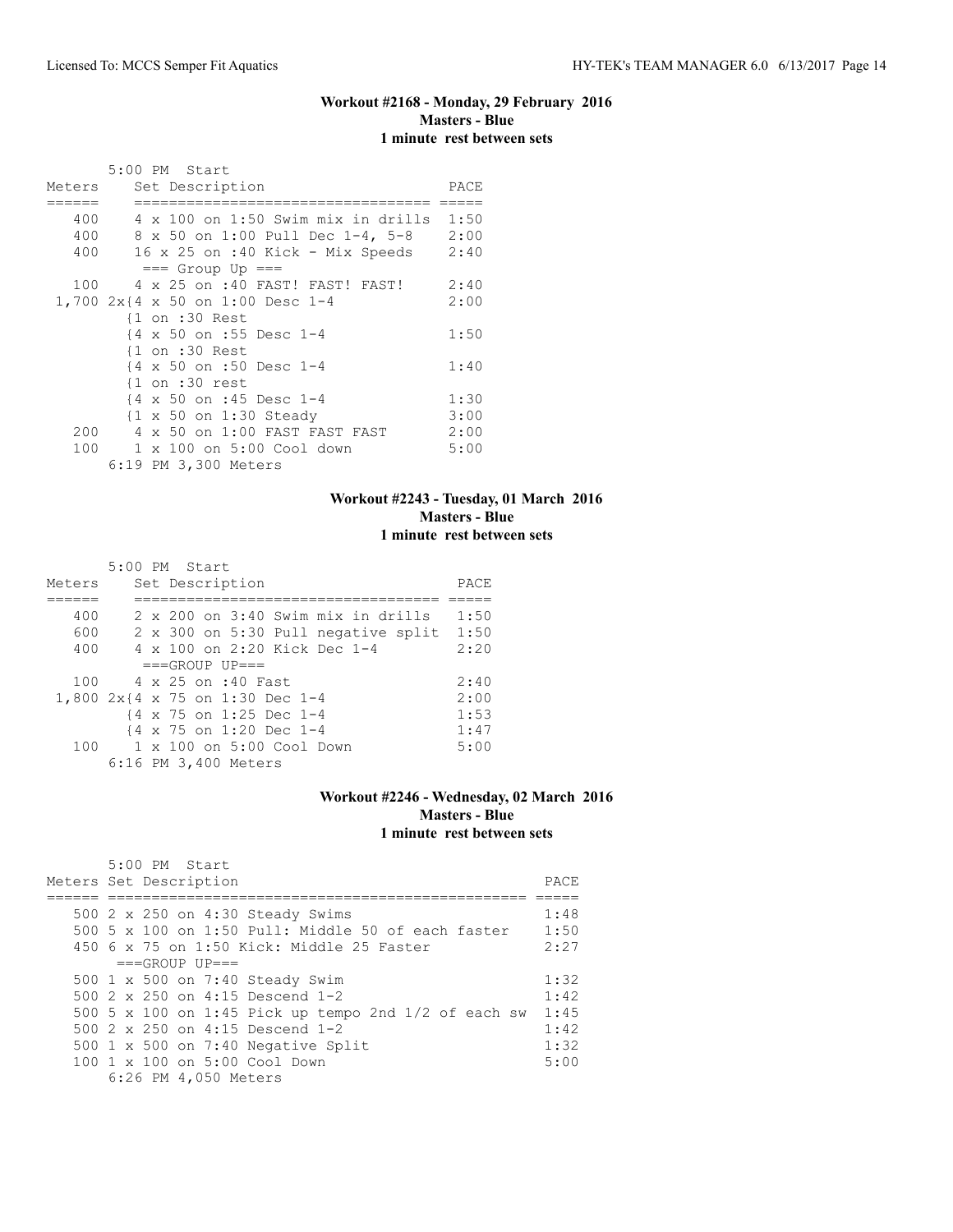### Workout #2168 - Monday, 29 February 2016
**Masters - Blue**
**1 minute rest between sets**

```
       5:00 PM  Start
Meters    Set Description                    PACE
======    ================================== =====
   400    4 x 100 on 1:50 Swim mix in drills  1:50
   400    8 x 50 on 1:00 Pull Dec 1-4, 5-8    2:00
   400    16 x 25 on :40 Kick - Mix Speeds    2:40
           === Group Up ===
   100    4 x 25 on :40 FAST! FAST! FAST!     2:40
 1,700 2x{4 x 50 on 1:00 Desc 1-4             2:00
          {1 on :30 Rest
          {4 x 50 on :55 Desc 1-4             1:50
          {1 on :30 Rest
          {4 x 50 on :50 Desc 1-4             1:40
          {1 on :30 rest
          {4 x 50 on :45 Desc 1-4             1:30
          {1 x 50 on 1:30 Steady              3:00
   200    4 x 50 on 1:00 FAST FAST FAST       2:00
   100    1 x 100 on 5:00 Cool down           5:00
       6:19 PM 3,300 Meters
```

### Workout #2243 - Tuesday, 01 March 2016
**Masters - Blue**
**1 minute rest between sets**

```
       5:00 PM  Start
Meters    Set Description                     PACE
======    =================================== =====
   400    2 x 200 on 3:40 Swim mix in drills   1:50
   600    2 x 300 on 5:30 Pull negative split  1:50
   400    4 x 100 on 2:20 Kick Dec 1-4         2:20
           ===GROUP UP===
   100    4 x 25 on :40 Fast                   2:40
 1,800 2x{4 x 75 on 1:30 Dec 1-4               2:00
          {4 x 75 on 1:25 Dec 1-4              1:53
          {4 x 75 on 1:20 Dec 1-4              1:47
   100    1 x 100 on 5:00 Cool Down            5:00
       6:16 PM 3,400 Meters
```

### Workout #2246 - Wednesday, 02 March 2016
**Masters - Blue**
**1 minute rest between sets**

```
       5:00 PM  Start
Meters Set Description                                    PACE
====== ================================================== =====
   500 2 x 250 on 4:30 Steady Swims                        1:48
   500 5 x 100 on 1:50 Pull: Middle 50 of each faster      1:50
   450 6 x 75 on 1:50 Kick: Middle 25 Faster               2:27
        ===GROUP UP===
   500 1 x 500 on 7:40 Steady Swim                         1:32
   500 2 x 250 on 4:15 Descend 1-2                         1:42
   500 5 x 100 on 1:45 Pick up tempo 2nd 1/2 of each sw    1:45
   500 2 x 250 on 4:15 Descend 1-2                         1:42
   500 1 x 500 on 7:40 Negative Split                      1:32
   100 1 x 100 on 5:00 Cool Down                           5:00
       6:26 PM 4,050 Meters
```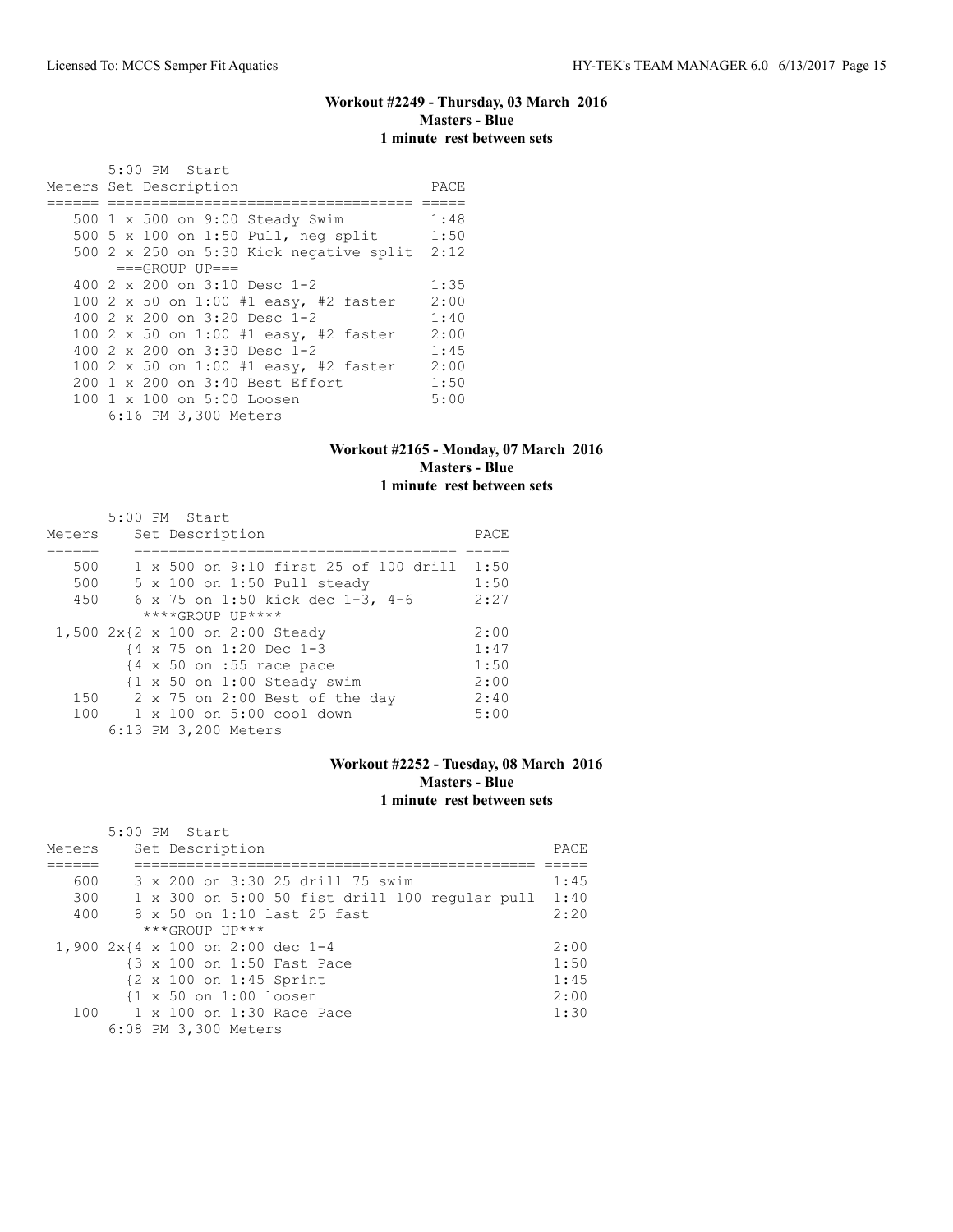### Workout #2249 - Thursday, 03 March 2016
**Masters - Blue**
**1 minute rest between sets**

5:00 PM Start

| Meters | Set Description | PACE |
|---|---|---|
| 500 | 1 x 500 on 9:00 Steady Swim | 1:48 |
| 500 | 5 x 100 on 1:50 Pull, neg split | 1:50 |
| 500 | 2 x 250 on 5:30 Kick negative split | 2:12 |
| | ===GROUP UP=== | |
| 400 | 2 x 200 on 3:10 Desc 1-2 | 1:35 |
| 100 | 2 x 50 on 1:00 #1 easy, #2 faster | 2:00 |
| 400 | 2 x 200 on 3:20 Desc 1-2 | 1:40 |
| 100 | 2 x 50 on 1:00 #1 easy, #2 faster | 2:00 |
| 400 | 2 x 200 on 3:30 Desc 1-2 | 1:45 |
| 100 | 2 x 50 on 1:00 #1 easy, #2 faster | 2:00 |
| 200 | 1 x 200 on 3:40 Best Effort | 1:50 |
| 100 | 1 x 100 on 5:00 Loosen | 5:00 |

6:16 PM 3,300 Meters

### Workout #2165 - Monday, 07 March 2016
**Masters - Blue**
**1 minute rest between sets**

5:00 PM Start

| Meters | Set Description | PACE |
|---|---|---|
| 500 | 1 x 500 on 9:10 first 25 of 100 drill | 1:50 |
| 500 | 5 x 100 on 1:50 Pull steady | 1:50 |
| 450 | 6 x 75 on 1:50 kick dec 1-3, 4-6 | 2:27 |
| | ****GROUP UP**** | |
| 1,500 | 2x{2 x 100 on 2:00 Steady | 2:00 |
| | {4 x 75 on 1:20 Dec 1-3 | 1:47 |
| | {4 x 50 on :55 race pace | 1:50 |
| | {1 x 50 on 1:00 Steady swim | 2:00 |
| 150 | 2 x 75 on 2:00 Best of the day | 2:40 |
| 100 | 1 x 100 on 5:00 cool down | 5:00 |

6:13 PM 3,200 Meters

### Workout #2252 - Tuesday, 08 March 2016
**Masters - Blue**
**1 minute rest between sets**

5:00 PM Start

| Meters | Set Description | PACE |
|---|---|---|
| 600 | 3 x 200 on 3:30 25 drill 75 swim | 1:45 |
| 300 | 1 x 300 on 5:00 50 fist drill 100 regular pull | 1:40 |
| 400 | 8 x 50 on 1:10 last 25 fast | 2:20 |
| | ***GROUP UP*** | |
| 1,900 | 2x{4 x 100 on 2:00 dec 1-4 | 2:00 |
| | {3 x 100 on 1:50 Fast Pace | 1:50 |
| | {2 x 100 on 1:45 Sprint | 1:45 |
| | {1 x 50 on 1:00 loosen | 2:00 |
| 100 | 1 x 100 on 1:30 Race Pace | 1:30 |

6:08 PM 3,300 Meters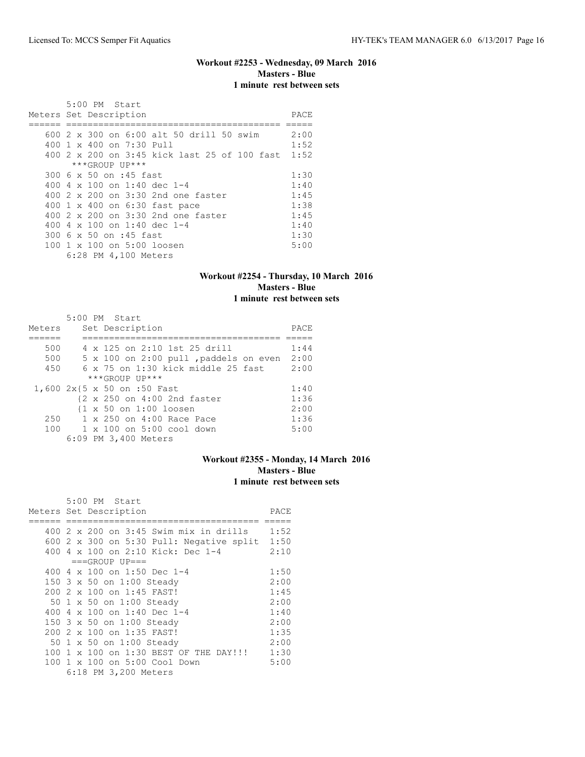### Workout #2253 - Wednesday, 09 March 2016
**Masters - Blue**
**1 minute rest between sets**

```
      5:00 PM  Start
Meters Set Description                              PACE
====== ======================================== =====
   600 2 x 300 on 6:00 alt 50 drill 50 swim      2:00
   400 1 x 400 on 7:30 Pull                       1:52
   400 2 x 200 on 3:45 kick last 25 of 100 fast  1:52
       ***GROUP UP***
   300 6 x 50 on :45 fast                         1:30
   400 4 x 100 on 1:40 dec 1-4                    1:40
   400 2 x 200 on 3:30 2nd one faster             1:45
   400 1 x 400 on 6:30 fast pace                  1:38
   400 2 x 200 on 3:30 2nd one faster             1:45
   400 4 x 100 on 1:40 dec 1-4                    1:40
   300 6 x 50 on :45 fast                         1:30
   100 1 x 100 on 5:00 loosen                     5:00
       6:28 PM 4,100 Meters
```

### Workout #2254 - Thursday, 10 March 2016
**Masters - Blue**
**1 minute rest between sets**

```
       5:00 PM  Start
Meters    Set Description                         PACE
======    ==================================== =====
   500    4 x 125 on 2:10 1st 25 drill          1:44
   500    5 x 100 on 2:00 pull ,paddels on even 2:00
   450    6 x 75 on 1:30 kick middle 25 fast    2:00
          ***GROUP UP***
 1,600 2x{5 x 50 on :50 Fast                    1:40
         {2 x 250 on 4:00 2nd faster            1:36
         {1 x 50 on 1:00 loosen                 2:00
   250    1 x 250 on 4:00 Race Pace             1:36
   100    1 x 100 on 5:00 cool down             5:00
       6:09 PM 3,400 Meters
```

### Workout #2355 - Monday, 14 March 2016
**Masters - Blue**
**1 minute rest between sets**

```
      5:00 PM  Start
Meters Set Description                          PACE
====== ==================================== =====
   400 2 x 200 on 3:45 Swim mix in drills    1:52
   600 2 x 300 on 5:30 Pull: Negative split  1:50
   400 4 x 100 on 2:10 Kick: Dec 1-4         2:10
       ===GROUP UP===
   400 4 x 100 on 1:50 Dec 1-4               1:50
   150 3 x 50 on 1:00 Steady                 2:00
   200 2 x 100 on 1:45 FAST!                 1:45
    50 1 x 50 on 1:00 Steady                 2:00
   400 4 x 100 on 1:40 Dec 1-4               1:40
   150 3 x 50 on 1:00 Steady                 2:00
   200 2 x 100 on 1:35 FAST!                 1:35
    50 1 x 50 on 1:00 Steady                 2:00
   100 1 x 100 on 1:30 BEST OF THE DAY!!!    1:30
   100 1 x 100 on 5:00 Cool Down             5:00
       6:18 PM 3,200 Meters
```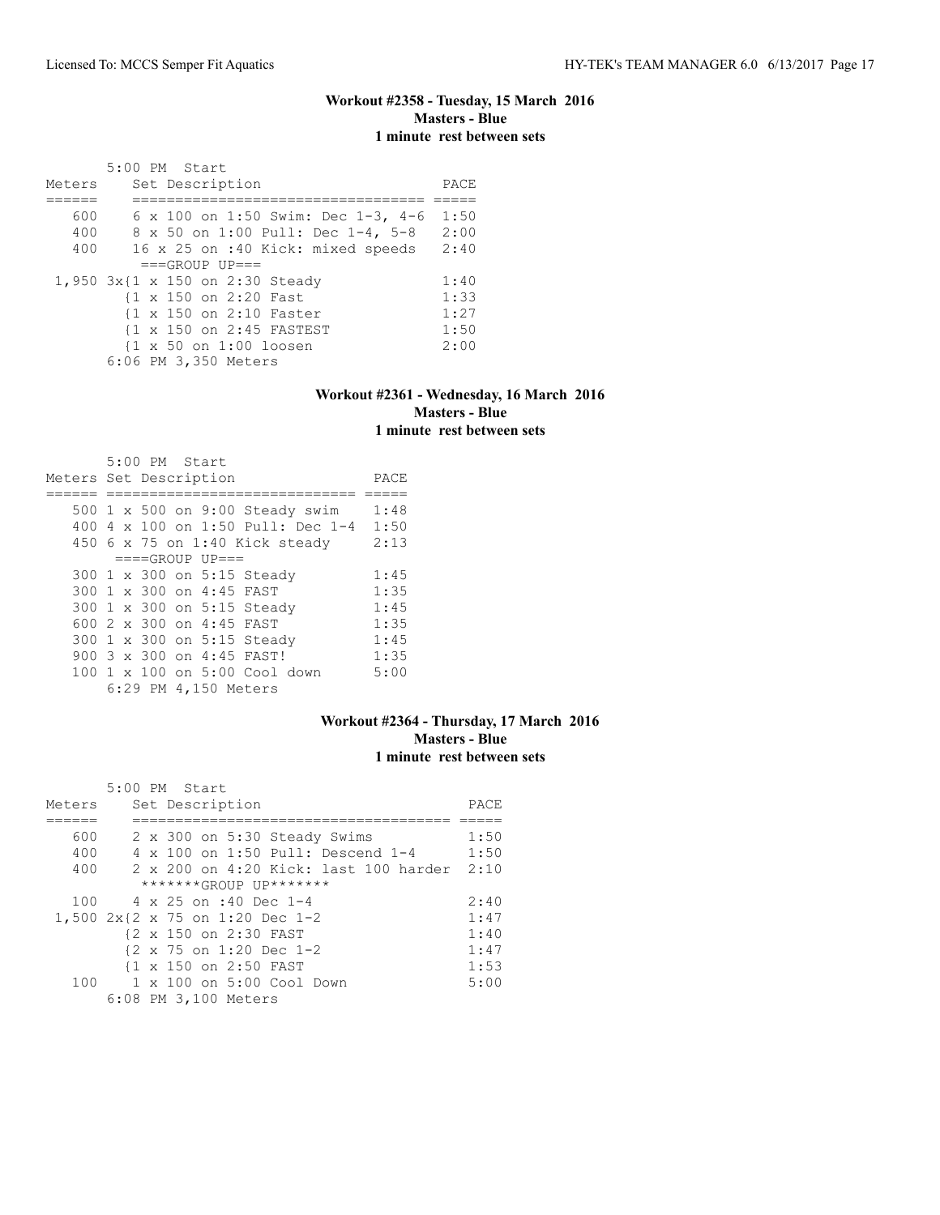### Workout #2358 - Tuesday, 15 March 2016
**Masters - Blue**
**1 minute rest between sets**

5:00 PM Start

| Meters | Set Description | PACE |
|---|---|---|
| 600 | 6 x 100 on 1:50 Swim: Dec 1-3, 4-6 | 1:50 |
| 400 | 8 x 50 on 1:00 Pull: Dec 1-4, 5-8 | 2:00 |
| 400 | 16 x 25 on :40 Kick: mixed speeds | 2:40 |
| | ===GROUP UP=== | |
| 1,950 | 3x{1 x 150 on 2:30 Steady | 1:40 |
| | {1 x 150 on 2:20 Fast | 1:33 |
| | {1 x 150 on 2:10 Faster | 1:27 |
| | {1 x 150 on 2:45 FASTEST | 1:50 |
| | {1 x 50 on 1:00 loosen | 2:00 |

6:06 PM 3,350 Meters

### Workout #2361 - Wednesday, 16 March 2016
**Masters - Blue**
**1 minute rest between sets**

5:00 PM Start

| Meters | Set Description | PACE |
|---|---|---|
| 500 | 1 x 500 on 9:00 Steady swim | 1:48 |
| 400 | 4 x 100 on 1:50 Pull: Dec 1-4 | 1:50 |
| 450 | 6 x 75 on 1:40 Kick steady | 2:13 |
| | ====GROUP UP=== | |
| 300 | 1 x 300 on 5:15 Steady | 1:45 |
| 300 | 1 x 300 on 4:45 FAST | 1:35 |
| 300 | 1 x 300 on 5:15 Steady | 1:45 |
| 600 | 2 x 300 on 4:45 FAST | 1:35 |
| 300 | 1 x 300 on 5:15 Steady | 1:45 |
| 900 | 3 x 300 on 4:45 FAST! | 1:35 |
| 100 | 1 x 100 on 5:00 Cool down | 5:00 |

6:29 PM 4,150 Meters

### Workout #2364 - Thursday, 17 March 2016
**Masters - Blue**
**1 minute rest between sets**

5:00 PM Start

| Meters | Set Description | PACE |
|---|---|---|
| 600 | 2 x 300 on 5:30 Steady Swims | 1:50 |
| 400 | 4 x 100 on 1:50 Pull: Descend 1-4 | 1:50 |
| 400 | 2 x 200 on 4:20 Kick: last 100 harder | 2:10 |
| | *******GROUP UP******* | |
| 100 | 4 x 25 on :40 Dec 1-4 | 2:40 |
| 1,500 | 2x{2 x 75 on 1:20 Dec 1-2 | 1:47 |
| | {2 x 150 on 2:30 FAST | 1:40 |
| | {2 x 75 on 1:20 Dec 1-2 | 1:47 |
| | {1 x 150 on 2:50 FAST | 1:53 |
| 100 | 1 x 100 on 5:00 Cool Down | 5:00 |

6:08 PM 3,100 Meters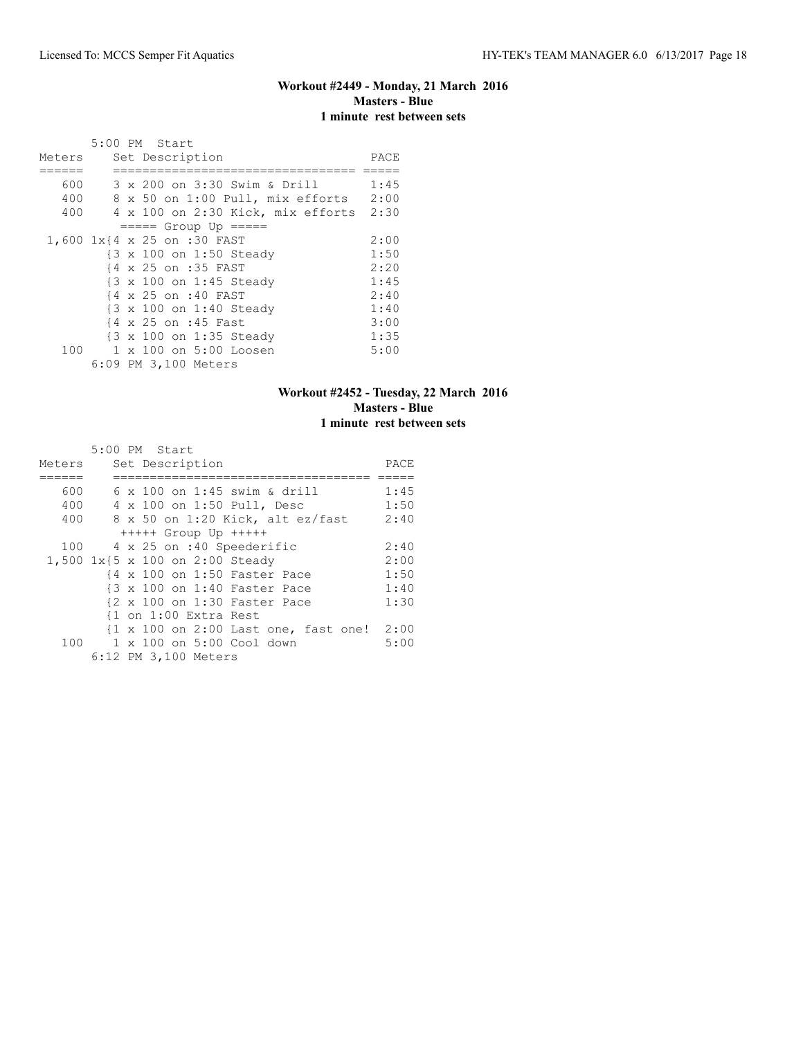## Workout #2449 - Monday, 21 March 2016
**Masters - Blue**
**1 minute rest between sets**

5:00 PM Start

| Meters | Set Description | PACE |
|---|---|---|
| 600 | 3 x 200 on 3:30 Swim & Drill | 1:45 |
| 400 | 8 x 50 on 1:00 Pull, mix efforts | 2:00 |
| 400 | 4 x 100 on 2:30 Kick, mix efforts | 2:30 |
| | ===== Group Up ===== | |
| 1,600 | 1x{4 x 25 on :30 FAST | 2:00 |
| | {3 x 100 on 1:50 Steady | 1:50 |
| | {4 x 25 on :35 FAST | 2:20 |
| | {3 x 100 on 1:45 Steady | 1:45 |
| | {4 x 25 on :40 FAST | 2:40 |
| | {3 x 100 on 1:40 Steady | 1:40 |
| | {4 x 25 on :45 Fast | 3:00 |
| | {3 x 100 on 1:35 Steady | 1:35 |
| 100 | 1 x 100 on 5:00 Loosen | 5:00 |

6:09 PM 3,100 Meters

## Workout #2452 - Tuesday, 22 March 2016
**Masters - Blue**
**1 minute rest between sets**

5:00 PM Start

| Meters | Set Description | PACE |
|---|---|---|
| 600 | 6 x 100 on 1:45 swim & drill | 1:45 |
| 400 | 4 x 100 on 1:50 Pull, Desc | 1:50 |
| 400 | 8 x 50 on 1:20 Kick, alt ez/fast | 2:40 |
| | +++++ Group Up +++++ | |
| 100 | 4 x 25 on :40 Speederific | 2:40 |
| 1,500 | 1x{5 x 100 on 2:00 Steady | 2:00 |
| | {4 x 100 on 1:50 Faster Pace | 1:50 |
| | {3 x 100 on 1:40 Faster Pace | 1:40 |
| | {2 x 100 on 1:30 Faster Pace | 1:30 |
| | {1 on 1:00 Extra Rest | |
| | {1 x 100 on 2:00 Last one, fast one! | 2:00 |
| 100 | 1 x 100 on 5:00 Cool down | 5:00 |

6:12 PM 3,100 Meters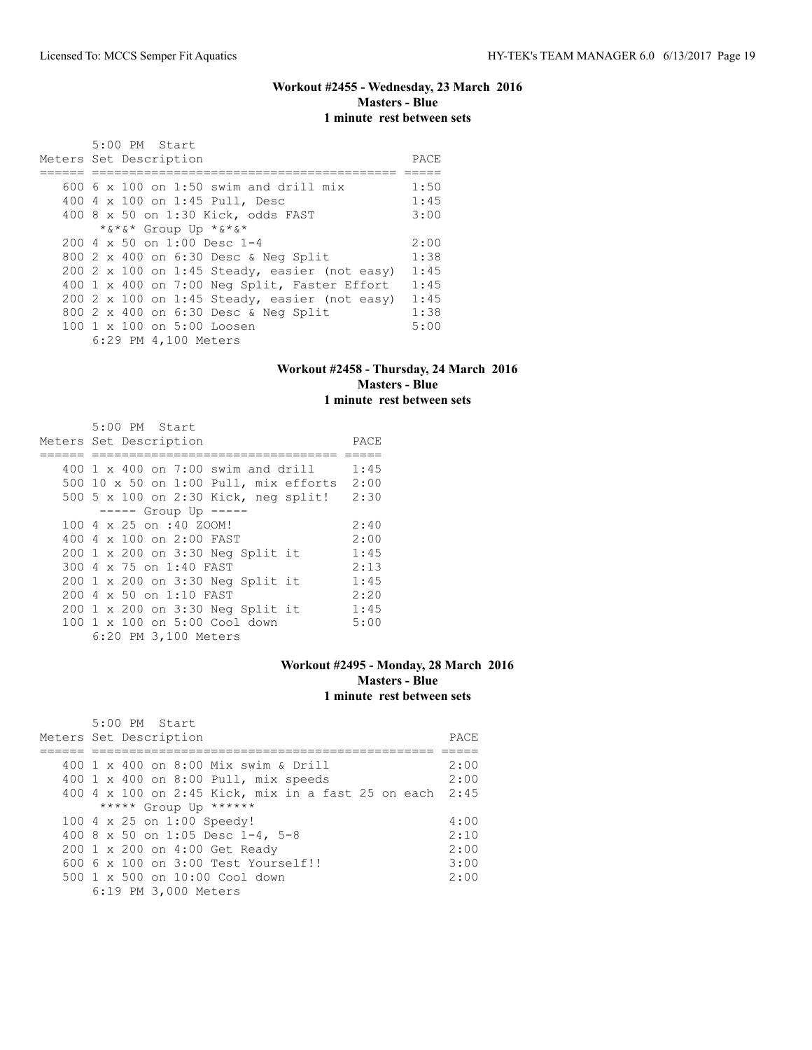### Workout #2455 - Wednesday, 23 March 2016
**Masters - Blue**
**1 minute rest between sets**

5:00 PM Start

| Meters | Set Description | PACE |
|---|---|---|
| 600 | 6 x 100 on 1:50 swim and drill mix | 1:50 |
| 400 | 4 x 100 on 1:45 Pull, Desc | 1:45 |
| 400 | 8 x 50 on 1:30 Kick, odds FAST | 3:00 |
| | *&*&* Group Up *&*&* | |
| 200 | 4 x 50 on 1:00 Desc 1-4 | 2:00 |
| 800 | 2 x 400 on 6:30 Desc & Neg Split | 1:38 |
| 200 | 2 x 100 on 1:45 Steady, easier (not easy) | 1:45 |
| 400 | 1 x 400 on 7:00 Neg Split, Faster Effort | 1:45 |
| 200 | 2 x 100 on 1:45 Steady, easier (not easy) | 1:45 |
| 800 | 2 x 400 on 6:30 Desc & Neg Split | 1:38 |
| 100 | 1 x 100 on 5:00 Loosen | 5:00 |

6:29 PM 4,100 Meters

### Workout #2458 - Thursday, 24 March 2016
**Masters - Blue**
**1 minute rest between sets**

5:00 PM Start

| Meters | Set Description | PACE |
|---|---|---|
| 400 | 1 x 400 on 7:00 swim and drill | 1:45 |
| 500 | 10 x 50 on 1:00 Pull, mix efforts | 2:00 |
| 500 | 5 x 100 on 2:30 Kick, neg split! | 2:30 |
| | ----- Group Up ----- | |
| 100 | 4 x 25 on :40 ZOOM! | 2:40 |
| 400 | 4 x 100 on 2:00 FAST | 2:00 |
| 200 | 1 x 200 on 3:30 Neg Split it | 1:45 |
| 300 | 4 x 75 on 1:40 FAST | 2:13 |
| 200 | 1 x 200 on 3:30 Neg Split it | 1:45 |
| 200 | 4 x 50 on 1:10 FAST | 2:20 |
| 200 | 1 x 200 on 3:30 Neg Split it | 1:45 |
| 100 | 1 x 100 on 5:00 Cool down | 5:00 |

6:20 PM 3,100 Meters

### Workout #2495 - Monday, 28 March 2016
**Masters - Blue**
**1 minute rest between sets**

5:00 PM Start

| Meters | Set Description | PACE |
|---|---|---|
| 400 | 1 x 400 on 8:00 Mix swim & Drill | 2:00 |
| 400 | 1 x 400 on 8:00 Pull, mix speeds | 2:00 |
| 400 | 4 x 100 on 2:45 Kick, mix in a fast 25 on each | 2:45 |
| | ***** Group Up ****** | |
| 100 | 4 x 25 on 1:00 Speedy! | 4:00 |
| 400 | 8 x 50 on 1:05 Desc 1-4, 5-8 | 2:10 |
| 200 | 1 x 200 on 4:00 Get Ready | 2:00 |
| 600 | 6 x 100 on 3:00 Test Yourself!! | 3:00 |
| 500 | 1 x 500 on 10:00 Cool down | 2:00 |

6:19 PM 3,000 Meters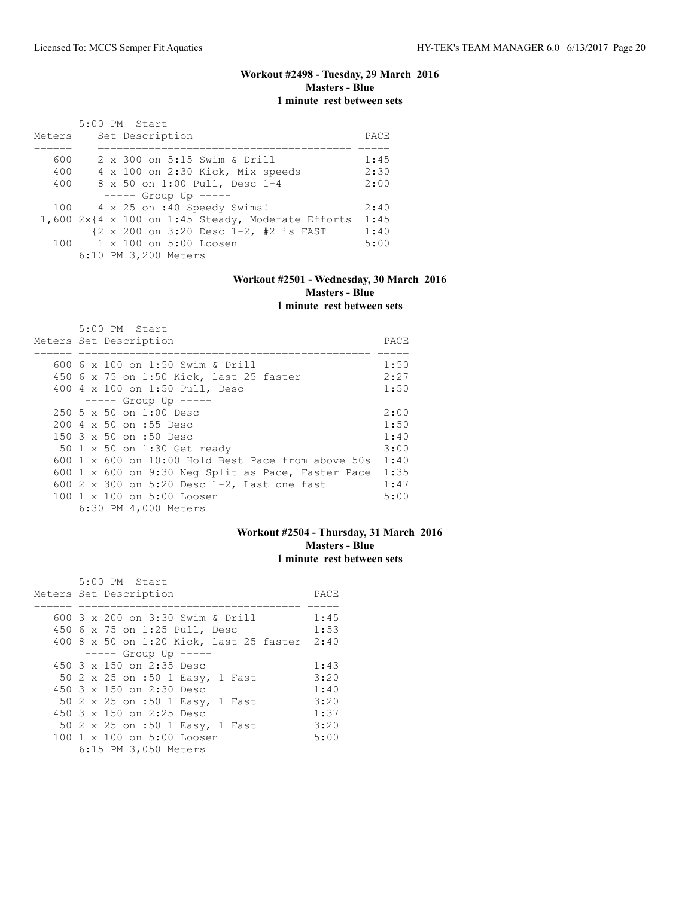### Workout #2498 - Tuesday, 29 March 2016
**Masters - Blue**
**1 minute rest between sets**

5:00 PM Start

| Meters | Set Description | PACE |
|---|---|---|
| 600 | 2 x 300 on 5:15 Swim & Drill | 1:45 |
| 400 | 4 x 100 on 2:30 Kick, Mix speeds | 2:30 |
| 400 | 8 x 50 on 1:00 Pull, Desc 1-4 | 2:00 |
| | ----- Group Up ----- | |
| 100 | 4 x 25 on :40 Speedy Swims! | 2:40 |
| 1,600 | 2x{4 x 100 on 1:45 Steady, Moderate Efforts | 1:45 |
| | {2 x 200 on 3:20 Desc 1-2, #2 is FAST | 1:40 |
| 100 | 1 x 100 on 5:00 Loosen | 5:00 |

6:10 PM 3,200 Meters

### Workout #2501 - Wednesday, 30 March 2016
**Masters - Blue**
**1 minute rest between sets**

5:00 PM Start

| Meters | Set Description | PACE |
|---|---|---|
| 600 | 6 x 100 on 1:50 Swim & Drill | 1:50 |
| 450 | 6 x 75 on 1:50 Kick, last 25 faster | 2:27 |
| 400 | 4 x 100 on 1:50 Pull, Desc | 1:50 |
| | ----- Group Up ----- | |
| 250 | 5 x 50 on 1:00 Desc | 2:00 |
| 200 | 4 x 50 on :55 Desc | 1:50 |
| 150 | 3 x 50 on :50 Desc | 1:40 |
| 50 | 1 x 50 on 1:30 Get ready | 3:00 |
| 600 | 1 x 600 on 10:00 Hold Best Pace from above 50s | 1:40 |
| 600 | 1 x 600 on 9:30 Neg Split as Pace, Faster Pace | 1:35 |
| 600 | 2 x 300 on 5:20 Desc 1-2, Last one fast | 1:47 |
| 100 | 1 x 100 on 5:00 Loosen | 5:00 |

6:30 PM 4,000 Meters

### Workout #2504 - Thursday, 31 March 2016
**Masters - Blue**
**1 minute rest between sets**

5:00 PM Start

| Meters | Set Description | PACE |
|---|---|---|
| 600 | 3 x 200 on 3:30 Swim & Drill | 1:45 |
| 450 | 6 x 75 on 1:25 Pull, Desc | 1:53 |
| 400 | 8 x 50 on 1:20 Kick, last 25 faster | 2:40 |
| | ----- Group Up ----- | |
| 450 | 3 x 150 on 2:35 Desc | 1:43 |
| 50 | 2 x 25 on :50 1 Easy, 1 Fast | 3:20 |
| 450 | 3 x 150 on 2:30 Desc | 1:40 |
| 50 | 2 x 25 on :50 1 Easy, 1 Fast | 3:20 |
| 450 | 3 x 150 on 2:25 Desc | 1:37 |
| 50 | 2 x 25 on :50 1 Easy, 1 Fast | 3:20 |
| 100 | 1 x 100 on 5:00 Loosen | 5:00 |

6:15 PM 3,050 Meters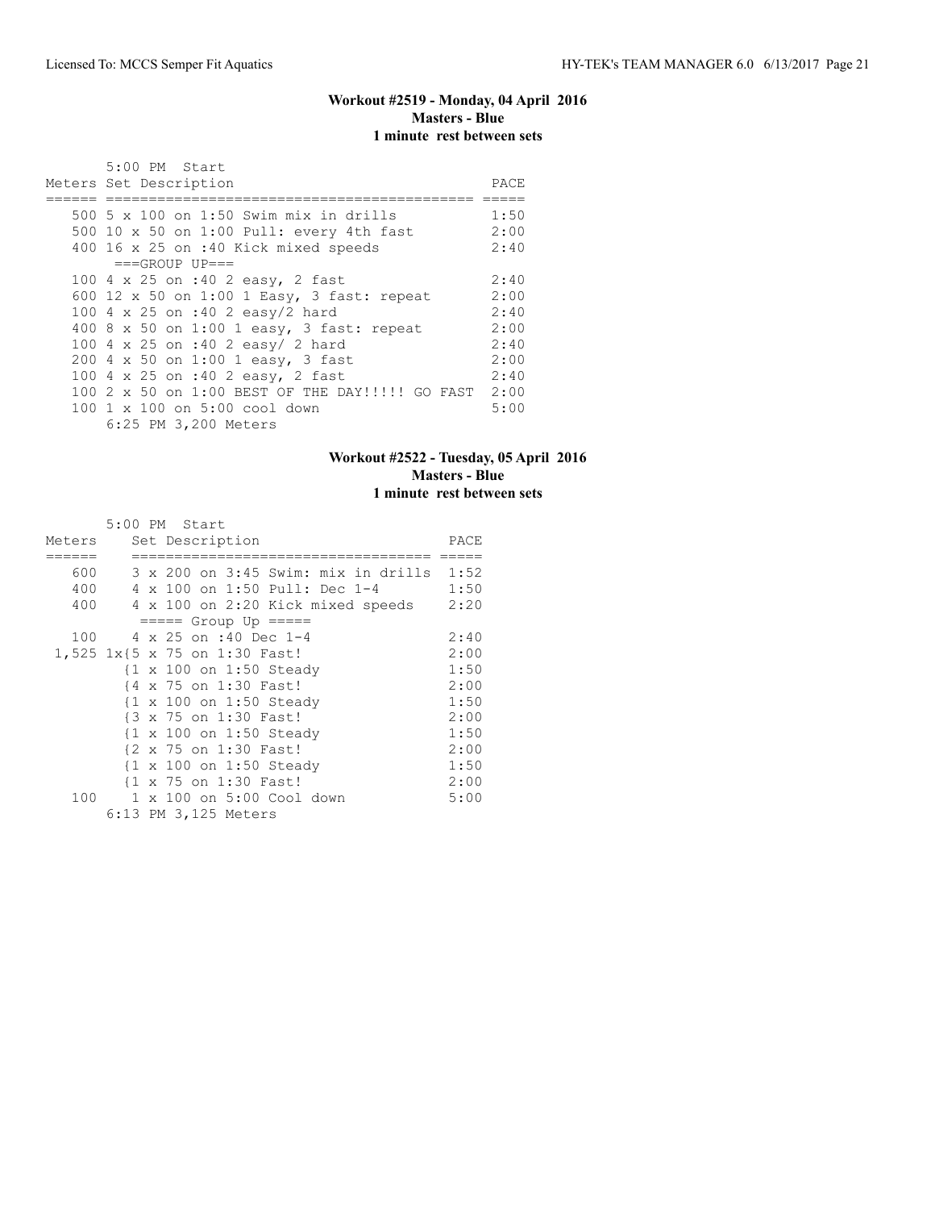### Workout #2519 - Monday, 04 April 2016
**Masters - Blue**
**1 minute rest between sets**

5:00 PM Start

| Meters | Set Description | PACE |
|---|---|---|
| 500 | 5 x 100 on 1:50 Swim mix in drills | 1:50 |
| 500 | 10 x 50 on 1:00 Pull: every 4th fast | 2:00 |
| 400 | 16 x 25 on :40 Kick mixed speeds | 2:40 |
| | ===GROUP UP=== | |
| 100 | 4 x 25 on :40 2 easy, 2 fast | 2:40 |
| 600 | 12 x 50 on 1:00 1 Easy, 3 fast: repeat | 2:00 |
| 100 | 4 x 25 on :40 2 easy/2 hard | 2:40 |
| 400 | 8 x 50 on 1:00 1 easy, 3 fast: repeat | 2:00 |
| 100 | 4 x 25 on :40 2 easy/ 2 hard | 2:40 |
| 200 | 4 x 50 on 1:00 1 easy, 3 fast | 2:00 |
| 100 | 4 x 25 on :40 2 easy, 2 fast | 2:40 |
| 100 | 2 x 50 on 1:00 BEST OF THE DAY!!!!! GO FAST | 2:00 |
| 100 | 1 x 100 on 5:00 cool down | 5:00 |

6:25 PM 3,200 Meters

### Workout #2522 - Tuesday, 05 April 2016
**Masters - Blue**
**1 minute rest between sets**

5:00 PM Start

| Meters | Set Description | PACE |
|---|---|---|
| 600 | 3 x 200 on 3:45 Swim: mix in drills | 1:52 |
| 400 | 4 x 100 on 1:50 Pull: Dec 1-4 | 1:50 |
| 400 | 4 x 100 on 2:20 Kick mixed speeds | 2:20 |
| | ===== Group Up ===== | |
| 100 | 4 x 25 on :40 Dec 1-4 | 2:40 |
| 1,525 | 1x{5 x 75 on 1:30 Fast! | 2:00 |
| | {1 x 100 on 1:50 Steady | 1:50 |
| | {4 x 75 on 1:30 Fast! | 2:00 |
| | {1 x 100 on 1:50 Steady | 1:50 |
| | {3 x 75 on 1:30 Fast! | 2:00 |
| | {1 x 100 on 1:50 Steady | 1:50 |
| | {2 x 75 on 1:30 Fast! | 2:00 |
| | {1 x 100 on 1:50 Steady | 1:50 |
| | {1 x 75 on 1:30 Fast! | 2:00 |
| 100 | 1 x 100 on 5:00 Cool down | 5:00 |

6:13 PM 3,125 Meters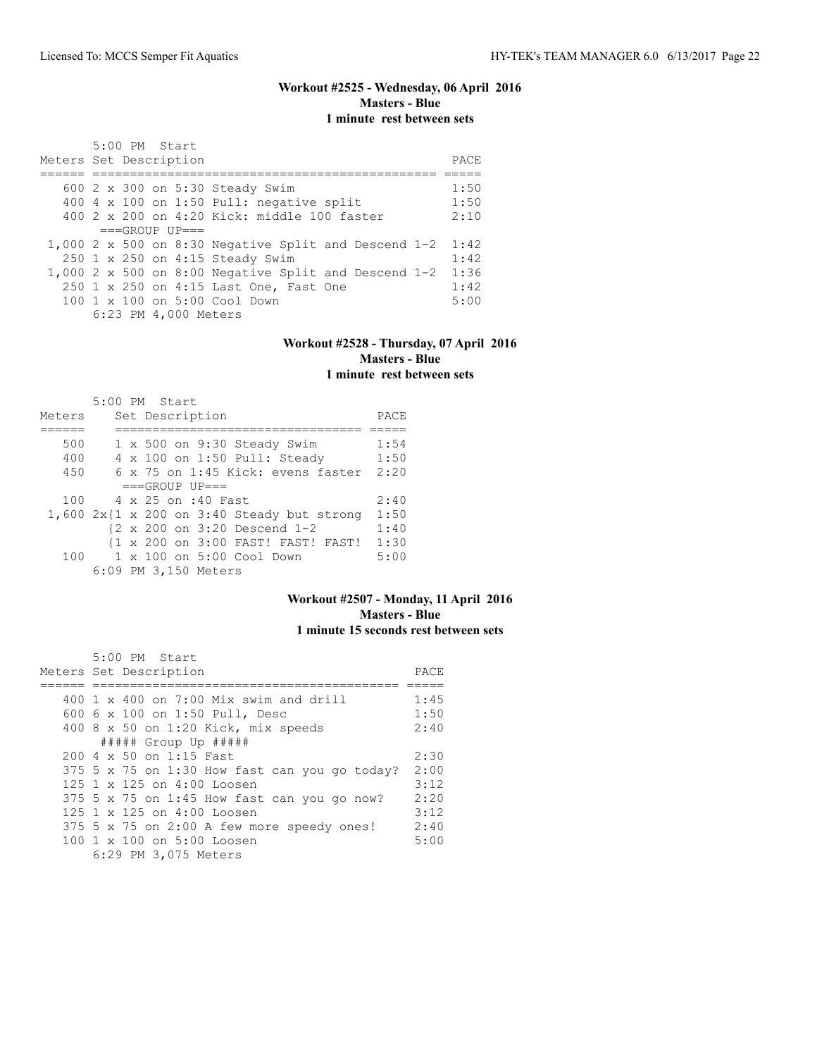### Workout #2525 - Wednesday, 06 April 2016
**Masters - Blue**
**1 minute rest between sets**

5:00 PM Start

| Meters | Set Description | PACE |
|---|---|---|
| 600 | 2 x 300 on 5:30 Steady Swim | 1:50 |
| 400 | 4 x 100 on 1:50 Pull: negative split | 1:50 |
| 400 | 2 x 200 on 4:20 Kick: middle 100 faster | 2:10 |
| | ===GROUP UP=== | |
| 1,000 | 2 x 500 on 8:30 Negative Split and Descend 1-2 | 1:42 |
| 250 | 1 x 250 on 4:15 Steady Swim | 1:42 |
| 1,000 | 2 x 500 on 8:00 Negative Split and Descend 1-2 | 1:36 |
| 250 | 1 x 250 on 4:15 Last One, Fast One | 1:42 |
| 100 | 1 x 100 on 5:00 Cool Down | 5:00 |

6:23 PM 4,000 Meters

### Workout #2528 - Thursday, 07 April 2016
**Masters - Blue**
**1 minute rest between sets**

5:00 PM Start

| Meters | Set Description | PACE |
|---|---|---|
| 500 | 1 x 500 on 9:30 Steady Swim | 1:54 |
| 400 | 4 x 100 on 1:50 Pull: Steady | 1:50 |
| 450 | 6 x 75 on 1:45 Kick: evens faster | 2:20 |
| | ===GROUP UP=== | |
| 100 | 4 x 25 on :40 Fast | 2:40 |
| 1,600 | 2x{1 x 200 on 3:40 Steady but strong | 1:50 |
| | {2 x 200 on 3:20 Descend 1-2 | 1:40 |
| | {1 x 200 on 3:00 FAST! FAST! FAST! | 1:30 |
| 100 | 1 x 100 on 5:00 Cool Down | 5:00 |

6:09 PM 3,150 Meters

### Workout #2507 - Monday, 11 April 2016
**Masters - Blue**
**1 minute 15 seconds rest between sets**

5:00 PM Start

| Meters | Set Description | PACE |
|---|---|---|
| 400 | 1 x 400 on 7:00 Mix swim and drill | 1:45 |
| 600 | 6 x 100 on 1:50 Pull, Desc | 1:50 |
| 400 | 8 x 50 on 1:20 Kick, mix speeds | 2:40 |
| | ##### Group Up ##### | |
| 200 | 4 x 50 on 1:15 Fast | 2:30 |
| 375 | 5 x 75 on 1:30 How fast can you go today? | 2:00 |
| 125 | 1 x 125 on 4:00 Loosen | 3:12 |
| 375 | 5 x 75 on 1:45 How fast can you go now? | 2:20 |
| 125 | 1 x 125 on 4:00 Loosen | 3:12 |
| 375 | 5 x 75 on 2:00 A few more speedy ones! | 2:40 |
| 100 | 1 x 100 on 5:00 Loosen | 5:00 |

6:29 PM 3,075 Meters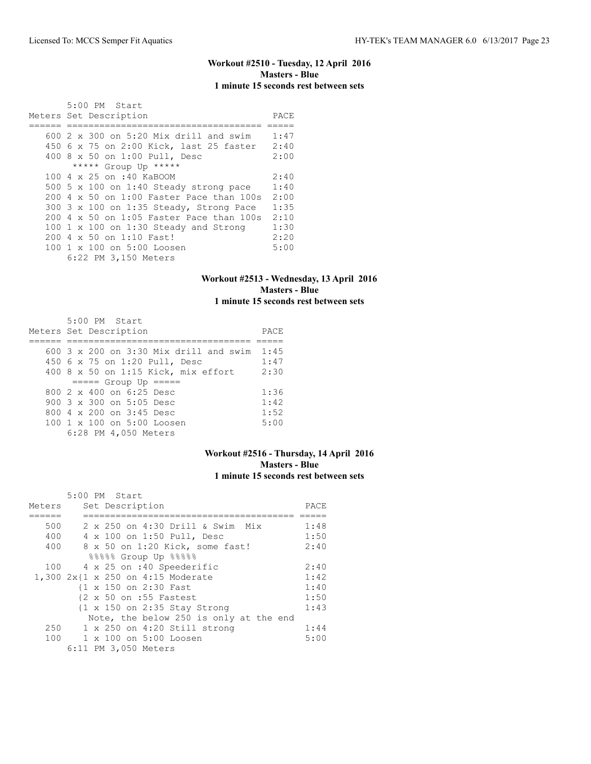### Workout #2510 - Tuesday, 12 April 2016
**Masters - Blue**
**1 minute 15 seconds rest between sets**

```
       5:00 PM  Start
Meters Set Description                          PACE
====== ==================================== =====
   600 2 x 300 on 5:20 Mix drill and swim    1:47
   450 6 x 75 on 2:00 Kick, last 25 faster   2:40
   400 8 x 50 on 1:00 Pull, Desc             2:00
        ***** Group Up *****
   100 4 x 25 on :40 KaBOOM                  2:40
   500 5 x 100 on 1:40 Steady strong pace    1:40
   200 4 x 50 on 1:00 Faster Pace than 100s  2:00
   300 3 x 100 on 1:35 Steady, Strong Pace   1:35
   200 4 x 50 on 1:05 Faster Pace than 100s  2:10
   100 1 x 100 on 1:30 Steady and Strong     1:30
   200 4 x 50 on 1:10 Fast!                  2:20
   100 1 x 100 on 5:00 Loosen                5:00
       6:22 PM 3,150 Meters
```

### Workout #2513 - Wednesday, 13 April 2016
**Masters - Blue**
**1 minute 15 seconds rest between sets**

```
       5:00 PM  Start
Meters Set Description                        PACE
====== ================================== =====
   600 3 x 200 on 3:30 Mix drill and swim  1:45
   450 6 x 75 on 1:20 Pull, Desc           1:47
   400 8 x 50 on 1:15 Kick, mix effort     2:30
        ===== Group Up =====
   800 2 x 400 on 6:25 Desc                1:36
   900 3 x 300 on 5:05 Desc                1:42
   800 4 x 200 on 3:45 Desc                1:52
   100 1 x 100 on 5:00 Loosen              5:00
       6:28 PM 4,050 Meters
```

### Workout #2516 - Thursday, 14 April 2016
**Masters - Blue**
**1 minute 15 seconds rest between sets**

```
       5:00 PM  Start
Meters    Set Description                          PACE
======    ======================================= =====
   500    2 x 250 on 4:30 Drill & Swim  Mix        1:48
   400    4 x 100 on 1:50 Pull, Desc               1:50
   400    8 x 50 on 1:20 Kick, some fast!          2:40
           %%%%% Group Up %%%%%
   100    4 x 25 on :40 Speederific                2:40
 1,300 2x{1 x 250 on 4:15 Moderate                 1:42
         {1 x 150 on 2:30 Fast                     1:40
         {2 x 50 on :55 Fastest                    1:50
         {1 x 150 on 2:35 Stay Strong              1:43
          Note, the below 250 is only at the end
   250    1 x 250 on 4:20 Still strong             1:44
   100    1 x 100 on 5:00 Loosen                   5:00
       6:11 PM 3,050 Meters
```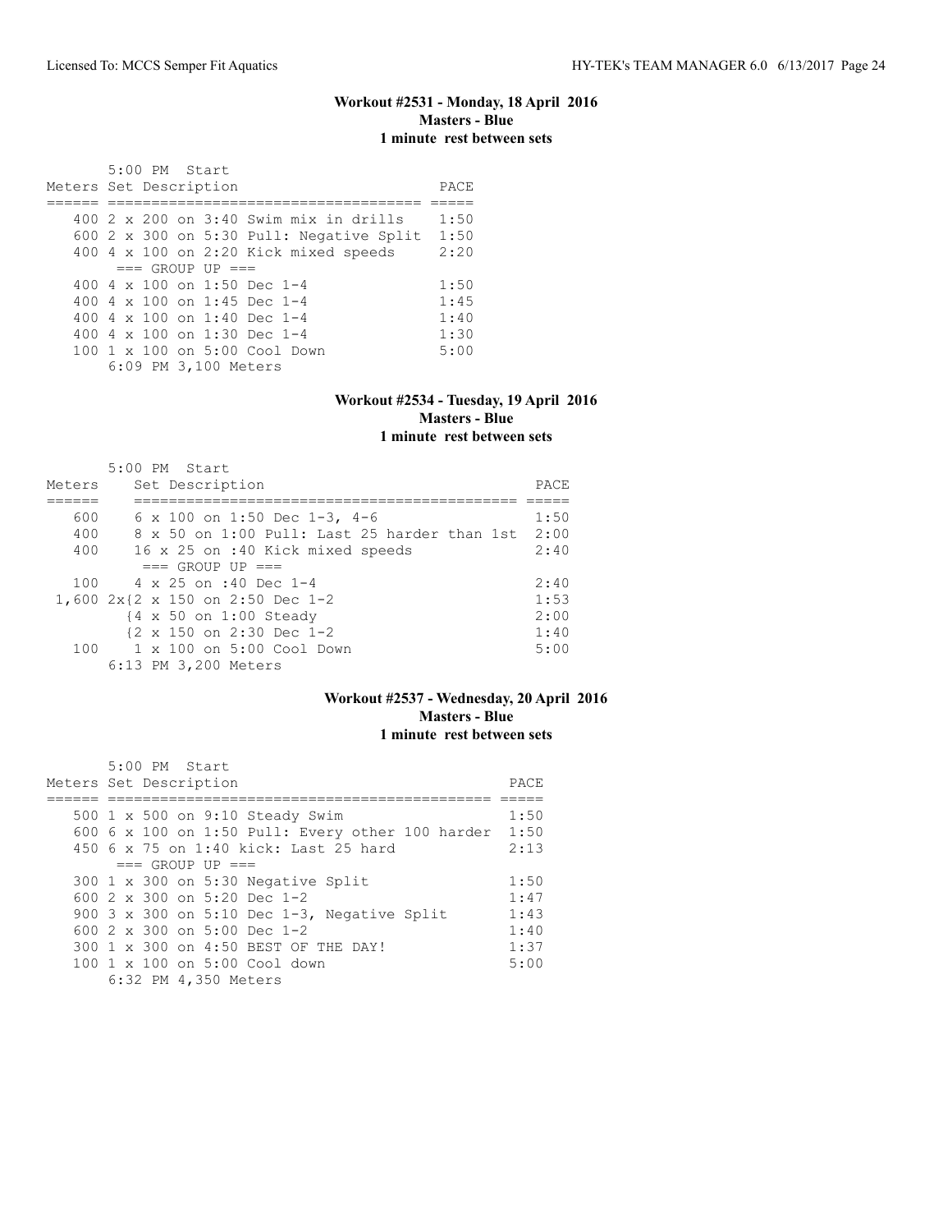**Workout #2531 - Monday, 18 April 2016**
**Masters - Blue**
**1 minute rest between sets**

5:00 PM Start

| Meters | Set Description | PACE |
|---|---|---|
| 400 | 2 x 200 on 3:40 Swim mix in drills | 1:50 |
| 600 | 2 x 300 on 5:30 Pull: Negative Split | 1:50 |
| 400 | 4 x 100 on 2:20 Kick mixed speeds | 2:20 |
| | === GROUP UP === | |
| 400 | 4 x 100 on 1:50 Dec 1-4 | 1:50 |
| 400 | 4 x 100 on 1:45 Dec 1-4 | 1:45 |
| 400 | 4 x 100 on 1:40 Dec 1-4 | 1:40 |
| 400 | 4 x 100 on 1:30 Dec 1-4 | 1:30 |
| 100 | 1 x 100 on 5:00 Cool Down | 5:00 |

6:09 PM 3,100 Meters

**Workout #2534 - Tuesday, 19 April 2016**
**Masters - Blue**
**1 minute rest between sets**

5:00 PM Start

| Meters | Set Description | PACE |
|---|---|---|
| 600 | 6 x 100 on 1:50 Dec 1-3, 4-6 | 1:50 |
| 400 | 8 x 50 on 1:00 Pull: Last 25 harder than 1st | 2:00 |
| 400 | 16 x 25 on :40 Kick mixed speeds | 2:40 |
| | === GROUP UP === | |
| 100 | 4 x 25 on :40 Dec 1-4 | 2:40 |
| 1,600 | 2x{2 x 150 on 2:50 Dec 1-2 | 1:53 |
| | {4 x 50 on 1:00 Steady | 2:00 |
| | {2 x 150 on 2:30 Dec 1-2 | 1:40 |
| 100 | 1 x 100 on 5:00 Cool Down | 5:00 |

6:13 PM 3,200 Meters

**Workout #2537 - Wednesday, 20 April 2016**
**Masters - Blue**
**1 minute rest between sets**

5:00 PM Start

| Meters | Set Description | PACE |
|---|---|---|
| 500 | 1 x 500 on 9:10 Steady Swim | 1:50 |
| 600 | 6 x 100 on 1:50 Pull: Every other 100 harder | 1:50 |
| 450 | 6 x 75 on 1:40 kick: Last 25 hard | 2:13 |
| | === GROUP UP === | |
| 300 | 1 x 300 on 5:30 Negative Split | 1:50 |
| 600 | 2 x 300 on 5:20 Dec 1-2 | 1:47 |
| 900 | 3 x 300 on 5:10 Dec 1-3, Negative Split | 1:43 |
| 600 | 2 x 300 on 5:00 Dec 1-2 | 1:40 |
| 300 | 1 x 300 on 4:50 BEST OF THE DAY! | 1:37 |
| 100 | 1 x 100 on 5:00 Cool down | 5:00 |

6:32 PM 4,350 Meters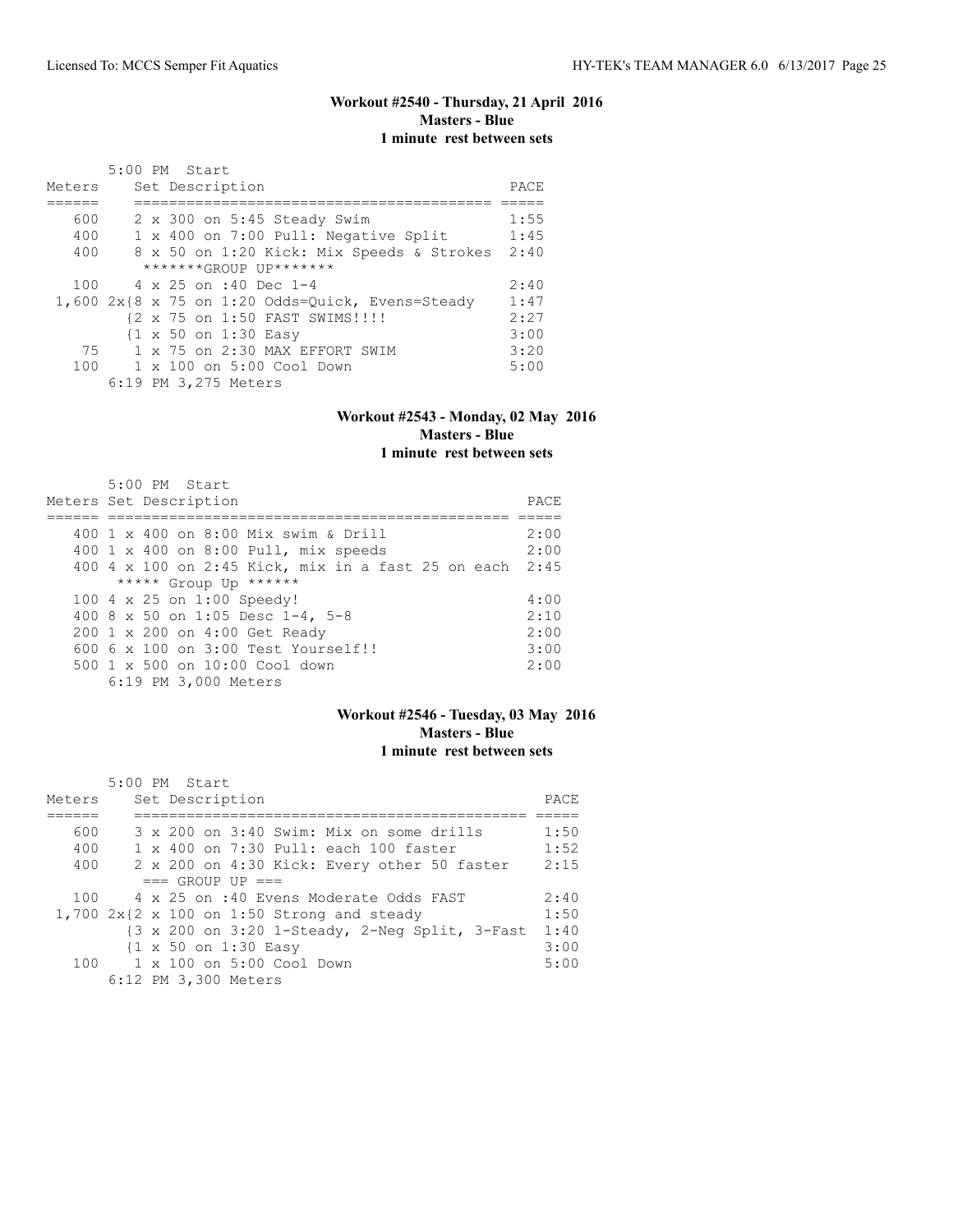### Workout #2540 - Thursday, 21 April 2016
**Masters - Blue**
**1 minute rest between sets**

5:00 PM Start

| Meters | Set Description | PACE |
|---|---|---|
| 600 | 2 x 300 on 5:45 Steady Swim | 1:55 |
| 400 | 1 x 400 on 7:00 Pull: Negative Split | 1:45 |
| 400 | 8 x 50 on 1:20 Kick: Mix Speeds & Strokes | 2:40 |
| | *******GROUP UP******* | |
| 100 | 4 x 25 on :40 Dec 1-4 | 2:40 |
| 1,600 | 2x{8 x 75 on 1:20 Odds=Quick, Evens=Steady | 1:47 |
| | {2 x 75 on 1:50 FAST SWIMS!!!! | 2:27 |
| | {1 x 50 on 1:30 Easy | 3:00 |
| 75 | 1 x 75 on 2:30 MAX EFFORT SWIM | 3:20 |
| 100 | 1 x 100 on 5:00 Cool Down | 5:00 |

6:19 PM 3,275 Meters

### Workout #2543 - Monday, 02 May 2016
**Masters - Blue**
**1 minute rest between sets**

5:00 PM Start

| Meters | Set Description | PACE |
|---|---|---|
| 400 | 1 x 400 on 8:00 Mix swim & Drill | 2:00 |
| 400 | 1 x 400 on 8:00 Pull, mix speeds | 2:00 |
| 400 | 4 x 100 on 2:45 Kick, mix in a fast 25 on each | 2:45 |
| | ***** Group Up ****** | |
| 100 | 4 x 25 on 1:00 Speedy! | 4:00 |
| 400 | 8 x 50 on 1:05 Desc 1-4, 5-8 | 2:10 |
| 200 | 1 x 200 on 4:00 Get Ready | 2:00 |
| 600 | 6 x 100 on 3:00 Test Yourself!! | 3:00 |
| 500 | 1 x 500 on 10:00 Cool down | 2:00 |

6:19 PM 3,000 Meters

### Workout #2546 - Tuesday, 03 May 2016
**Masters - Blue**
**1 minute rest between sets**

5:00 PM Start

| Meters | Set Description | PACE |
|---|---|---|
| 600 | 3 x 200 on 3:40 Swim: Mix on some drills | 1:50 |
| 400 | 1 x 400 on 7:30 Pull: each 100 faster | 1:52 |
| 400 | 2 x 200 on 4:30 Kick: Every other 50 faster | 2:15 |
| | === GROUP UP === | |
| 100 | 4 x 25 on :40 Evens Moderate Odds FAST | 2:40 |
| 1,700 | 2x{2 x 100 on 1:50 Strong and steady | 1:50 |
| | {3 x 200 on 3:20 1-Steady, 2-Neg Split, 3-Fast | 1:40 |
| | {1 x 50 on 1:30 Easy | 3:00 |
| 100 | 1 x 100 on 5:00 Cool Down | 5:00 |

6:12 PM 3,300 Meters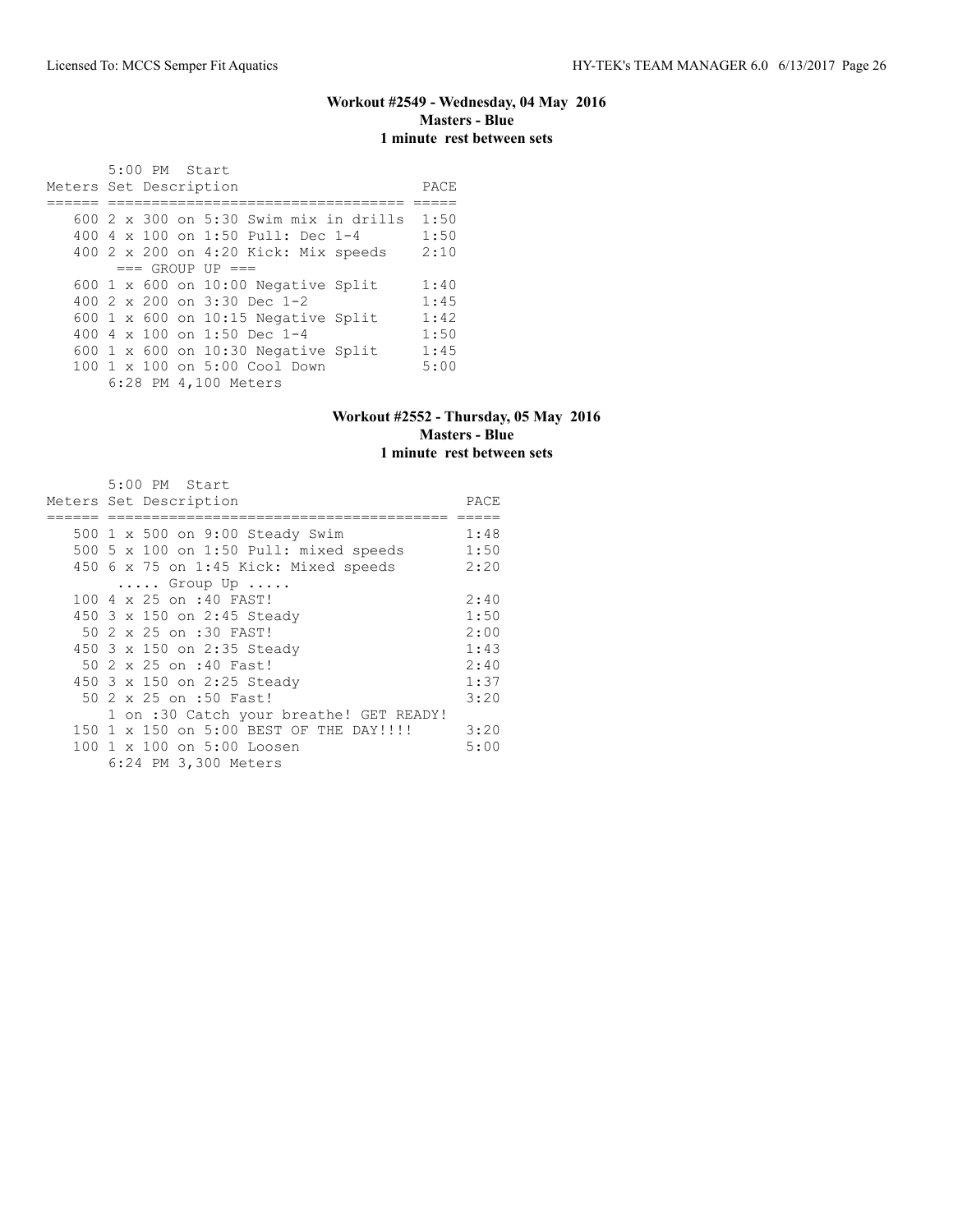### Workout #2549 - Wednesday, 04 May 2016
**Masters - Blue**
**1 minute rest between sets**

5:00 PM Start

| Meters | Set Description | PACE |
|---|---|---|
| 600 | 2 x 300 on 5:30 Swim mix in drills | 1:50 |
| 400 | 4 x 100 on 1:50 Pull: Dec 1-4 | 1:50 |
| 400 | 2 x 200 on 4:20 Kick: Mix speeds | 2:10 |
| | === GROUP UP === | |
| 600 | 1 x 600 on 10:00 Negative Split | 1:40 |
| 400 | 2 x 200 on 3:30 Dec 1-2 | 1:45 |
| 600 | 1 x 600 on 10:15 Negative Split | 1:42 |
| 400 | 4 x 100 on 1:50 Dec 1-4 | 1:50 |
| 600 | 1 x 600 on 10:30 Negative Split | 1:45 |
| 100 | 1 x 100 on 5:00 Cool Down | 5:00 |

6:28 PM 4,100 Meters

### Workout #2552 - Thursday, 05 May 2016
**Masters - Blue**
**1 minute rest between sets**

5:00 PM Start

| Meters | Set Description | PACE |
|---|---|---|
| 500 | 1 x 500 on 9:00 Steady Swim | 1:48 |
| 500 | 5 x 100 on 1:50 Pull: mixed speeds | 1:50 |
| 450 | 6 x 75 on 1:45 Kick: Mixed speeds | 2:20 |
| | ..... Group Up ..... | |
| 100 | 4 x 25 on :40 FAST! | 2:40 |
| 450 | 3 x 150 on 2:45 Steady | 1:50 |
| 50 | 2 x 25 on :30 FAST! | 2:00 |
| 450 | 3 x 150 on 2:35 Steady | 1:43 |
| 50 | 2 x 25 on :40 Fast! | 2:40 |
| 450 | 3 x 150 on 2:25 Steady | 1:37 |
| 50 | 2 x 25 on :50 Fast! | 3:20 |
| | 1 on :30 Catch your breathe! GET READY! | |
| 150 | 1 x 150 on 5:00 BEST OF THE DAY!!!! | 3:20 |
| 100 | 1 x 100 on 5:00 Loosen | 5:00 |

6:24 PM 3,300 Meters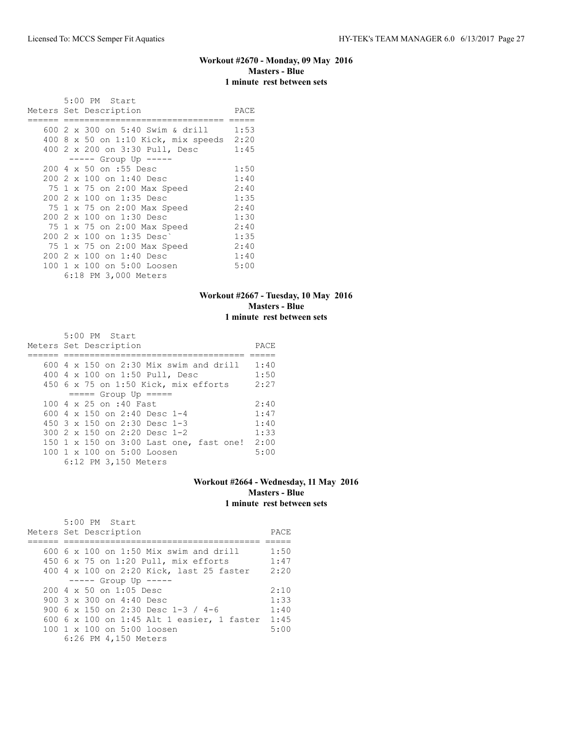**Workout #2670 - Monday, 09 May 2016**
**Masters - Blue**
**1 minute rest between sets**

5:00 PM Start

| Meters | Set Description | PACE |
|---|---|---|
| 600 | 2 x 300 on 5:40 Swim & drill | 1:53 |
| 400 | 8 x 50 on 1:10 Kick, mix speeds | 2:20 |
| 400 | 2 x 200 on 3:30 Pull, Desc | 1:45 |
| | ----- Group Up ----- | |
| 200 | 4 x 50 on :55 Desc | 1:50 |
| 200 | 2 x 100 on 1:40 Desc | 1:40 |
| 75 | 1 x 75 on 2:00 Max Speed | 2:40 |
| 200 | 2 x 100 on 1:35 Desc | 1:35 |
| 75 | 1 x 75 on 2:00 Max Speed | 2:40 |
| 200 | 2 x 100 on 1:30 Desc | 1:30 |
| 75 | 1 x 75 on 2:00 Max Speed | 2:40 |
| 200 | 2 x 100 on 1:35 Desc` | 1:35 |
| 75 | 1 x 75 on 2:00 Max Speed | 2:40 |
| 200 | 2 x 100 on 1:40 Desc | 1:40 |
| 100 | 1 x 100 on 5:00 Loosen | 5:00 |

6:18 PM 3,000 Meters

**Workout #2667 - Tuesday, 10 May 2016**
**Masters - Blue**
**1 minute rest between sets**

5:00 PM Start

| Meters | Set Description | PACE |
|---|---|---|
| 600 | 4 x 150 on 2:30 Mix swim and drill | 1:40 |
| 400 | 4 x 100 on 1:50 Pull, Desc | 1:50 |
| 450 | 6 x 75 on 1:50 Kick, mix efforts | 2:27 |
| | ===== Group Up ===== | |
| 100 | 4 x 25 on :40 Fast | 2:40 |
| 600 | 4 x 150 on 2:40 Desc 1-4 | 1:47 |
| 450 | 3 x 150 on 2:30 Desc 1-3 | 1:40 |
| 300 | 2 x 150 on 2:20 Desc 1-2 | 1:33 |
| 150 | 1 x 150 on 3:00 Last one, fast one! | 2:00 |
| 100 | 1 x 100 on 5:00 Loosen | 5:00 |

6:12 PM 3,150 Meters

**Workout #2664 - Wednesday, 11 May 2016**
**Masters - Blue**
**1 minute rest between sets**

5:00 PM Start

| Meters | Set Description | PACE |
|---|---|---|
| 600 | 6 x 100 on 1:50 Mix swim and drill | 1:50 |
| 450 | 6 x 75 on 1:20 Pull, mix efforts | 1:47 |
| 400 | 4 x 100 on 2:20 Kick, last 25 faster | 2:20 |
| | ----- Group Up ----- | |
| 200 | 4 x 50 on 1:05 Desc | 2:10 |
| 900 | 3 x 300 on 4:40 Desc | 1:33 |
| 900 | 6 x 150 on 2:30 Desc 1-3 / 4-6 | 1:40 |
| 600 | 6 x 100 on 1:45 Alt 1 easier, 1 faster | 1:45 |
| 100 | 1 x 100 on 5:00 loosen | 5:00 |

6:26 PM 4,150 Meters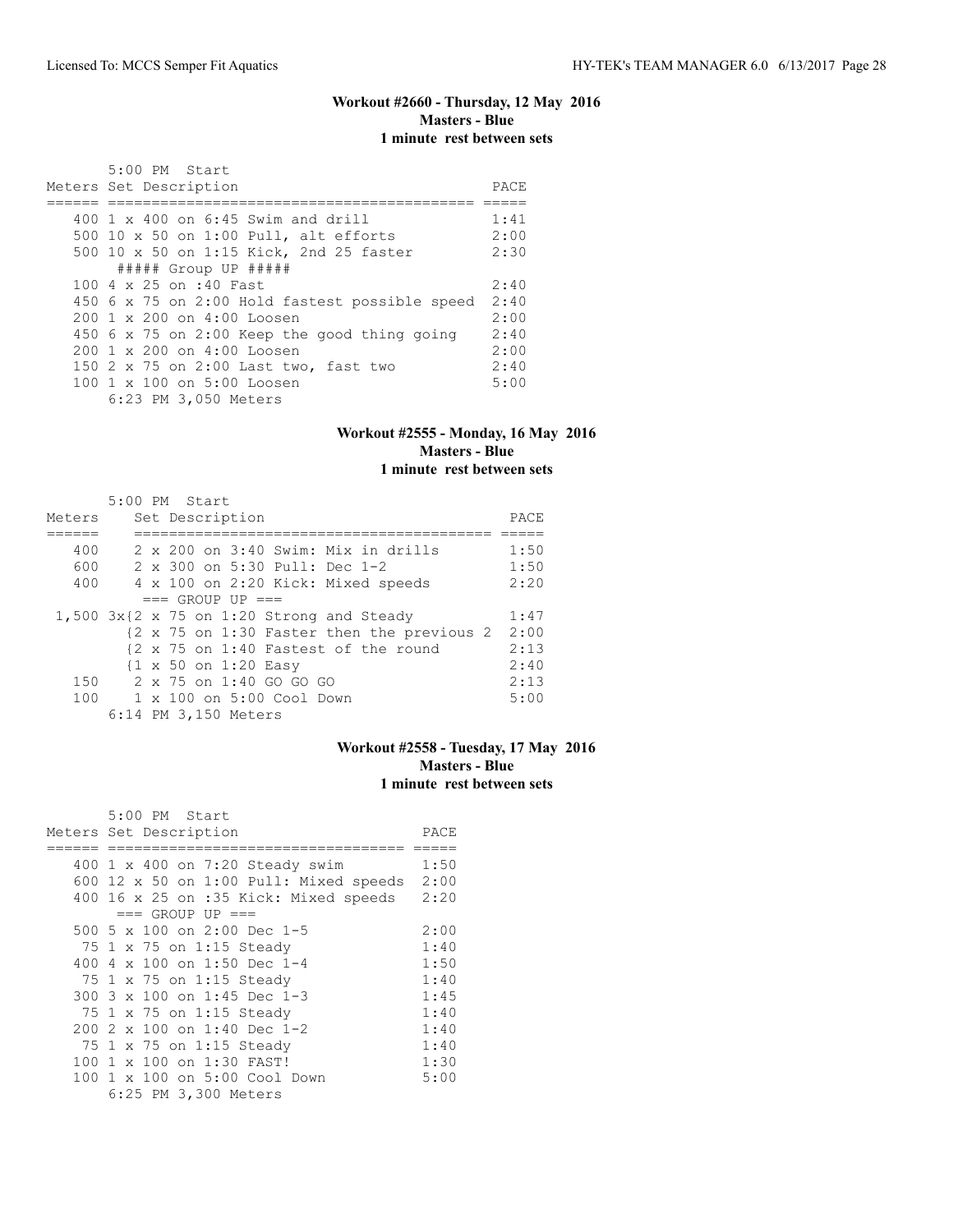### Workout #2660 - Thursday, 12 May 2016
**Masters - Blue**
**1 minute rest between sets**

5:00 PM Start

| Meters | Set Description | PACE |
|---|---|---|
| 400 | 1 x 400 on 6:45 Swim and drill | 1:41 |
| 500 | 10 x 50 on 1:00 Pull, alt efforts | 2:00 |
| 500 | 10 x 50 on 1:15 Kick, 2nd 25 faster | 2:30 |
| | ##### Group UP ##### | |
| 100 | 4 x 25 on :40 Fast | 2:40 |
| 450 | 6 x 75 on 2:00 Hold fastest possible speed | 2:40 |
| 200 | 1 x 200 on 4:00 Loosen | 2:00 |
| 450 | 6 x 75 on 2:00 Keep the good thing going | 2:40 |
| 200 | 1 x 200 on 4:00 Loosen | 2:00 |
| 150 | 2 x 75 on 2:00 Last two, fast two | 2:40 |
| 100 | 1 x 100 on 5:00 Loosen | 5:00 |

6:23 PM 3,050 Meters

### Workout #2555 - Monday, 16 May 2016
**Masters - Blue**
**1 minute rest between sets**

5:00 PM Start

| Meters | Set Description | PACE |
|---|---|---|
| 400 | 2 x 200 on 3:40 Swim: Mix in drills | 1:50 |
| 600 | 2 x 300 on 5:30 Pull: Dec 1-2 | 1:50 |
| 400 | 4 x 100 on 2:20 Kick: Mixed speeds | 2:20 |
| | === GROUP UP === | |
| 1,500 | 3x{2 x 75 on 1:20 Strong and Steady | 1:47 |
| | {2 x 75 on 1:30 Faster then the previous 2 | 2:00 |
| | {2 x 75 on 1:40 Fastest of the round | 2:13 |
| | {1 x 50 on 1:20 Easy | 2:40 |
| 150 | 2 x 75 on 1:40 GO GO GO | 2:13 |
| 100 | 1 x 100 on 5:00 Cool Down | 5:00 |

6:14 PM 3,150 Meters

### Workout #2558 - Tuesday, 17 May 2016
**Masters - Blue**
**1 minute rest between sets**

5:00 PM Start

| Meters | Set Description | PACE |
|---|---|---|
| 400 | 1 x 400 on 7:20 Steady swim | 1:50 |
| 600 | 12 x 50 on 1:00 Pull: Mixed speeds | 2:00 |
| 400 | 16 x 25 on :35 Kick: Mixed speeds | 2:20 |
| | === GROUP UP === | |
| 500 | 5 x 100 on 2:00 Dec 1-5 | 2:00 |
| 75 | 1 x 75 on 1:15 Steady | 1:40 |
| 400 | 4 x 100 on 1:50 Dec 1-4 | 1:50 |
| 75 | 1 x 75 on 1:15 Steady | 1:40 |
| 300 | 3 x 100 on 1:45 Dec 1-3 | 1:45 |
| 75 | 1 x 75 on 1:15 Steady | 1:40 |
| 200 | 2 x 100 on 1:40 Dec 1-2 | 1:40 |
| 75 | 1 x 75 on 1:15 Steady | 1:40 |
| 100 | 1 x 100 on 1:30 FAST! | 1:30 |
| 100 | 1 x 100 on 5:00 Cool Down | 5:00 |

6:25 PM 3,300 Meters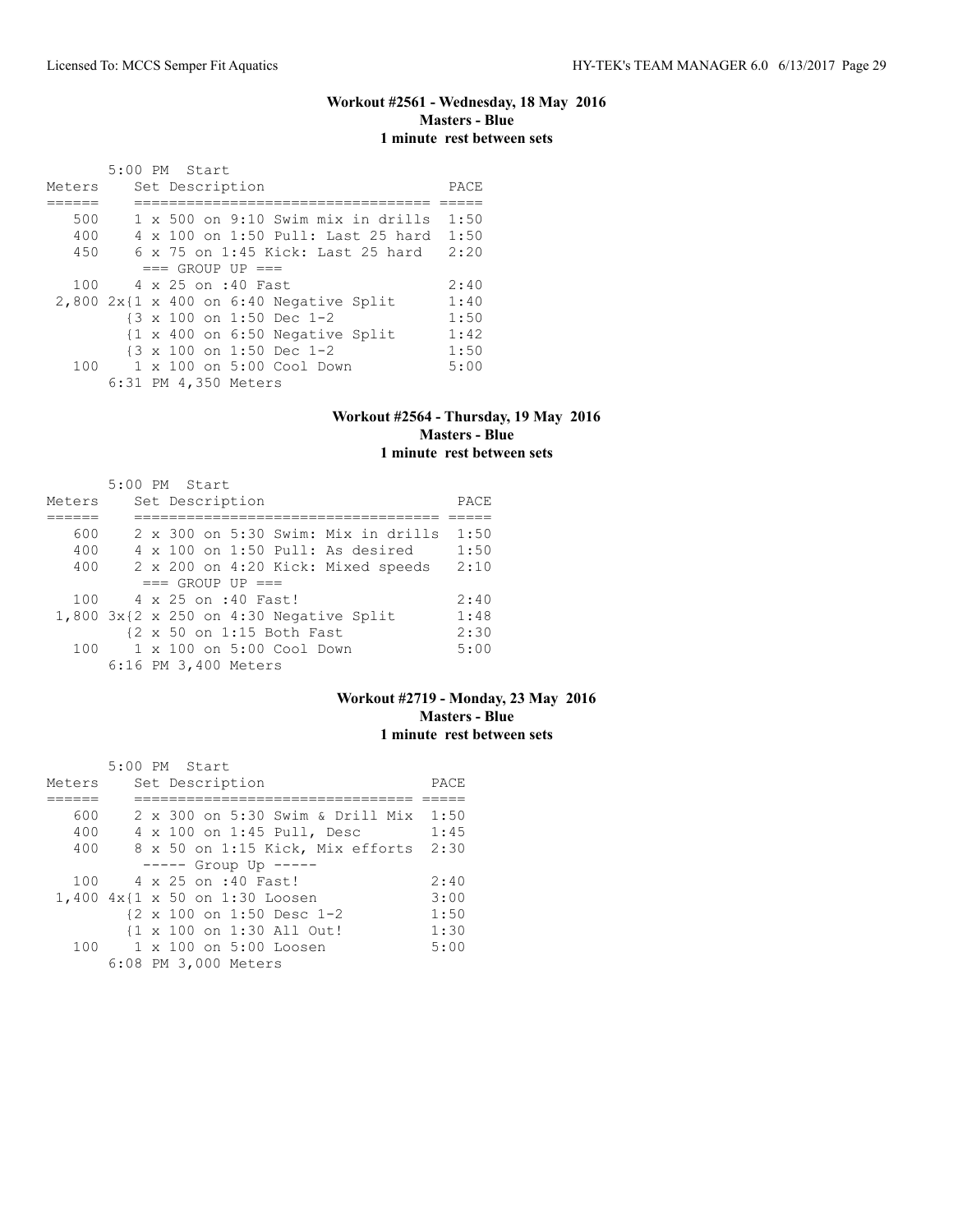### Workout #2561 - Wednesday, 18 May 2016
**Masters - Blue**
**1 minute rest between sets**

5:00 PM Start

| Meters | Set Description | PACE |
|---|---|---|
| 500 | 1 x 500 on 9:10 Swim mix in drills | 1:50 |
| 400 | 4 x 100 on 1:50 Pull: Last 25 hard | 1:50 |
| 450 | 6 x 75 on 1:45 Kick: Last 25 hard | 2:20 |
| | === GROUP UP === | |
| 100 | 4 x 25 on :40 Fast | 2:40 |
| 2,800 | 2x{1 x 400 on 6:40 Negative Split | 1:40 |
| | {3 x 100 on 1:50 Dec 1-2 | 1:50 |
| | {1 x 400 on 6:50 Negative Split | 1:42 |
| | {3 x 100 on 1:50 Dec 1-2 | 1:50 |
| 100 | 1 x 100 on 5:00 Cool Down | 5:00 |

6:31 PM 4,350 Meters

### Workout #2564 - Thursday, 19 May 2016
**Masters - Blue**
**1 minute rest between sets**

5:00 PM Start

| Meters | Set Description | PACE |
|---|---|---|
| 600 | 2 x 300 on 5:30 Swim: Mix in drills | 1:50 |
| 400 | 4 x 100 on 1:50 Pull: As desired | 1:50 |
| 400 | 2 x 200 on 4:20 Kick: Mixed speeds | 2:10 |
| | === GROUP UP === | |
| 100 | 4 x 25 on :40 Fast! | 2:40 |
| 1,800 | 3x{2 x 250 on 4:30 Negative Split | 1:48 |
| | {2 x 50 on 1:15 Both Fast | 2:30 |
| 100 | 1 x 100 on 5:00 Cool Down | 5:00 |

6:16 PM 3,400 Meters

### Workout #2719 - Monday, 23 May 2016
**Masters - Blue**
**1 minute rest between sets**

5:00 PM Start

| Meters | Set Description | PACE |
|---|---|---|
| 600 | 2 x 300 on 5:30 Swim & Drill Mix | 1:50 |
| 400 | 4 x 100 on 1:45 Pull, Desc | 1:45 |
| 400 | 8 x 50 on 1:15 Kick, Mix efforts | 2:30 |
| | ----- Group Up ----- | |
| 100 | 4 x 25 on :40 Fast! | 2:40 |
| 1,400 | 4x{1 x 50 on 1:30 Loosen | 3:00 |
| | {2 x 100 on 1:50 Desc 1-2 | 1:50 |
| | {1 x 100 on 1:30 All Out! | 1:30 |
| 100 | 1 x 100 on 5:00 Loosen | 5:00 |

6:08 PM 3,000 Meters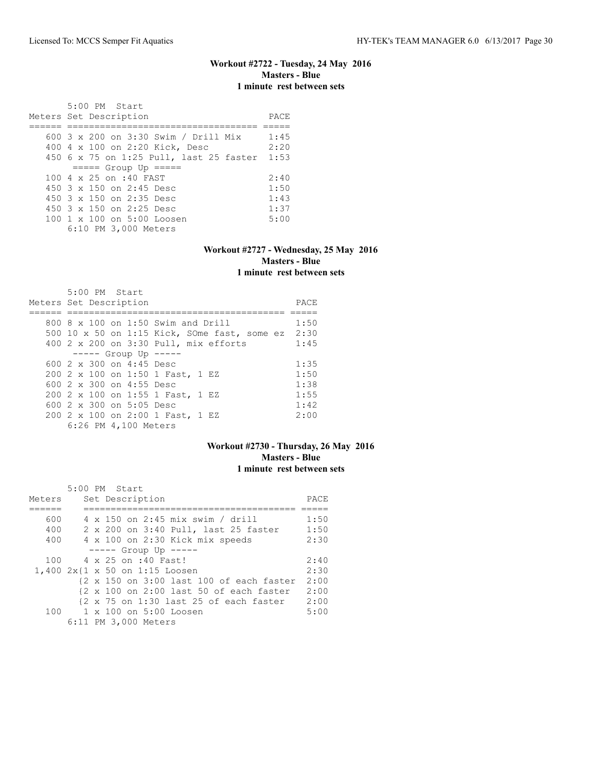### Workout #2722 - Tuesday, 24 May 2016
**Masters - Blue**
**1 minute rest between sets**

```
       5:00 PM  Start
Meters Set Description                       PACE
====== ================================== =====
   600 3 x 200 on 3:30 Swim / Drill Mix      1:45
   400 4 x 100 on 2:20 Kick, Desc            2:20
   450 6 x 75 on 1:25 Pull, last 25 faster  1:53
       ===== Group Up =====
   100 4 x 25 on :40 FAST                    2:40
   450 3 x 150 on 2:45 Desc                  1:50
   450 3 x 150 on 2:35 Desc                  1:43
   450 3 x 150 on 2:25 Desc                  1:37
   100 1 x 100 on 5:00 Loosen                5:00
       6:10 PM 3,000 Meters
```

### Workout #2727 - Wednesday, 25 May 2016
**Masters - Blue**
**1 minute rest between sets**

```
       5:00 PM  Start
Meters Set Description                              PACE
====== ======================================== =====
   800 8 x 100 on 1:50 Swim and Drill               1:50
   500 10 x 50 on 1:15 Kick, SOme fast, some ez  2:30
   400 2 x 200 on 3:30 Pull, mix efforts           1:45
       ----- Group Up -----
   600 2 x 300 on 4:45 Desc                         1:35
   200 2 x 100 on 1:50 1 Fast, 1 EZ                 1:50
   600 2 x 300 on 4:55 Desc                         1:38
   200 2 x 100 on 1:55 1 Fast, 1 EZ                 1:55
   600 2 x 300 on 5:05 Desc                         1:42
   200 2 x 100 on 2:00 1 Fast, 1 EZ                 2:00
       6:26 PM 4,100 Meters
```

### Workout #2730 - Thursday, 26 May 2016
**Masters - Blue**
**1 minute rest between sets**

```
       5:00 PM  Start
Meters    Set Description                            PACE
======    ====================================== =====
   600    4 x 150 on 2:45 mix swim / drill          1:50
   400    2 x 200 on 3:40 Pull, last 25 faster      1:50
   400    4 x 100 on 2:30 Kick mix speeds           2:30
          ----- Group Up -----
   100    4 x 25 on :40 Fast!                       2:40
 1,400 2x{1 x 50 on 1:15 Loosen                     2:30
         {2 x 150 on 3:00 last 100 of each faster  2:00
         {2 x 100 on 2:00 last 50 of each faster   2:00
         {2 x 75 on 1:30 last 25 of each faster    2:00
   100    1 x 100 on 5:00 Loosen                    5:00
       6:11 PM 3,000 Meters
```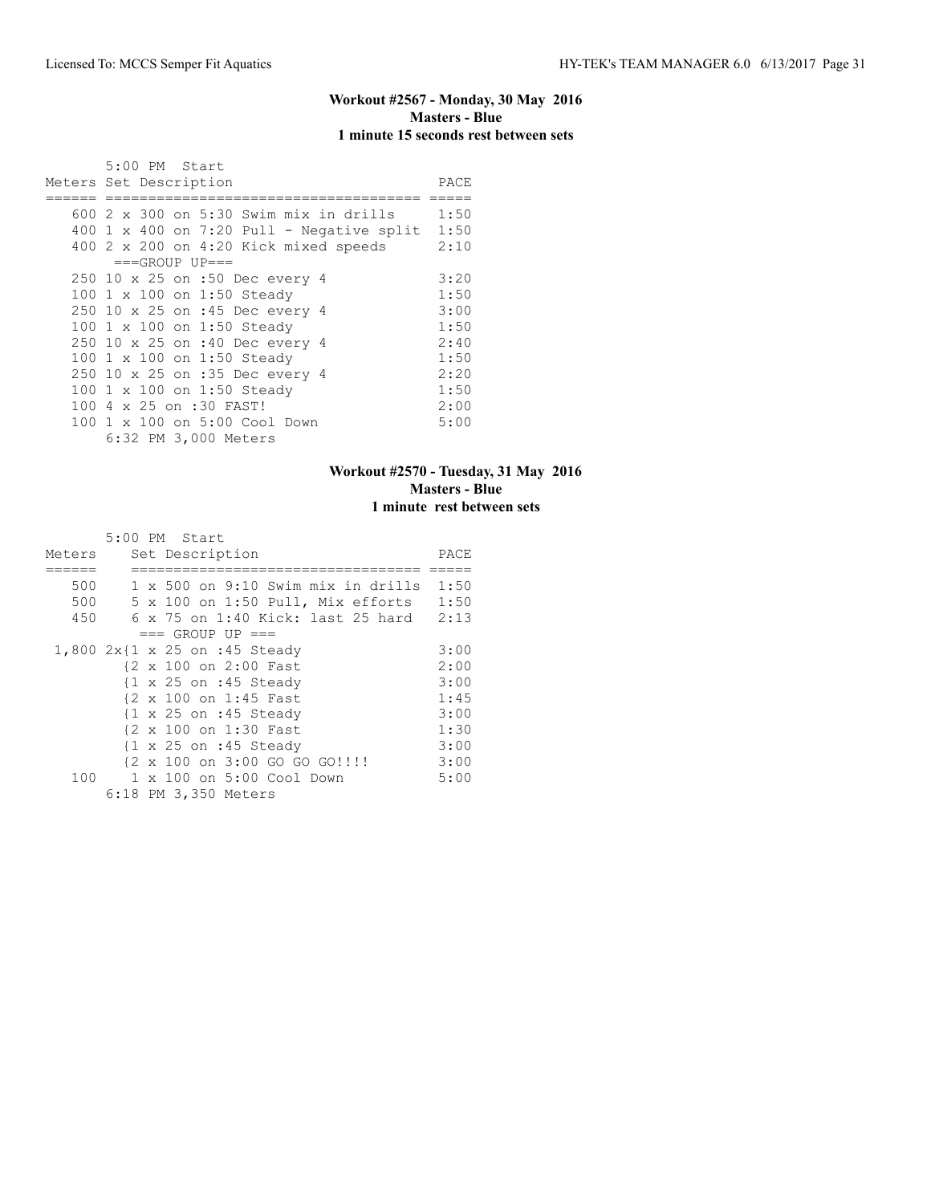**Workout #2567 - Monday, 30 May 2016**
**Masters - Blue**
**1 minute 15 seconds rest between sets**

5:00 PM Start

| Meters | Set Description | PACE |
|---|---|---|
| 600 | 2 x 300 on 5:30 Swim mix in drills | 1:50 |
| 400 | 1 x 400 on 7:20 Pull - Negative split | 1:50 |
| 400 | 2 x 200 on 4:20 Kick mixed speeds | 2:10 |
| | ===GROUP UP=== | |
| 250 | 10 x 25 on :50 Dec every 4 | 3:20 |
| 100 | 1 x 100 on 1:50 Steady | 1:50 |
| 250 | 10 x 25 on :45 Dec every 4 | 3:00 |
| 100 | 1 x 100 on 1:50 Steady | 1:50 |
| 250 | 10 x 25 on :40 Dec every 4 | 2:40 |
| 100 | 1 x 100 on 1:50 Steady | 1:50 |
| 250 | 10 x 25 on :35 Dec every 4 | 2:20 |
| 100 | 1 x 100 on 1:50 Steady | 1:50 |
| 100 | 4 x 25 on :30 FAST! | 2:00 |
| 100 | 1 x 100 on 5:00 Cool Down | 5:00 |

6:32 PM 3,000 Meters

**Workout #2570 - Tuesday, 31 May 2016**
**Masters - Blue**
**1 minute rest between sets**

5:00 PM Start

| Meters | Set Description | PACE |
|---|---|---|
| 500 | 1 x 500 on 9:10 Swim mix in drills | 1:50 |
| 500 | 5 x 100 on 1:50 Pull, Mix efforts | 1:50 |
| 450 | 6 x 75 on 1:40 Kick: last 25 hard | 2:13 |
| | === GROUP UP === | |
| 1,800 | 2x{1 x 25 on :45 Steady | 3:00 |
| | {2 x 100 on 2:00 Fast | 2:00 |
| | {1 x 25 on :45 Steady | 3:00 |
| | {2 x 100 on 1:45 Fast | 1:45 |
| | {1 x 25 on :45 Steady | 3:00 |
| | {2 x 100 on 1:30 Fast | 1:30 |
| | {1 x 25 on :45 Steady | 3:00 |
| | {2 x 100 on 3:00 GO GO GO!!!! | 3:00 |
| 100 | 1 x 100 on 5:00 Cool Down | 5:00 |

6:18 PM 3,350 Meters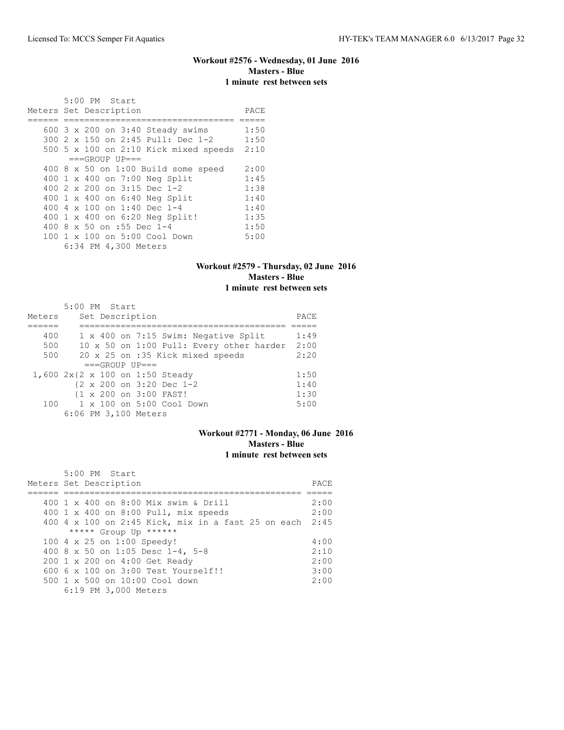### Workout #2576 - Wednesday, 01 June 2016
**Masters - Blue**
**1 minute rest between sets**

5:00 PM Start

| Meters | Set Description | PACE |
|---|---|---|
| 600 | 3 x 200 on 3:40 Steady swims | 1:50 |
| 300 | 2 x 150 on 2:45 Pull: Dec 1-2 | 1:50 |
| 500 | 5 x 100 on 2:10 Kick mixed speeds | 2:10 |
| | ===GROUP UP=== | |
| 400 | 8 x 50 on 1:00 Build some speed | 2:00 |
| 400 | 1 x 400 on 7:00 Neg Split | 1:45 |
| 400 | 2 x 200 on 3:15 Dec 1-2 | 1:38 |
| 400 | 1 x 400 on 6:40 Neg Split | 1:40 |
| 400 | 4 x 100 on 1:40 Dec 1-4 | 1:40 |
| 400 | 1 x 400 on 6:20 Neg Split! | 1:35 |
| 400 | 8 x 50 on :55 Dec 1-4 | 1:50 |
| 100 | 1 x 100 on 5:00 Cool Down | 5:00 |
| | 6:34 PM 4,300 Meters | |

### Workout #2579 - Thursday, 02 June 2016
**Masters - Blue**
**1 minute rest between sets**

5:00 PM Start

| Meters | Set Description | PACE |
|---|---|---|
| 400 | 1 x 400 on 7:15 Swim: Negative Split | 1:49 |
| 500 | 10 x 50 on 1:00 Pull: Every other harder | 2:00 |
| 500 | 20 x 25 on :35 Kick mixed speeds | 2:20 |
| | ===GROUP UP=== | |
| 1,600 | 2x{2 x 100 on 1:50 Steady | 1:50 |
| | {2 x 200 on 3:20 Dec 1-2 | 1:40 |
| | {1 x 200 on 3:00 FAST! | 1:30 |
| 100 | 1 x 100 on 5:00 Cool Down | 5:00 |
| | 6:06 PM 3,100 Meters | |

### Workout #2771 - Monday, 06 June 2016
**Masters - Blue**
**1 minute rest between sets**

5:00 PM Start

| Meters | Set Description | PACE |
|---|---|---|
| 400 | 1 x 400 on 8:00 Mix swim & Drill | 2:00 |
| 400 | 1 x 400 on 8:00 Pull, mix speeds | 2:00 |
| 400 | 4 x 100 on 2:45 Kick, mix in a fast 25 on each | 2:45 |
| | ***** Group Up ****** | |
| 100 | 4 x 25 on 1:00 Speedy! | 4:00 |
| 400 | 8 x 50 on 1:05 Desc 1-4, 5-8 | 2:10 |
| 200 | 1 x 200 on 4:00 Get Ready | 2:00 |
| 600 | 6 x 100 on 3:00 Test Yourself!! | 3:00 |
| 500 | 1 x 500 on 10:00 Cool down | 2:00 |
| | 6:19 PM 3,000 Meters | |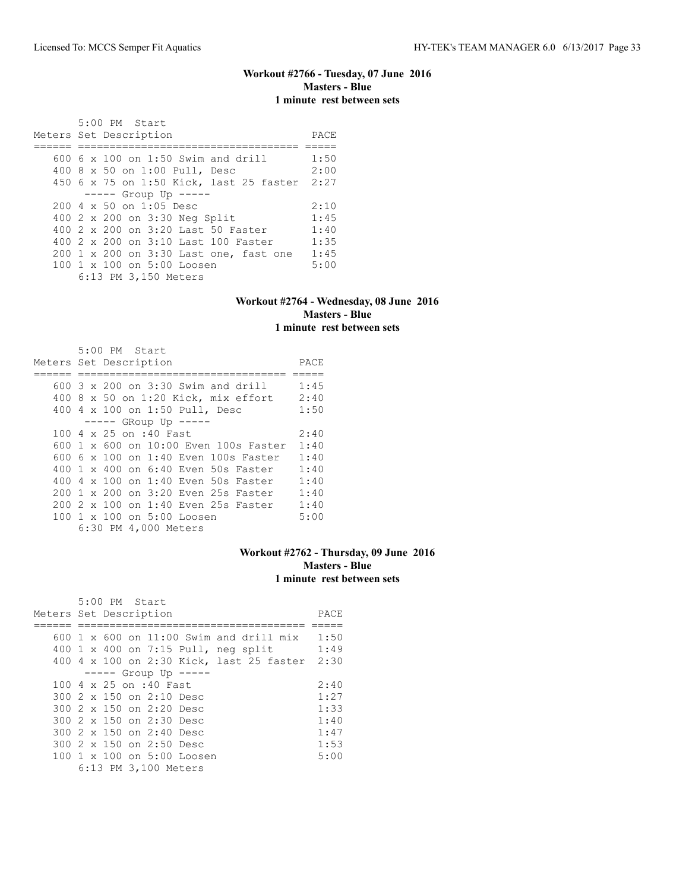**Workout #2766 - Tuesday, 07 June 2016**
**Masters - Blue**
**1 minute rest between sets**

```
       5:00 PM  Start
Meters Set Description                       PACE
====== ==================================== =====
   600 6 x 100 on 1:50 Swim and drill        1:50
   400 8 x 50 on 1:00 Pull, Desc             2:00
   450 6 x 75 on 1:50 Kick, last 25 faster  2:27
       ----- Group Up -----
   200 4 x 50 on 1:05 Desc                   2:10
   400 2 x 200 on 3:30 Neg Split             1:45
   400 2 x 200 on 3:20 Last 50 Faster        1:40
   400 2 x 200 on 3:10 Last 100 Faster       1:35
   200 1 x 200 on 3:30 Last one, fast one    1:45
   100 1 x 100 on 5:00 Loosen                5:00
       6:13 PM 3,150 Meters
```

**Workout #2764 - Wednesday, 08 June 2016**
**Masters - Blue**
**1 minute rest between sets**

```
       5:00 PM  Start
Meters Set Description                      PACE
====== ================================== =====
   600 3 x 200 on 3:30 Swim and drill      1:45
   400 8 x 50 on 1:20 Kick, mix effort     2:40
   400 4 x 100 on 1:50 Pull, Desc          1:50
       ----- GRoup Up -----
   100 4 x 25 on :40 Fast                  2:40
   600 1 x 600 on 10:00 Even 100s Faster   1:40
   600 6 x 100 on 1:40 Even 100s Faster    1:40
   400 1 x 400 on 6:40 Even 50s Faster     1:40
   400 4 x 100 on 1:40 Even 50s Faster     1:40
   200 1 x 200 on 3:20 Even 25s Faster     1:40
   200 2 x 100 on 1:40 Even 25s Faster     1:40
   100 1 x 100 on 5:00 Loosen              5:00
       6:30 PM 4,000 Meters
```

**Workout #2762 - Thursday, 09 June 2016**
**Masters - Blue**
**1 minute rest between sets**

```
       5:00 PM  Start
Meters Set Description                          PACE
====== ====================================== =====
   600 1 x 600 on 11:00 Swim and drill mix     1:50
   400 1 x 400 on 7:15 Pull, neg split         1:49
   400 4 x 100 on 2:30 Kick, last 25 faster   2:30
       ----- Group Up -----
   100 4 x 25 on :40 Fast                      2:40
   300 2 x 150 on 2:10 Desc                    1:27
   300 2 x 150 on 2:20 Desc                    1:33
   300 2 x 150 on 2:30 Desc                    1:40
   300 2 x 150 on 2:40 Desc                    1:47
   300 2 x 150 on 2:50 Desc                    1:53
   100 1 x 100 on 5:00 Loosen                  5:00
       6:13 PM 3,100 Meters
```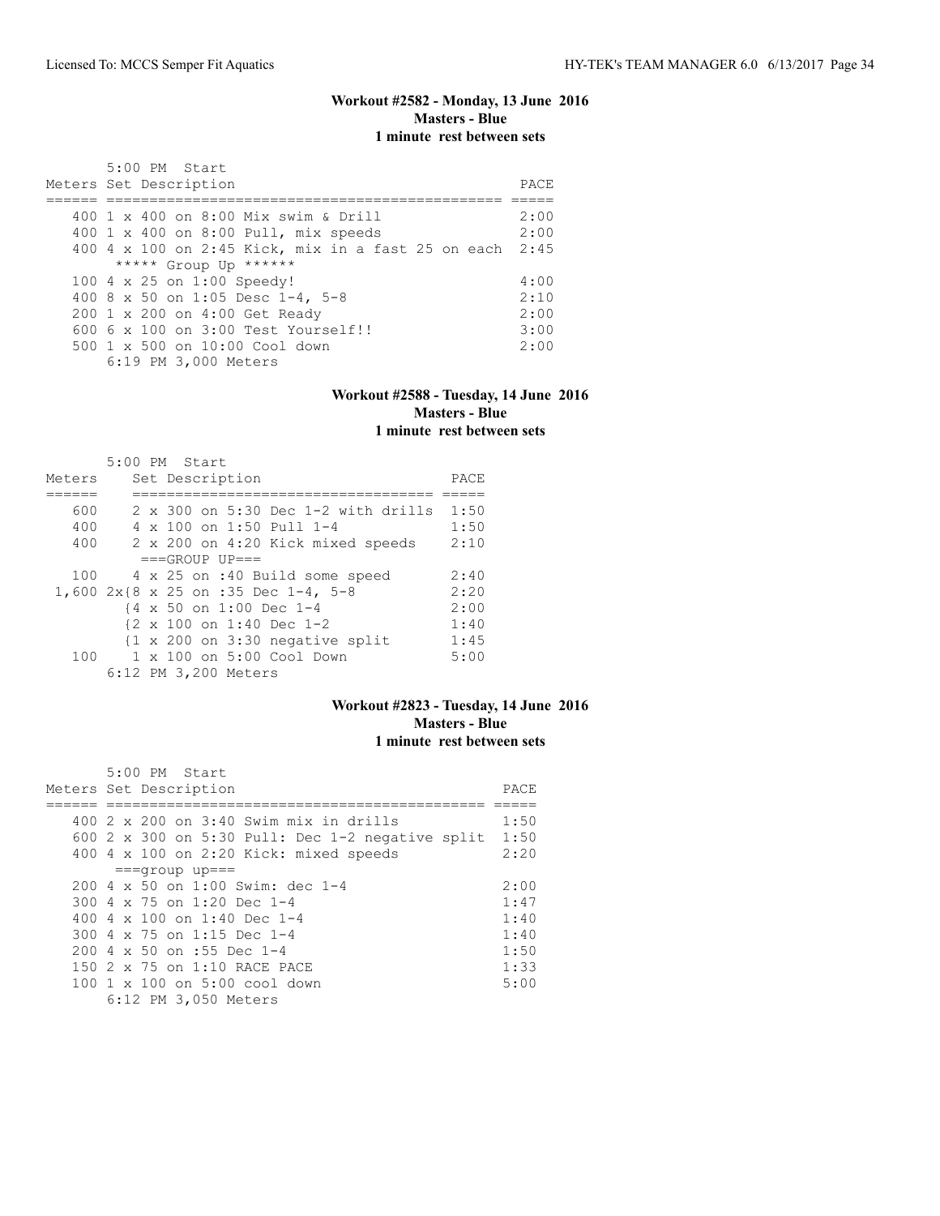### Workout #2582 - Monday, 13 June 2016
**Masters - Blue**
**1 minute rest between sets**

5:00 PM Start

| Meters | Set Description | PACE |
|---|---|---|
| 400 | 1 x 400 on 8:00 Mix swim & Drill | 2:00 |
| 400 | 1 x 400 on 8:00 Pull, mix speeds | 2:00 |
| 400 | 4 x 100 on 2:45 Kick, mix in a fast 25 on each | 2:45 |
| | ***** Group Up ****** | |
| 100 | 4 x 25 on 1:00 Speedy! | 4:00 |
| 400 | 8 x 50 on 1:05 Desc 1-4, 5-8 | 2:10 |
| 200 | 1 x 200 on 4:00 Get Ready | 2:00 |
| 600 | 6 x 100 on 3:00 Test Yourself!! | 3:00 |
| 500 | 1 x 500 on 10:00 Cool down | 2:00 |
| | 6:19 PM 3,000 Meters | |

### Workout #2588 - Tuesday, 14 June 2016
**Masters - Blue**
**1 minute rest between sets**

5:00 PM Start

| Meters | Set Description | PACE |
|---|---|---|
| 600 | 2 x 300 on 5:30 Dec 1-2 with drills | 1:50 |
| 400 | 4 x 100 on 1:50 Pull 1-4 | 1:50 |
| 400 | 2 x 200 on 4:20 Kick mixed speeds | 2:10 |
| | ===GROUP UP=== | |
| 100 | 4 x 25 on :40 Build some speed | 2:40 |
| 1,600 | 2x{8 x 25 on :35 Dec 1-4, 5-8 | 2:20 |
| | {4 x 50 on 1:00 Dec 1-4 | 2:00 |
| | {2 x 100 on 1:40 Dec 1-2 | 1:40 |
| | {1 x 200 on 3:30 negative split | 1:45 |
| 100 | 1 x 100 on 5:00 Cool Down | 5:00 |
| | 6:12 PM 3,200 Meters | |

### Workout #2823 - Tuesday, 14 June 2016
**Masters - Blue**
**1 minute rest between sets**

5:00 PM Start

| Meters | Set Description | PACE |
|---|---|---|
| 400 | 2 x 200 on 3:40 Swim mix in drills | 1:50 |
| 600 | 2 x 300 on 5:30 Pull: Dec 1-2 negative split | 1:50 |
| 400 | 4 x 100 on 2:20 Kick: mixed speeds | 2:20 |
| | ===group up=== | |
| 200 | 4 x 50 on 1:00 Swim: dec 1-4 | 2:00 |
| 300 | 4 x 75 on 1:20 Dec 1-4 | 1:47 |
| 400 | 4 x 100 on 1:40 Dec 1-4 | 1:40 |
| 300 | 4 x 75 on 1:15 Dec 1-4 | 1:40 |
| 200 | 4 x 50 on :55 Dec 1-4 | 1:50 |
| 150 | 2 x 75 on 1:10 RACE PACE | 1:33 |
| 100 | 1 x 100 on 5:00 cool down | 5:00 |
| | 6:12 PM 3,050 Meters | |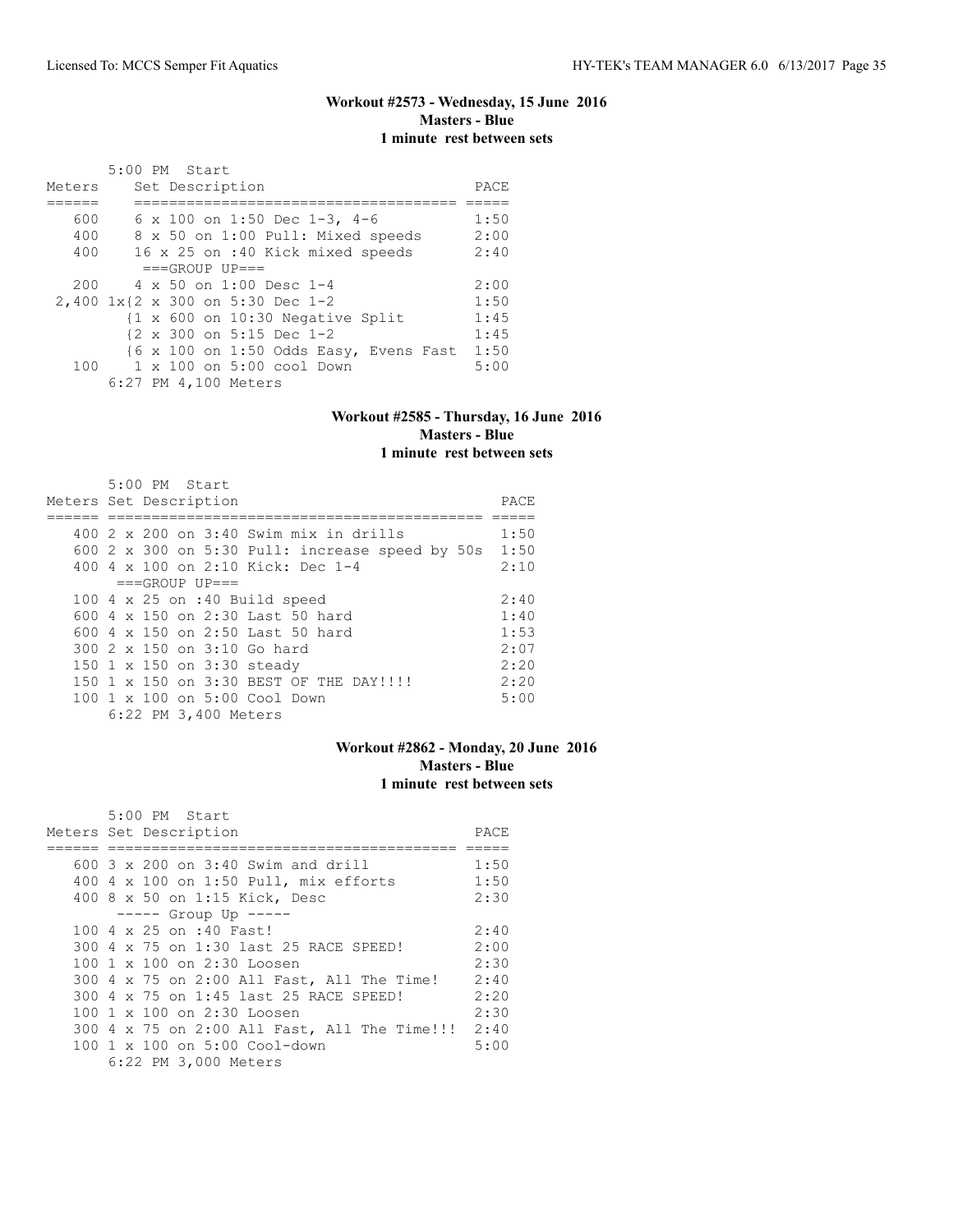### Workout #2573 - Wednesday, 15 June 2016
**Masters - Blue**
**1 minute rest between sets**

5:00 PM Start

| Meters | Set Description | PACE |
| --- | --- | --- |
| 600 | 6 x 100 on 1:50 Dec 1-3, 4-6 | 1:50 |
| 400 | 8 x 50 on 1:00 Pull: Mixed speeds | 2:00 |
| 400 | 16 x 25 on :40 Kick mixed speeds | 2:40 |
| | ===GROUP UP=== | |
| 200 | 4 x 50 on 1:00 Desc 1-4 | 2:00 |
| 2,400 | 1x{2 x 300 on 5:30 Dec 1-2 | 1:50 |
| | {1 x 600 on 10:30 Negative Split | 1:45 |
| | {2 x 300 on 5:15 Dec 1-2 | 1:45 |
| | {6 x 100 on 1:50 Odds Easy, Evens Fast | 1:50 |
| 100 | 1 x 100 on 5:00 cool Down | 5:00 |

6:27 PM 4,100 Meters

### Workout #2585 - Thursday, 16 June 2016
**Masters - Blue**
**1 minute rest between sets**

5:00 PM Start

| Meters | Set Description | PACE |
| --- | --- | --- |
| 400 | 2 x 200 on 3:40 Swim mix in drills | 1:50 |
| 600 | 2 x 300 on 5:30 Pull: increase speed by 50s | 1:50 |
| 400 | 4 x 100 on 2:10 Kick: Dec 1-4 | 2:10 |
| | ===GROUP UP=== | |
| 100 | 4 x 25 on :40 Build speed | 2:40 |
| 600 | 4 x 150 on 2:30 Last 50 hard | 1:40 |
| 600 | 4 x 150 on 2:50 Last 50 hard | 1:53 |
| 300 | 2 x 150 on 3:10 Go hard | 2:07 |
| 150 | 1 x 150 on 3:30 steady | 2:20 |
| 150 | 1 x 150 on 3:30 BEST OF THE DAY!!!! | 2:20 |
| 100 | 1 x 100 on 5:00 Cool Down | 5:00 |

6:22 PM 3,400 Meters

### Workout #2862 - Monday, 20 June 2016
**Masters - Blue**
**1 minute rest between sets**

5:00 PM Start

| Meters | Set Description | PACE |
| --- | --- | --- |
| 600 | 3 x 200 on 3:40 Swim and drill | 1:50 |
| 400 | 4 x 100 on 1:50 Pull, mix efforts | 1:50 |
| 400 | 8 x 50 on 1:15 Kick, Desc | 2:30 |
| | ----- Group Up ----- | |
| 100 | 4 x 25 on :40 Fast! | 2:40 |
| 300 | 4 x 75 on 1:30 last 25 RACE SPEED! | 2:00 |
| 100 | 1 x 100 on 2:30 Loosen | 2:30 |
| 300 | 4 x 75 on 2:00 All Fast, All The Time! | 2:40 |
| 300 | 4 x 75 on 1:45 last 25 RACE SPEED! | 2:20 |
| 100 | 1 x 100 on 2:30 Loosen | 2:30 |
| 300 | 4 x 75 on 2:00 All Fast, All The Time!!! | 2:40 |
| 100 | 1 x 100 on 5:00 Cool-down | 5:00 |

6:22 PM 3,000 Meters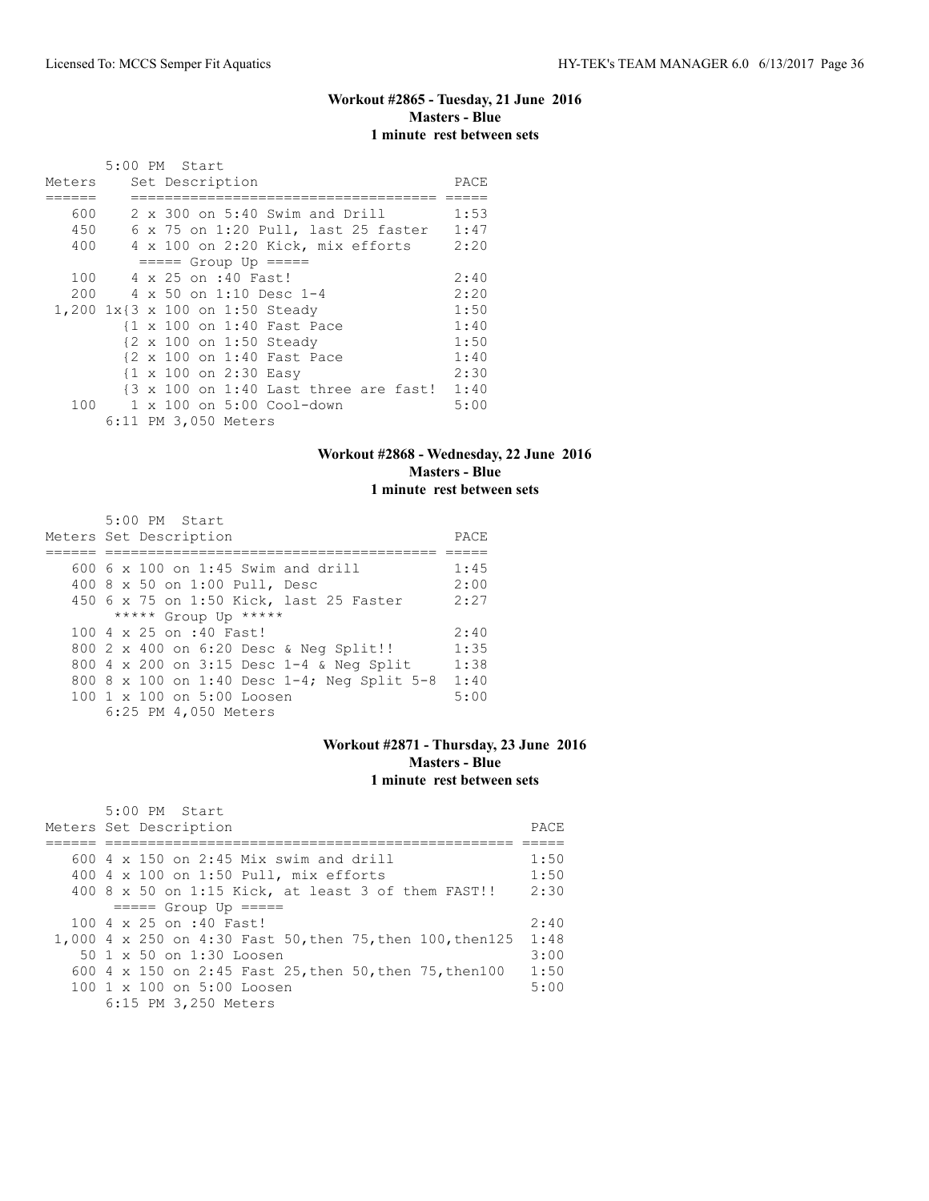### Workout #2865 - Tuesday, 21 June 2016
**Masters - Blue**
**1 minute rest between sets**

5:00 PM Start

| Meters | Set Description | PACE |
|---|---|---|
| 600 | 2 x 300 on 5:40 Swim and Drill | 1:53 |
| 450 | 6 x 75 on 1:20 Pull, last 25 faster | 1:47 |
| 400 | 4 x 100 on 2:20 Kick, mix efforts | 2:20 |
| | ===== Group Up ===== | |
| 100 | 4 x 25 on :40 Fast! | 2:40 |
| 200 | 4 x 50 on 1:10 Desc 1-4 | 2:20 |
| 1,200 | 1x{3 x 100 on 1:50 Steady | 1:50 |
| | {1 x 100 on 1:40 Fast Pace | 1:40 |
| | {2 x 100 on 1:50 Steady | 1:50 |
| | {2 x 100 on 1:40 Fast Pace | 1:40 |
| | {1 x 100 on 2:30 Easy | 2:30 |
| | {3 x 100 on 1:40 Last three are fast! | 1:40 |
| 100 | 1 x 100 on 5:00 Cool-down | 5:00 |

6:11 PM 3,050 Meters

### Workout #2868 - Wednesday, 22 June 2016
**Masters - Blue**
**1 minute rest between sets**

5:00 PM Start

| Meters | Set Description | PACE |
|---|---|---|
| 600 | 6 x 100 on 1:45 Swim and drill | 1:45 |
| 400 | 8 x 50 on 1:00 Pull, Desc | 2:00 |
| 450 | 6 x 75 on 1:50 Kick, last 25 Faster | 2:27 |
| | ***** Group Up ***** | |
| 100 | 4 x 25 on :40 Fast! | 2:40 |
| 800 | 2 x 400 on 6:20 Desc & Neg Split!! | 1:35 |
| 800 | 4 x 200 on 3:15 Desc 1-4 & Neg Split | 1:38 |
| 800 | 8 x 100 on 1:40 Desc 1-4; Neg Split 5-8 | 1:40 |
| 100 | 1 x 100 on 5:00 Loosen | 5:00 |

6:25 PM 4,050 Meters

### Workout #2871 - Thursday, 23 June 2016
**Masters - Blue**
**1 minute rest between sets**

5:00 PM Start

| Meters | Set Description | PACE |
|---|---|---|
| 600 | 4 x 150 on 2:45 Mix swim and drill | 1:50 |
| 400 | 4 x 100 on 1:50 Pull, mix efforts | 1:50 |
| 400 | 8 x 50 on 1:15 Kick, at least 3 of them FAST!! | 2:30 |
| | ===== Group Up ===== | |
| 100 | 4 x 25 on :40 Fast! | 2:40 |
| 1,000 | 4 x 250 on 4:30 Fast 50,then 75,then 100,then125 | 1:48 |
| 50 | 1 x 50 on 1:30 Loosen | 3:00 |
| 600 | 4 x 150 on 2:45 Fast 25,then 50,then 75,then100 | 1:50 |
| 100 | 1 x 100 on 5:00 Loosen | 5:00 |

6:15 PM 3,250 Meters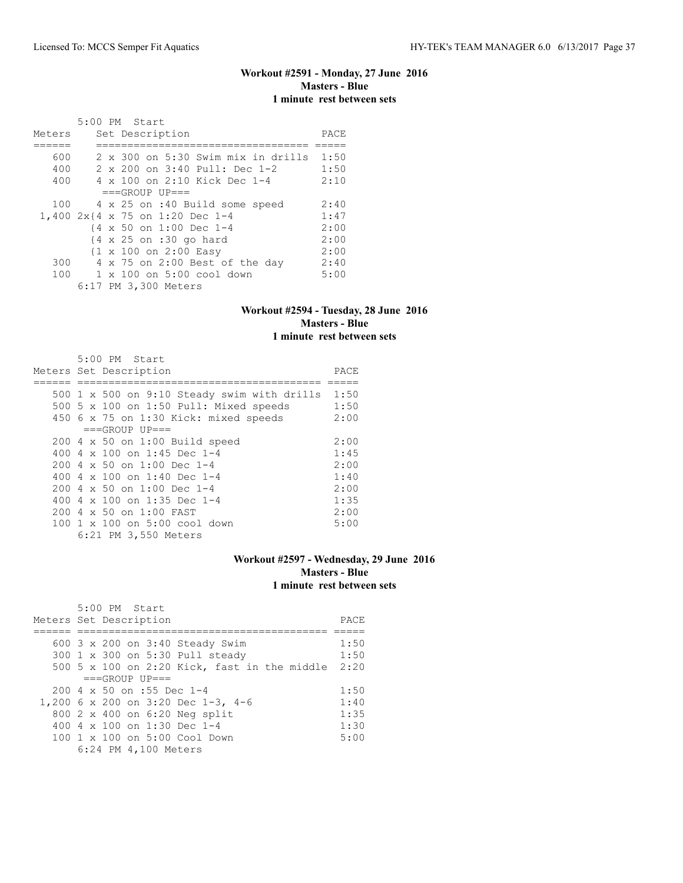### Workout #2591 - Monday, 27 June 2016
**Masters - Blue**
**1 minute rest between sets**

5:00 PM Start

| Meters | Set Description | PACE |
|---|---|---|
| 600 | 2 x 300 on 5:30 Swim mix in drills | 1:50 |
| 400 | 2 x 200 on 3:40 Pull: Dec 1-2 | 1:50 |
| 400 | 4 x 100 on 2:10 Kick Dec 1-4 | 2:10 |
| | ===GROUP UP=== | |
| 100 | 4 x 25 on :40 Build some speed | 2:40 |
| 1,400 | 2x{4 x 75 on 1:20 Dec 1-4 | 1:47 |
| | {4 x 50 on 1:00 Dec 1-4 | 2:00 |
| | {4 x 25 on :30 go hard | 2:00 |
| | {1 x 100 on 2:00 Easy | 2:00 |
| 300 | 4 x 75 on 2:00 Best of the day | 2:40 |
| 100 | 1 x 100 on 5:00 cool down | 5:00 |
| | 6:17 PM 3,300 Meters | |

### Workout #2594 - Tuesday, 28 June 2016
**Masters - Blue**
**1 minute rest between sets**

5:00 PM Start

| Meters | Set Description | PACE |
|---|---|---|
| 500 | 1 x 500 on 9:10 Steady swim with drills | 1:50 |
| 500 | 5 x 100 on 1:50 Pull: Mixed speeds | 1:50 |
| 450 | 6 x 75 on 1:30 Kick: mixed speeds | 2:00 |
| | ===GROUP UP=== | |
| 200 | 4 x 50 on 1:00 Build speed | 2:00 |
| 400 | 4 x 100 on 1:45 Dec 1-4 | 1:45 |
| 200 | 4 x 50 on 1:00 Dec 1-4 | 2:00 |
| 400 | 4 x 100 on 1:40 Dec 1-4 | 1:40 |
| 200 | 4 x 50 on 1:00 Dec 1-4 | 2:00 |
| 400 | 4 x 100 on 1:35 Dec 1-4 | 1:35 |
| 200 | 4 x 50 on 1:00 FAST | 2:00 |
| 100 | 1 x 100 on 5:00 cool down | 5:00 |
| | 6:21 PM 3,550 Meters | |

### Workout #2597 - Wednesday, 29 June 2016
**Masters - Blue**
**1 minute rest between sets**

5:00 PM Start

| Meters | Set Description | PACE |
|---|---|---|
| 600 | 3 x 200 on 3:40 Steady Swim | 1:50 |
| 300 | 1 x 300 on 5:30 Pull steady | 1:50 |
| 500 | 5 x 100 on 2:20 Kick, fast in the middle | 2:20 |
| | ===GROUP UP=== | |
| 200 | 4 x 50 on :55 Dec 1-4 | 1:50 |
| 1,200 | 6 x 200 on 3:20 Dec 1-3, 4-6 | 1:40 |
| 800 | 2 x 400 on 6:20 Neg split | 1:35 |
| 400 | 4 x 100 on 1:30 Dec 1-4 | 1:30 |
| 100 | 1 x 100 on 5:00 Cool Down | 5:00 |
| | 6:24 PM 4,100 Meters | |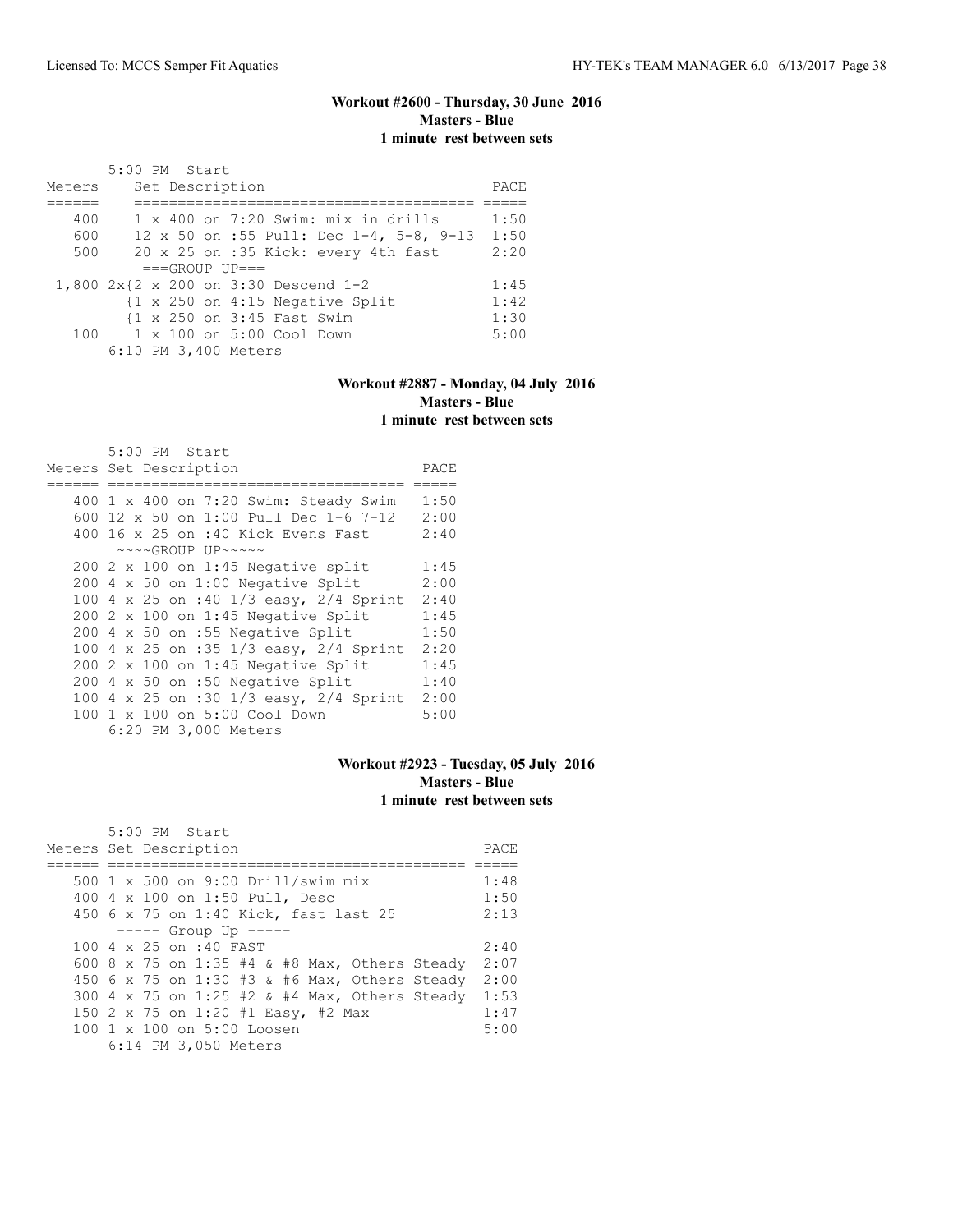### Workout #2600 - Thursday, 30 June 2016
**Masters - Blue**
**1 minute rest between sets**

```
       5:00 PM  Start
Meters    Set Description                              PACE
======    ======================================= =====
   400    1 x 400 on 7:20 Swim: mix in drills      1:50
   600    12 x 50 on :55 Pull: Dec 1-4, 5-8, 9-13  1:50
   500    20 x 25 on :35 Kick: every 4th fast      2:20
          ===GROUP UP===
 1,800 2x{2 x 200 on 3:30 Descend 1-2              1:45
         {1 x 250 on 4:15 Negative Split           1:42
         {1 x 250 on 3:45 Fast Swim                1:30
   100    1 x 100 on 5:00 Cool Down                5:00
       6:10 PM 3,400 Meters
```

### Workout #2887 - Monday, 04 July 2016
**Masters - Blue**
**1 minute rest between sets**

```
       5:00 PM  Start
Meters Set Description                         PACE
====== ================================= =====
   400 1 x 400 on 7:20 Swim: Steady Swim    1:50
   600 12 x 50 on 1:00 Pull Dec 1-6 7-12    2:00
   400 16 x 25 on :40 Kick Evens Fast       2:40
       ~~~~GROUP UP~~~~~
   200 2 x 100 on 1:45 Negative split       1:45
   200 4 x 50 on 1:00 Negative Split        2:00
   100 4 x 25 on :40 1/3 easy, 2/4 Sprint   2:40
   200 2 x 100 on 1:45 Negative Split       1:45
   200 4 x 50 on :55 Negative Split         1:50
   100 4 x 25 on :35 1/3 easy, 2/4 Sprint   2:20
   200 2 x 100 on 1:45 Negative Split       1:45
   200 4 x 50 on :50 Negative Split         1:40
   100 4 x 25 on :30 1/3 easy, 2/4 Sprint   2:00
   100 1 x 100 on 5:00 Cool Down            5:00
       6:20 PM 3,000 Meters
```

### Workout #2923 - Tuesday, 05 July 2016
**Masters - Blue**
**1 minute rest between sets**

```
       5:00 PM  Start
Meters Set Description                                   PACE
====== ========================================= =====
   500 1 x 500 on 9:00 Drill/swim mix                 1:48
   400 4 x 100 on 1:50 Pull, Desc                     1:50
   450 6 x 75 on 1:40 Kick, fast last 25              2:13
       ----- Group Up -----
   100 4 x 25 on :40 FAST                             2:40
   600 8 x 75 on 1:35 #4 & #8 Max, Others Steady      2:07
   450 6 x 75 on 1:30 #3 & #6 Max, Others Steady      2:00
   300 4 x 75 on 1:25 #2 & #4 Max, Others Steady      1:53
   150 2 x 75 on 1:20 #1 Easy, #2 Max                 1:47
   100 1 x 100 on 5:00 Loosen                         5:00
       6:14 PM 3,050 Meters
```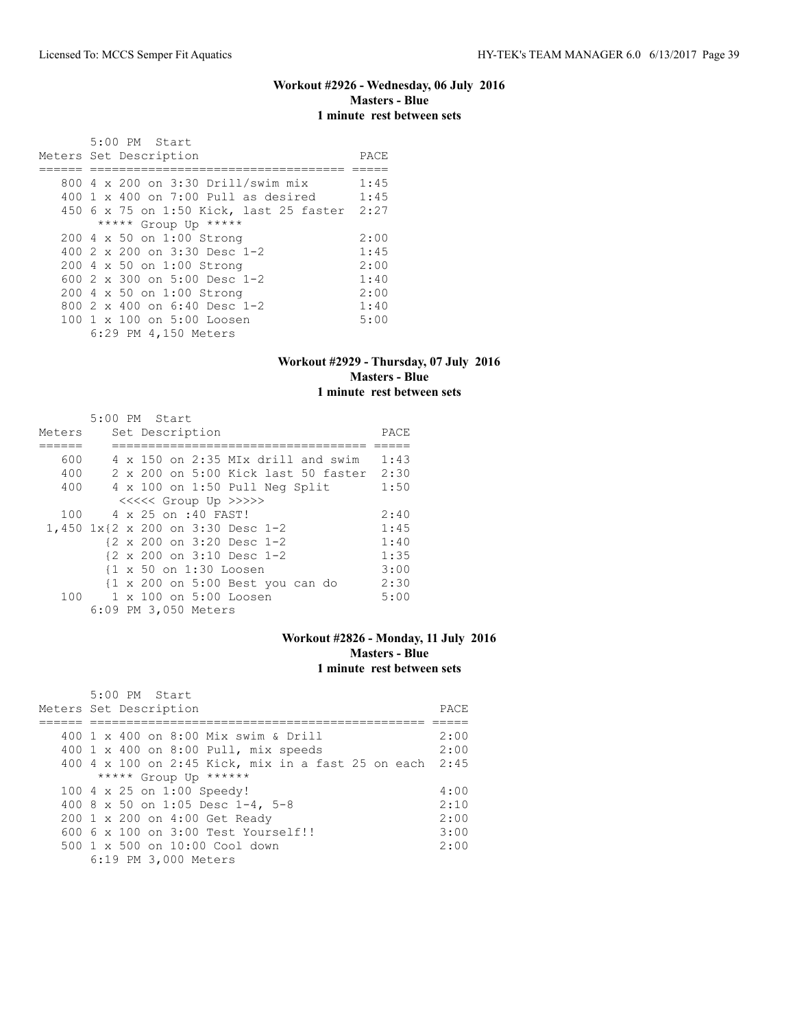### Workout #2926 - Wednesday, 06 July 2016
**Masters - Blue**
**1 minute rest between sets**

5:00 PM Start

| Meters | Set Description | PACE |
|---|---|---|
| 800 | 4 x 200 on 3:30 Drill/swim mix | 1:45 |
| 400 | 1 x 400 on 7:00 Pull as desired | 1:45 |
| 450 | 6 x 75 on 1:50 Kick, last 25 faster | 2:27 |
| | ***** Group Up ***** | |
| 200 | 4 x 50 on 1:00 Strong | 2:00 |
| 400 | 2 x 200 on 3:30 Desc 1-2 | 1:45 |
| 200 | 4 x 50 on 1:00 Strong | 2:00 |
| 600 | 2 x 300 on 5:00 Desc 1-2 | 1:40 |
| 200 | 4 x 50 on 1:00 Strong | 2:00 |
| 800 | 2 x 400 on 6:40 Desc 1-2 | 1:40 |
| 100 | 1 x 100 on 5:00 Loosen | 5:00 |

6:29 PM 4,150 Meters

### Workout #2929 - Thursday, 07 July 2016
**Masters - Blue**
**1 minute rest between sets**

5:00 PM Start

| Meters | Set Description | PACE |
|---|---|---|
| 600 | 4 x 150 on 2:35 MIx drill and swim | 1:43 |
| 400 | 2 x 200 on 5:00 Kick last 50 faster | 2:30 |
| 400 | 4 x 100 on 1:50 Pull Neg Split | 1:50 |
| | <<<<< Group Up >>>>> | |
| 100 | 4 x 25 on :40 FAST! | 2:40 |
| 1,450 | 1x{2 x 200 on 3:30 Desc 1-2 | 1:45 |
| | {2 x 200 on 3:20 Desc 1-2 | 1:40 |
| | {2 x 200 on 3:10 Desc 1-2 | 1:35 |
| | {1 x 50 on 1:30 Loosen | 3:00 |
| | {1 x 200 on 5:00 Best you can do | 2:30 |
| 100 | 1 x 100 on 5:00 Loosen | 5:00 |

6:09 PM 3,050 Meters

### Workout #2826 - Monday, 11 July 2016
**Masters - Blue**
**1 minute rest between sets**

5:00 PM Start

| Meters | Set Description | PACE |
|---|---|---|
| 400 | 1 x 400 on 8:00 Mix swim & Drill | 2:00 |
| 400 | 1 x 400 on 8:00 Pull, mix speeds | 2:00 |
| 400 | 4 x 100 on 2:45 Kick, mix in a fast 25 on each | 2:45 |
| | ***** Group Up ****** | |
| 100 | 4 x 25 on 1:00 Speedy! | 4:00 |
| 400 | 8 x 50 on 1:05 Desc 1-4, 5-8 | 2:10 |
| 200 | 1 x 200 on 4:00 Get Ready | 2:00 |
| 600 | 6 x 100 on 3:00 Test Yourself!! | 3:00 |
| 500 | 1 x 500 on 10:00 Cool down | 2:00 |

6:19 PM 3,000 Meters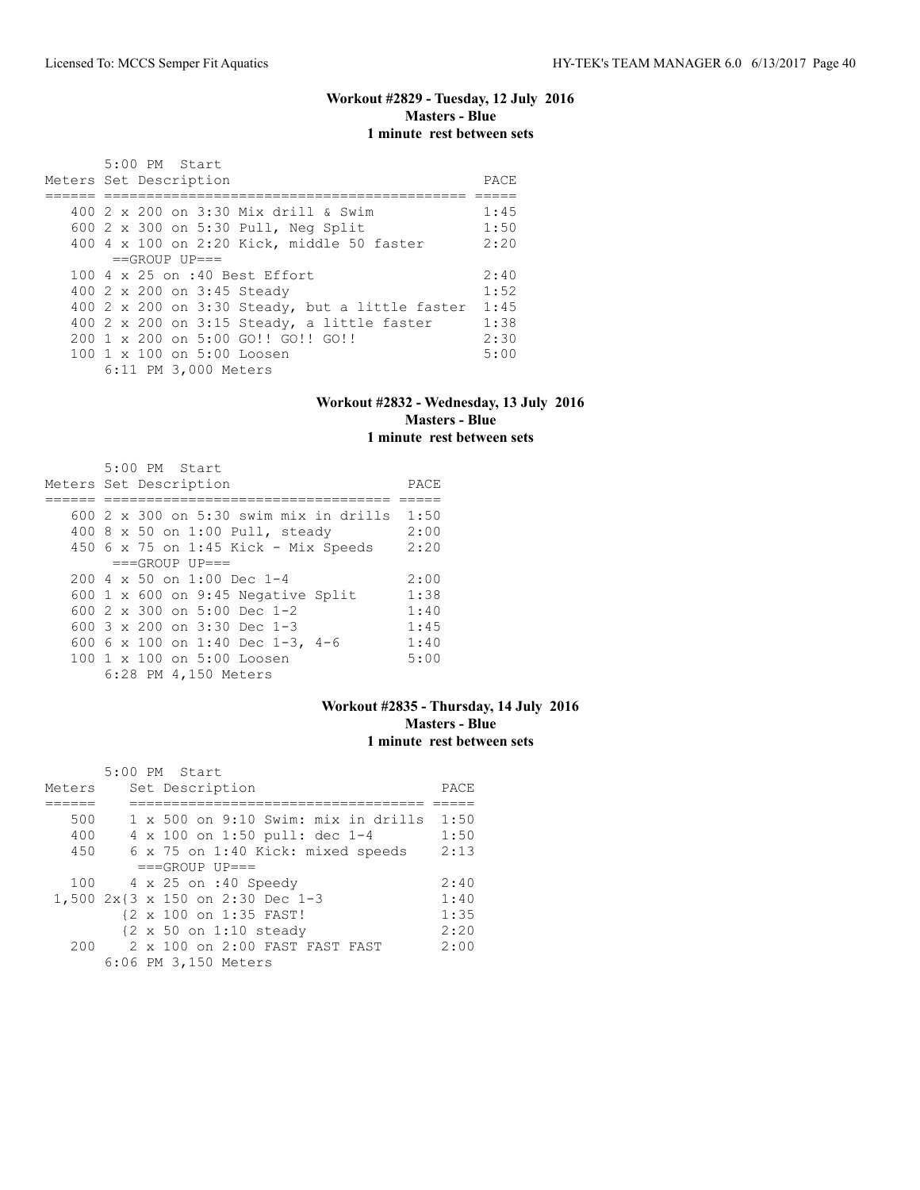### Workout #2829 - Tuesday, 12 July 2016
**Masters - Blue**
**1 minute rest between sets**

```
       5:00 PM  Start
Meters Set Description                              PACE
====== ============================================ =====
   400 2 x 200 on 3:30 Mix drill & Swim             1:45
   600 2 x 300 on 5:30 Pull, Neg Split              1:50
   400 4 x 100 on 2:20 Kick, middle 50 faster       2:20
        ==GROUP UP===
   100 4 x 25 on :40 Best Effort                    2:40
   400 2 x 200 on 3:45 Steady                       1:52
   400 2 x 200 on 3:30 Steady, but a little faster  1:45
   400 2 x 200 on 3:15 Steady, a little faster      1:38
   200 1 x 200 on 5:00 GO!! GO!! GO!!               2:30
   100 1 x 100 on 5:00 Loosen                       5:00
       6:11 PM 3,000 Meters
```

### Workout #2832 - Wednesday, 13 July 2016
**Masters - Blue**
**1 minute rest between sets**

```
       5:00 PM  Start
Meters Set Description                       PACE
====== ================================== =====
   600 2 x 300 on 5:30 swim mix in drills  1:50
   400 8 x 50 on 1:00 Pull, steady         2:00
   450 6 x 75 on 1:45 Kick - Mix Speeds    2:20
        ===GROUP UP===
   200 4 x 50 on 1:00 Dec 1-4              2:00
   600 1 x 600 on 9:45 Negative Split      1:38
   600 2 x 300 on 5:00 Dec 1-2             1:40
   600 3 x 200 on 3:30 Dec 1-3             1:45
   600 6 x 100 on 1:40 Dec 1-3, 4-6        1:40
   100 1 x 100 on 5:00 Loosen              5:00
       6:28 PM 4,150 Meters
```

### Workout #2835 - Thursday, 14 July 2016
**Masters - Blue**
**1 minute rest between sets**

```
       5:00 PM  Start
Meters     Set Description                        PACE
======     =================================== =====
   500     1 x 500 on 9:10 Swim: mix in drills  1:50
   400     4 x 100 on 1:50 pull: dec 1-4        1:50
   450     6 x 75 on 1:40 Kick: mixed speeds    2:13
            ===GROUP UP===
   100     4 x 25 on :40 Speedy                 2:40
 1,500 2x{3 x 150 on 2:30 Dec 1-3               1:40
        {2 x 100 on 1:35 FAST!                  1:35
        {2 x 50 on 1:10 steady                  2:20
   200     2 x 100 on 2:00 FAST FAST FAST       2:00
       6:06 PM 3,150 Meters
```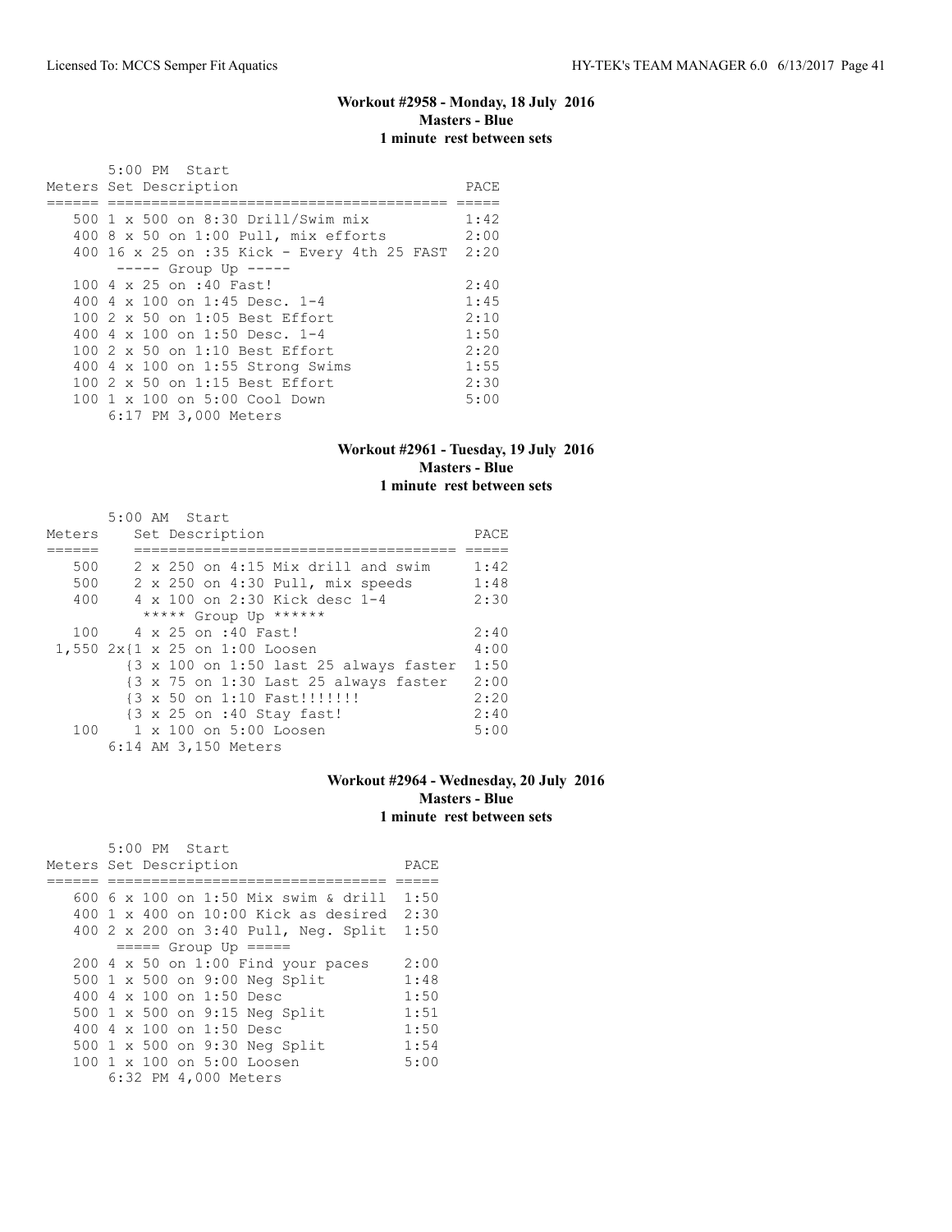### Workout #2958 - Monday, 18 July 2016
**Masters - Blue**
**1 minute rest between sets**

5:00 PM Start

| Meters | Set Description | PACE |
|---|---|---|
| 500 | 1 x 500 on 8:30 Drill/Swim mix | 1:42 |
| 400 | 8 x 50 on 1:00 Pull, mix efforts | 2:00 |
| 400 | 16 x 25 on :35 Kick - Every 4th 25 FAST | 2:20 |
| | ----- Group Up ----- | |
| 100 | 4 x 25 on :40 Fast! | 2:40 |
| 400 | 4 x 100 on 1:45 Desc. 1-4 | 1:45 |
| 100 | 2 x 50 on 1:05 Best Effort | 2:10 |
| 400 | 4 x 100 on 1:50 Desc. 1-4 | 1:50 |
| 100 | 2 x 50 on 1:10 Best Effort | 2:20 |
| 400 | 4 x 100 on 1:55 Strong Swims | 1:55 |
| 100 | 2 x 50 on 1:15 Best Effort | 2:30 |
| 100 | 1 x 100 on 5:00 Cool Down | 5:00 |

6:17 PM 3,000 Meters

### Workout #2961 - Tuesday, 19 July 2016
**Masters - Blue**
**1 minute rest between sets**

5:00 AM Start

| Meters | Set Description | PACE |
|---|---|---|
| 500 | 2 x 250 on 4:15 Mix drill and swim | 1:42 |
| 500 | 2 x 250 on 4:30 Pull, mix speeds | 1:48 |
| 400 | 4 x 100 on 2:30 Kick desc 1-4 | 2:30 |
| | ***** Group Up ****** | |
| 100 | 4 x 25 on :40 Fast! | 2:40 |
| 1,550 | 2x{1 x 25 on 1:00 Loosen | 4:00 |
| | {3 x 100 on 1:50 last 25 always faster | 1:50 |
| | {3 x 75 on 1:30 Last 25 always faster | 2:00 |
| | {3 x 50 on 1:10 Fast!!!!!!! | 2:20 |
| | {3 x 25 on :40 Stay fast! | 2:40 |
| 100 | 1 x 100 on 5:00 Loosen | 5:00 |

6:14 AM 3,150 Meters

### Workout #2964 - Wednesday, 20 July 2016
**Masters - Blue**
**1 minute rest between sets**

5:00 PM Start

| Meters | Set Description | PACE |
|---|---|---|
| 600 | 6 x 100 on 1:50 Mix swim & drill | 1:50 |
| 400 | 1 x 400 on 10:00 Kick as desired | 2:30 |
| 400 | 2 x 200 on 3:40 Pull, Neg. Split | 1:50 |
| | ===== Group Up ===== | |
| 200 | 4 x 50 on 1:00 Find your paces | 2:00 |
| 500 | 1 x 500 on 9:00 Neg Split | 1:48 |
| 400 | 4 x 100 on 1:50 Desc | 1:50 |
| 500 | 1 x 500 on 9:15 Neg Split | 1:51 |
| 400 | 4 x 100 on 1:50 Desc | 1:50 |
| 500 | 1 x 500 on 9:30 Neg Split | 1:54 |
| 100 | 1 x 100 on 5:00 Loosen | 5:00 |

6:32 PM 4,000 Meters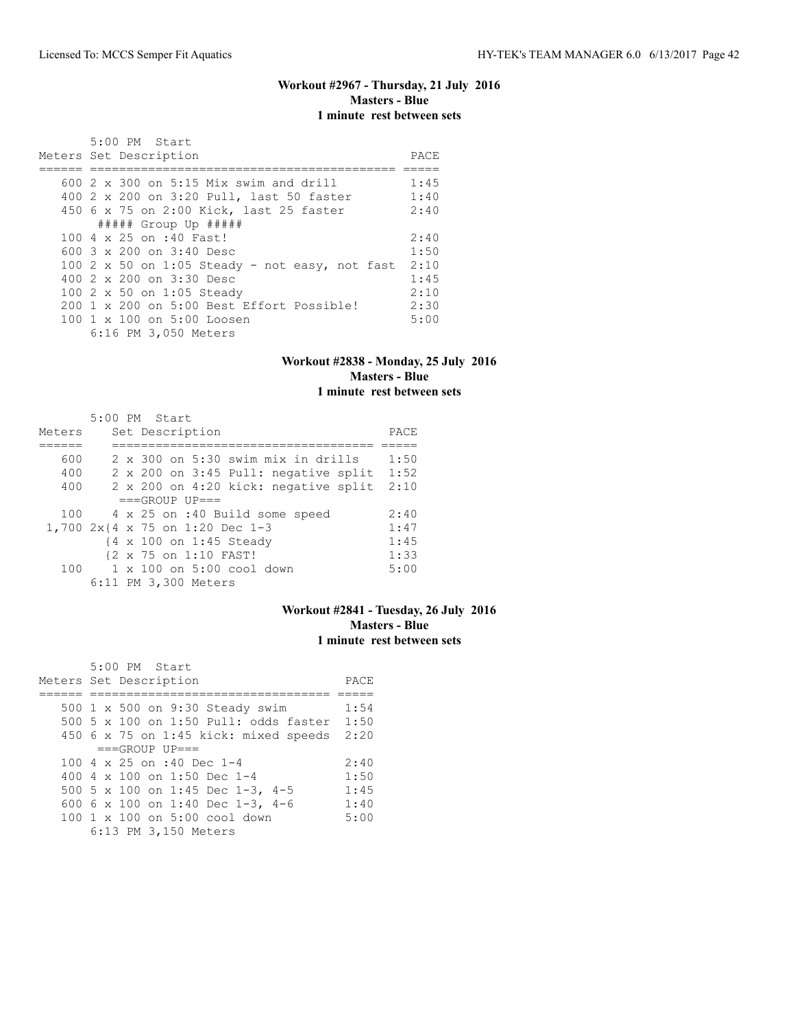### Workout #2967 - Thursday, 21 July 2016
**Masters - Blue**
**1 minute rest between sets**

5:00 PM Start

| Meters | Set Description | PACE |
|---|---|---|
| 600 | 2 x 300 on 5:15 Mix swim and drill | 1:45 |
| 400 | 2 x 200 on 3:20 Pull, last 50 faster | 1:40 |
| 450 | 6 x 75 on 2:00 Kick, last 25 faster | 2:40 |
| | ##### Group Up ##### | |
| 100 | 4 x 25 on :40 Fast! | 2:40 |
| 600 | 3 x 200 on 3:40 Desc | 1:50 |
| 100 | 2 x 50 on 1:05 Steady - not easy, not fast | 2:10 |
| 400 | 2 x 200 on 3:30 Desc | 1:45 |
| 100 | 2 x 50 on 1:05 Steady | 2:10 |
| 200 | 1 x 200 on 5:00 Best Effort Possible! | 2:30 |
| 100 | 1 x 100 on 5:00 Loosen | 5:00 |

6:16 PM 3,050 Meters

### Workout #2838 - Monday, 25 July 2016
**Masters - Blue**
**1 minute rest between sets**

5:00 PM Start

| Meters | Set Description | PACE |
|---|---|---|
| 600 | 2 x 300 on 5:30 swim mix in drills | 1:50 |
| 400 | 2 x 200 on 3:45 Pull: negative split | 1:52 |
| 400 | 2 x 200 on 4:20 kick: negative split | 2:10 |
| | ===GROUP UP=== | |
| 100 | 4 x 25 on :40 Build some speed | 2:40 |
| 1,700 | 2x{4 x 75 on 1:20 Dec 1-3 | 1:47 |
| | {4 x 100 on 1:45 Steady | 1:45 |
| | {2 x 75 on 1:10 FAST! | 1:33 |
| 100 | 1 x 100 on 5:00 cool down | 5:00 |

6:11 PM 3,300 Meters

### Workout #2841 - Tuesday, 26 July 2016
**Masters - Blue**
**1 minute rest between sets**

5:00 PM Start

| Meters | Set Description | PACE |
|---|---|---|
| 500 | 1 x 500 on 9:30 Steady swim | 1:54 |
| 500 | 5 x 100 on 1:50 Pull: odds faster | 1:50 |
| 450 | 6 x 75 on 1:45 kick: mixed speeds | 2:20 |
| | ===GROUP UP=== | |
| 100 | 4 x 25 on :40 Dec 1-4 | 2:40 |
| 400 | 4 x 100 on 1:50 Dec 1-4 | 1:50 |
| 500 | 5 x 100 on 1:45 Dec 1-3, 4-5 | 1:45 |
| 600 | 6 x 100 on 1:40 Dec 1-3, 4-6 | 1:40 |
| 100 | 1 x 100 on 5:00 cool down | 5:00 |

6:13 PM 3,150 Meters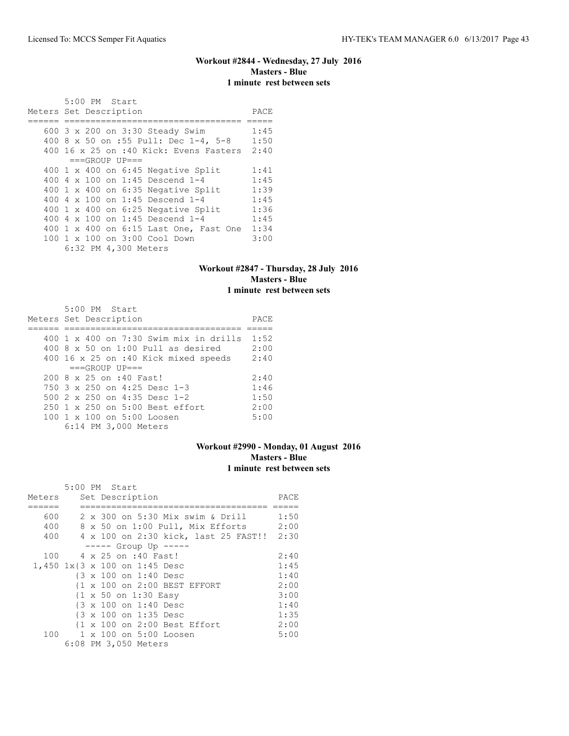## Workout #2844 - Wednesday, 27 July 2016
**Masters - Blue**
**1 minute rest between sets**

```
      5:00 PM  Start
Meters Set Description                        PACE
====== ================================== =====
   600 3 x 200 on 3:30 Steady Swim          1:45
   400 8 x 50 on :55 Pull: Dec 1-4, 5-8     1:50
   400 16 x 25 on :40 Kick: Evens Fasters   2:40
       ===GROUP UP===
   400 1 x 400 on 6:45 Negative Split       1:41
   400 4 x 100 on 1:45 Descend 1-4          1:45
   400 1 x 400 on 6:35 Negative Split       1:39
   400 4 x 100 on 1:45 Descend 1-4          1:45
   400 1 x 400 on 6:25 Negative Split       1:36
   400 4 x 100 on 1:45 Descend 1-4          1:45
   400 1 x 400 on 6:15 Last One, Fast One   1:34
   100 1 x 100 on 3:00 Cool Down            3:00
       6:32 PM 4,300 Meters
```

## Workout #2847 - Thursday, 28 July 2016
**Masters - Blue**
**1 minute rest between sets**

```
      5:00 PM  Start
Meters Set Description                        PACE
====== ================================== =====
   400 1 x 400 on 7:30 Swim mix in drills   1:52
   400 8 x 50 on 1:00 Pull as desired       2:00
   400 16 x 25 on :40 Kick mixed speeds     2:40
       ===GROUP UP===
   200 8 x 25 on :40 Fast!                  2:40
   750 3 x 250 on 4:25 Desc 1-3             1:46
   500 2 x 250 on 4:35 Desc 1-2             1:50
   250 1 x 250 on 5:00 Best effort          2:00
   100 1 x 100 on 5:00 Loosen               5:00
       6:14 PM 3,000 Meters
```

## Workout #2990 - Monday, 01 August 2016
**Masters - Blue**
**1 minute rest between sets**

```
       5:00 PM  Start
Meters    Set Description                          PACE
======    ==================================== =====
   600    2 x 300 on 5:30 Mix swim & Drill        1:50
   400    8 x 50 on 1:00 Pull, Mix Efforts        2:00
   400    4 x 100 on 2:30 kick, last 25 FAST!!    2:30
          ----- Group Up -----
   100    4 x 25 on :40 Fast!                     2:40
 1,450 1x{3 x 100 on 1:45 Desc                    1:45
         {3 x 100 on 1:40 Desc                    1:40
         {1 x 100 on 2:00 BEST EFFORT             2:00
         {1 x 50 on 1:30 Easy                     3:00
         {3 x 100 on 1:40 Desc                    1:40
         {3 x 100 on 1:35 Desc                    1:35
         {1 x 100 on 2:00 Best Effort             2:00
   100    1 x 100 on 5:00 Loosen                  5:00
       6:08 PM 3,050 Meters
```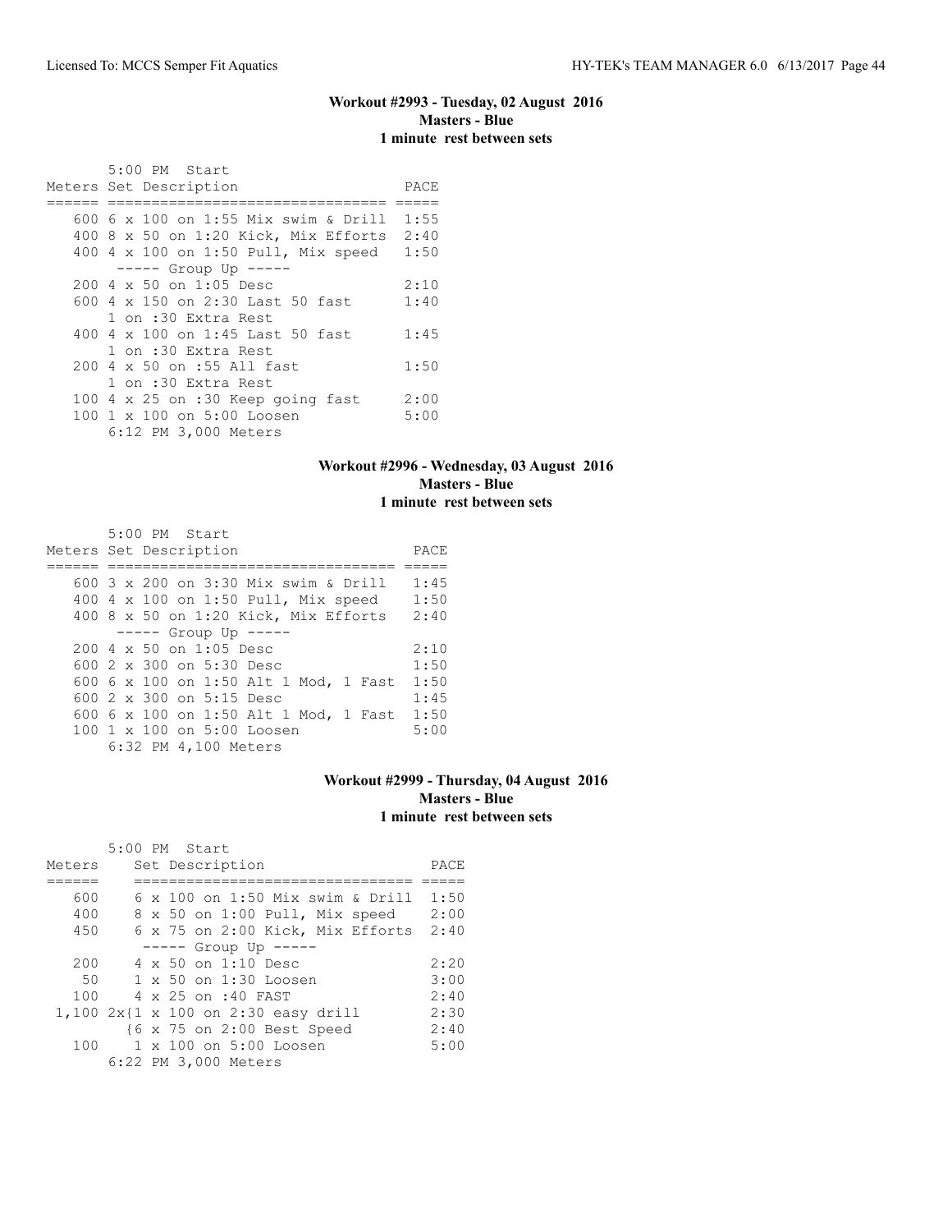### Workout #2993 - Tuesday, 02 August 2016
**Masters - Blue**
**1 minute rest between sets**

5:00 PM Start

| Meters | Set Description | PACE |
|---|---|---|
| 600 | 6 x 100 on 1:55 Mix swim & Drill | 1:55 |
| 400 | 8 x 50 on 1:20 Kick, Mix Efforts | 2:40 |
| 400 | 4 x 100 on 1:50 Pull, Mix speed | 1:50 |
| | ----- Group Up ----- | |
| 200 | 4 x 50 on 1:05 Desc | 2:10 |
| 600 | 4 x 150 on 2:30 Last 50 fast | 1:40 |
| | 1 on :30 Extra Rest | |
| 400 | 4 x 100 on 1:45 Last 50 fast | 1:45 |
| | 1 on :30 Extra Rest | |
| 200 | 4 x 50 on :55 All fast | 1:50 |
| | 1 on :30 Extra Rest | |
| 100 | 4 x 25 on :30 Keep going fast | 2:00 |
| 100 | 1 x 100 on 5:00 Loosen | 5:00 |

6:12 PM 3,000 Meters

### Workout #2996 - Wednesday, 03 August 2016
**Masters - Blue**
**1 minute rest between sets**

5:00 PM Start

| Meters | Set Description | PACE |
|---|---|---|
| 600 | 3 x 200 on 3:30 Mix swim & Drill | 1:45 |
| 400 | 4 x 100 on 1:50 Pull, Mix speed | 1:50 |
| 400 | 8 x 50 on 1:20 Kick, Mix Efforts | 2:40 |
| | ----- Group Up ----- | |
| 200 | 4 x 50 on 1:05 Desc | 2:10 |
| 600 | 2 x 300 on 5:30 Desc | 1:50 |
| 600 | 6 x 100 on 1:50 Alt 1 Mod, 1 Fast | 1:50 |
| 600 | 2 x 300 on 5:15 Desc | 1:45 |
| 600 | 6 x 100 on 1:50 Alt 1 Mod, 1 Fast | 1:50 |
| 100 | 1 x 100 on 5:00 Loosen | 5:00 |

6:32 PM 4,100 Meters

### Workout #2999 - Thursday, 04 August 2016
**Masters - Blue**
**1 minute rest between sets**

5:00 PM Start

| Meters | Set Description | PACE |
|---|---|---|
| 600 | 6 x 100 on 1:50 Mix swim & Drill | 1:50 |
| 400 | 8 x 50 on 1:00 Pull, Mix speed | 2:00 |
| 450 | 6 x 75 on 2:00 Kick, Mix Efforts | 2:40 |
| | ----- Group Up ----- | |
| 200 | 4 x 50 on 1:10 Desc | 2:20 |
| 50 | 1 x 50 on 1:30 Loosen | 3:00 |
| 100 | 4 x 25 on :40 FAST | 2:40 |
| 1,100 | 2x{1 x 100 on 2:30 easy drill | 2:30 |
| | {6 x 75 on 2:00 Best Speed | 2:40 |
| 100 | 1 x 100 on 5:00 Loosen | 5:00 |

6:22 PM 3,000 Meters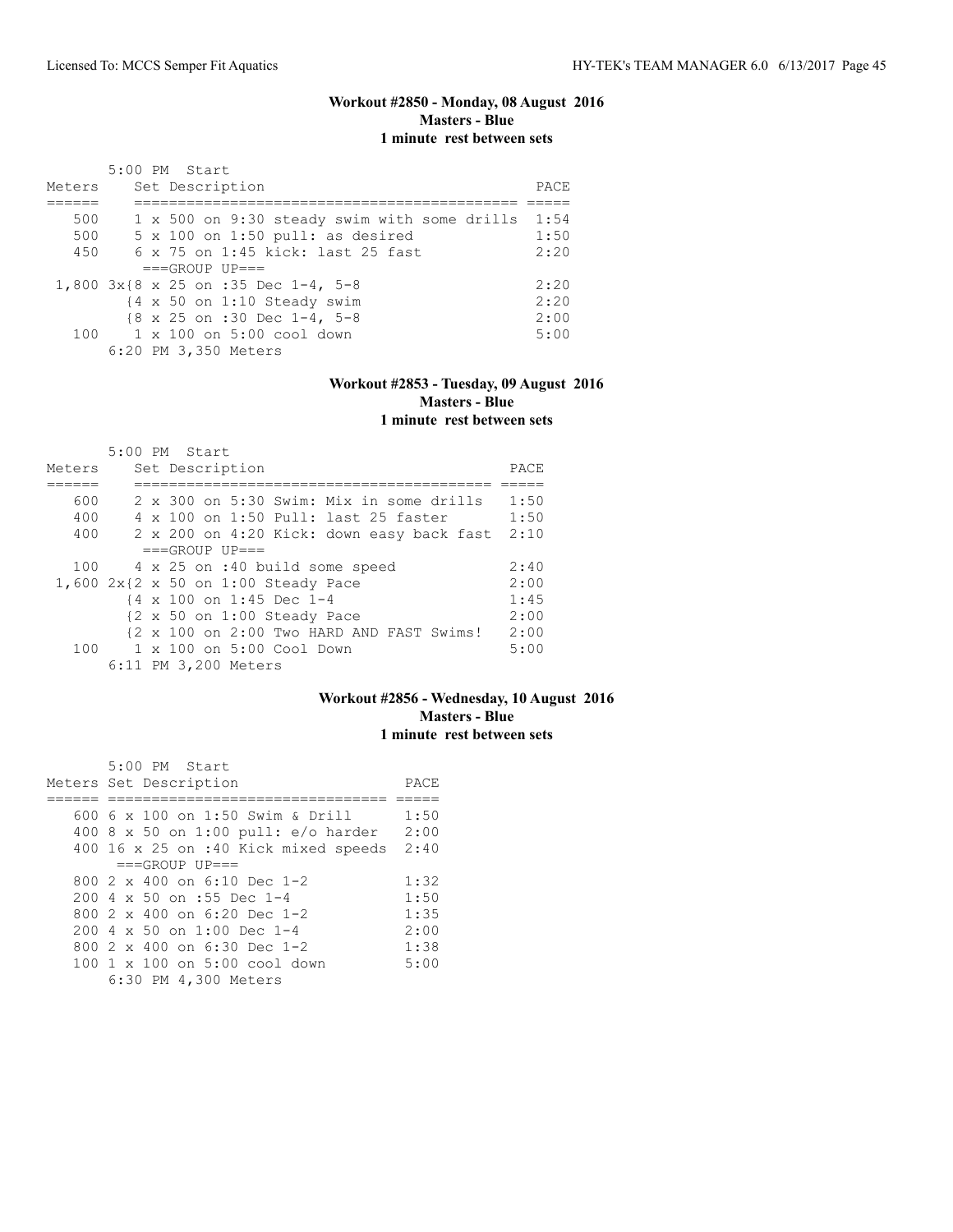### Workout #2850 - Monday, 08 August 2016
**Masters - Blue**
**1 minute rest between sets**

5:00 PM Start

| Meters | Set Description | PACE |
|---|---|---|
| 500 | 1 x 500 on 9:30 steady swim with some drills | 1:54 |
| 500 | 5 x 100 on 1:50 pull: as desired | 1:50 |
| 450 | 6 x 75 on 1:45 kick: last 25 fast | 2:20 |
| | ===GROUP UP=== | |
| 1,800 | 3x{8 x 25 on :35 Dec 1-4, 5-8 | 2:20 |
| | {4 x 50 on 1:10 Steady swim | 2:20 |
| | {8 x 25 on :30 Dec 1-4, 5-8 | 2:00 |
| 100 | 1 x 100 on 5:00 cool down | 5:00 |

6:20 PM 3,350 Meters

### Workout #2853 - Tuesday, 09 August 2016
**Masters - Blue**
**1 minute rest between sets**

5:00 PM Start

| Meters | Set Description | PACE |
|---|---|---|
| 600 | 2 x 300 on 5:30 Swim: Mix in some drills | 1:50 |
| 400 | 4 x 100 on 1:50 Pull: last 25 faster | 1:50 |
| 400 | 2 x 200 on 4:20 Kick: down easy back fast | 2:10 |
| | ===GROUP UP=== | |
| 100 | 4 x 25 on :40 build some speed | 2:40 |
| 1,600 | 2x{2 x 50 on 1:00 Steady Pace | 2:00 |
| | {4 x 100 on 1:45 Dec 1-4 | 1:45 |
| | {2 x 50 on 1:00 Steady Pace | 2:00 |
| | {2 x 100 on 2:00 Two HARD AND FAST Swims! | 2:00 |
| 100 | 1 x 100 on 5:00 Cool Down | 5:00 |

6:11 PM 3,200 Meters

### Workout #2856 - Wednesday, 10 August 2016
**Masters - Blue**
**1 minute rest between sets**

5:00 PM Start

| Meters | Set Description | PACE |
|---|---|---|
| 600 | 6 x 100 on 1:50 Swim & Drill | 1:50 |
| 400 | 8 x 50 on 1:00 pull: e/o harder | 2:00 |
| 400 | 16 x 25 on :40 Kick mixed speeds | 2:40 |
| | ===GROUP UP=== | |
| 800 | 2 x 400 on 6:10 Dec 1-2 | 1:32 |
| 200 | 4 x 50 on :55 Dec 1-4 | 1:50 |
| 800 | 2 x 400 on 6:20 Dec 1-2 | 1:35 |
| 200 | 4 x 50 on 1:00 Dec 1-4 | 2:00 |
| 800 | 2 x 400 on 6:30 Dec 1-2 | 1:38 |
| 100 | 1 x 100 on 5:00 cool down | 5:00 |

6:30 PM 4,300 Meters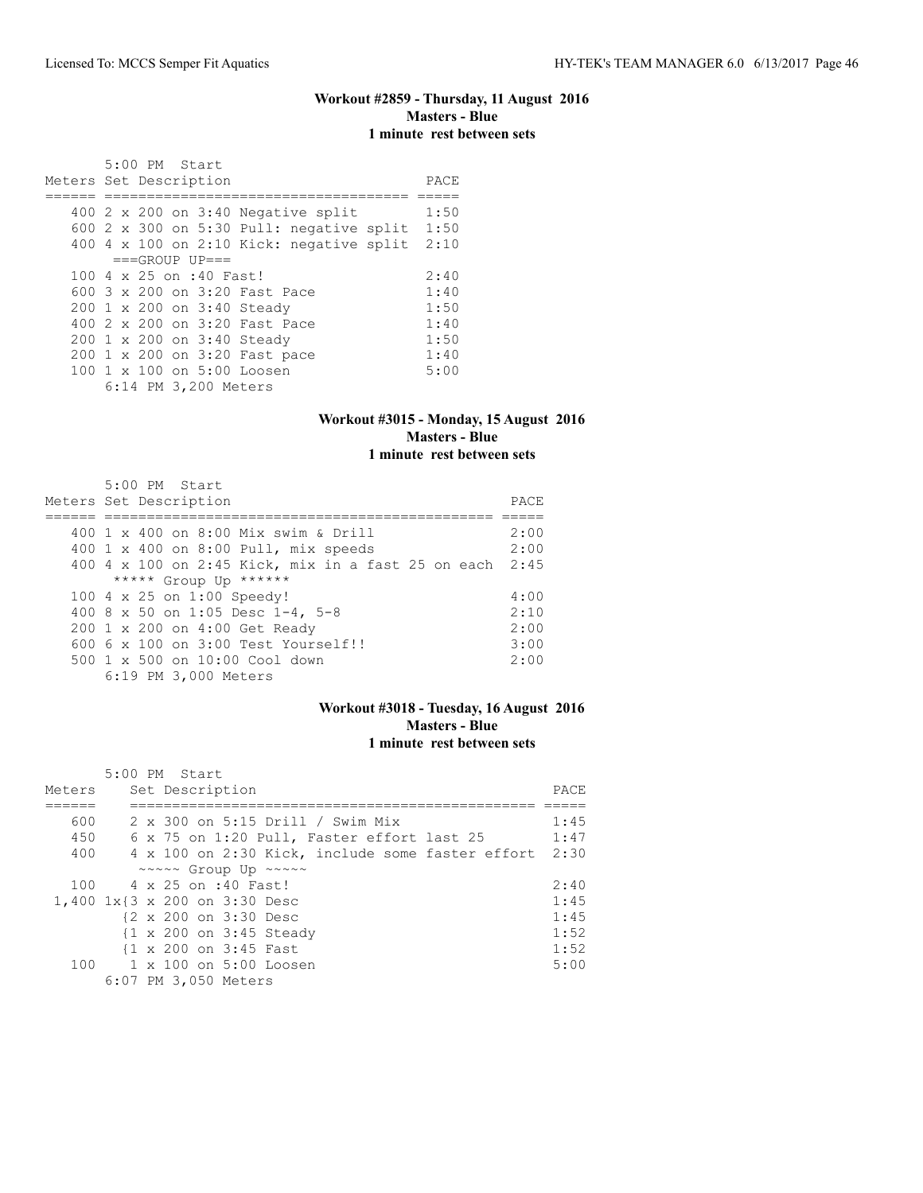### Workout #2859 - Thursday, 11 August 2016
**Masters - Blue**
**1 minute rest between sets**

5:00 PM Start

| Meters | Set Description | PACE |
|---|---|---|
| 400 | 2 x 200 on 3:40 Negative split | 1:50 |
| 600 | 2 x 300 on 5:30 Pull: negative split | 1:50 |
| 400 | 4 x 100 on 2:10 Kick: negative split | 2:10 |
| | ===GROUP UP=== | |
| 100 | 4 x 25 on :40 Fast! | 2:40 |
| 600 | 3 x 200 on 3:20 Fast Pace | 1:40 |
| 200 | 1 x 200 on 3:40 Steady | 1:50 |
| 400 | 2 x 200 on 3:20 Fast Pace | 1:40 |
| 200 | 1 x 200 on 3:40 Steady | 1:50 |
| 200 | 1 x 200 on 3:20 Fast pace | 1:40 |
| 100 | 1 x 100 on 5:00 Loosen | 5:00 |

6:14 PM 3,200 Meters

### Workout #3015 - Monday, 15 August 2016
**Masters - Blue**
**1 minute rest between sets**

5:00 PM Start

| Meters | Set Description | PACE |
|---|---|---|
| 400 | 1 x 400 on 8:00 Mix swim & Drill | 2:00 |
| 400 | 1 x 400 on 8:00 Pull, mix speeds | 2:00 |
| 400 | 4 x 100 on 2:45 Kick, mix in a fast 25 on each | 2:45 |
| | ***** Group Up ****** | |
| 100 | 4 x 25 on 1:00 Speedy! | 4:00 |
| 400 | 8 x 50 on 1:05 Desc 1-4, 5-8 | 2:10 |
| 200 | 1 x 200 on 4:00 Get Ready | 2:00 |
| 600 | 6 x 100 on 3:00 Test Yourself!! | 3:00 |
| 500 | 1 x 500 on 10:00 Cool down | 2:00 |

6:19 PM 3,000 Meters

### Workout #3018 - Tuesday, 16 August 2016
**Masters - Blue**
**1 minute rest between sets**

5:00 PM Start

| Meters | Set Description | PACE |
|---|---|---|
| 600 | 2 x 300 on 5:15 Drill / Swim Mix | 1:45 |
| 450 | 6 x 75 on 1:20 Pull, Faster effort last 25 | 1:47 |
| 400 | 4 x 100 on 2:30 Kick, include some faster effort | 2:30 |
| | ~~~~~ Group Up ~~~~~ | |
| 100 | 4 x 25 on :40 Fast! | 2:40 |
| 1,400 | 1x{3 x 200 on 3:30 Desc | 1:45 |
| | {2 x 200 on 3:30 Desc | 1:45 |
| | {1 x 200 on 3:45 Steady | 1:52 |
| | {1 x 200 on 3:45 Fast | 1:52 |
| 100 | 1 x 100 on 5:00 Loosen | 5:00 |

6:07 PM 3,050 Meters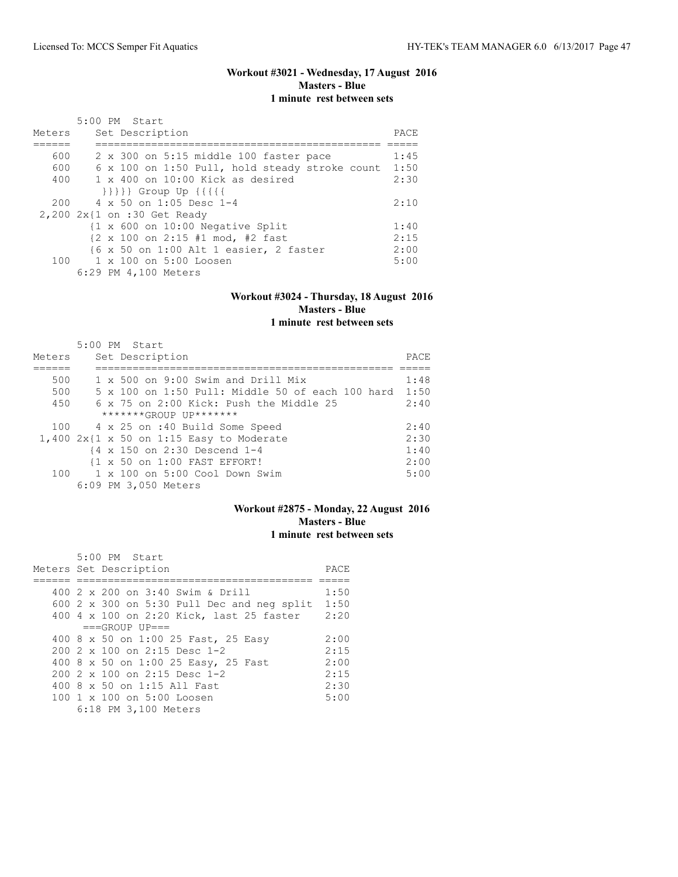### Workout #3021 - Wednesday, 17 August 2016
**Masters - Blue**
**1 minute rest between sets**

```
       5:00 PM  Start
Meters     Set Description                                  PACE
======     =============================================  =====
   600     2 x 300 on 5:15 middle 100 faster pace          1:45
   600     6 x 100 on 1:50 Pull, hold steady stroke count  1:50
   400     1 x 400 on 10:00 Kick as desired                2:30
            }}}}} Group Up {{{{{
   200     4 x 50 on 1:05 Desc 1-4                         2:10
 2,200 2x{1 on :30 Get Ready
          {1 x 600 on 10:00 Negative Split                 1:40
          {2 x 100 on 2:15 #1 mod, #2 fast                 2:15
          {6 x 50 on 1:00 Alt 1 easier, 2 faster           2:00
   100     1 x 100 on 5:00 Loosen                          5:00
       6:29 PM 4,100 Meters
```

### Workout #3024 - Thursday, 18 August 2016
**Masters - Blue**
**1 minute rest between sets**

```
       5:00 PM  Start
Meters     Set Description                                     PACE
======     ================================================  =====
   500     1 x 500 on 9:00 Swim and Drill Mix                 1:48
   500     5 x 100 on 1:50 Pull: Middle 50 of each 100 hard  1:50
   450     6 x 75 on 2:00 Kick: Push the Middle 25            2:40
            *******GROUP UP*******
   100     4 x 25 on :40 Build Some Speed                     2:40
 1,400 2x{1 x 50 on 1:15 Easy to Moderate                     2:30
          {4 x 150 on 2:30 Descend 1-4                        1:40
          {1 x 50 on 1:00 FAST EFFORT!                        2:00
   100     1 x 100 on 5:00 Cool Down Swim                     5:00
       6:09 PM 3,050 Meters
```

### Workout #2875 - Monday, 22 August 2016
**Masters - Blue**
**1 minute rest between sets**

```
       5:00 PM  Start
Meters Set Description                           PACE
====== ======================================  =====
   400 2 x 200 on 3:40 Swim & Drill             1:50
   600 2 x 300 on 5:30 Pull Dec and neg split  1:50
   400 4 x 100 on 2:20 Kick, last 25 faster    2:20
       ===GROUP UP===
   400 8 x 50 on 1:00 25 Fast, 25 Easy          2:00
   200 2 x 100 on 2:15 Desc 1-2                 2:15
   400 8 x 50 on 1:00 25 Easy, 25 Fast          2:00
   200 2 x 100 on 2:15 Desc 1-2                 2:15
   400 8 x 50 on 1:15 All Fast                  2:30
   100 1 x 100 on 5:00 Loosen                   5:00
       6:18 PM 3,100 Meters
```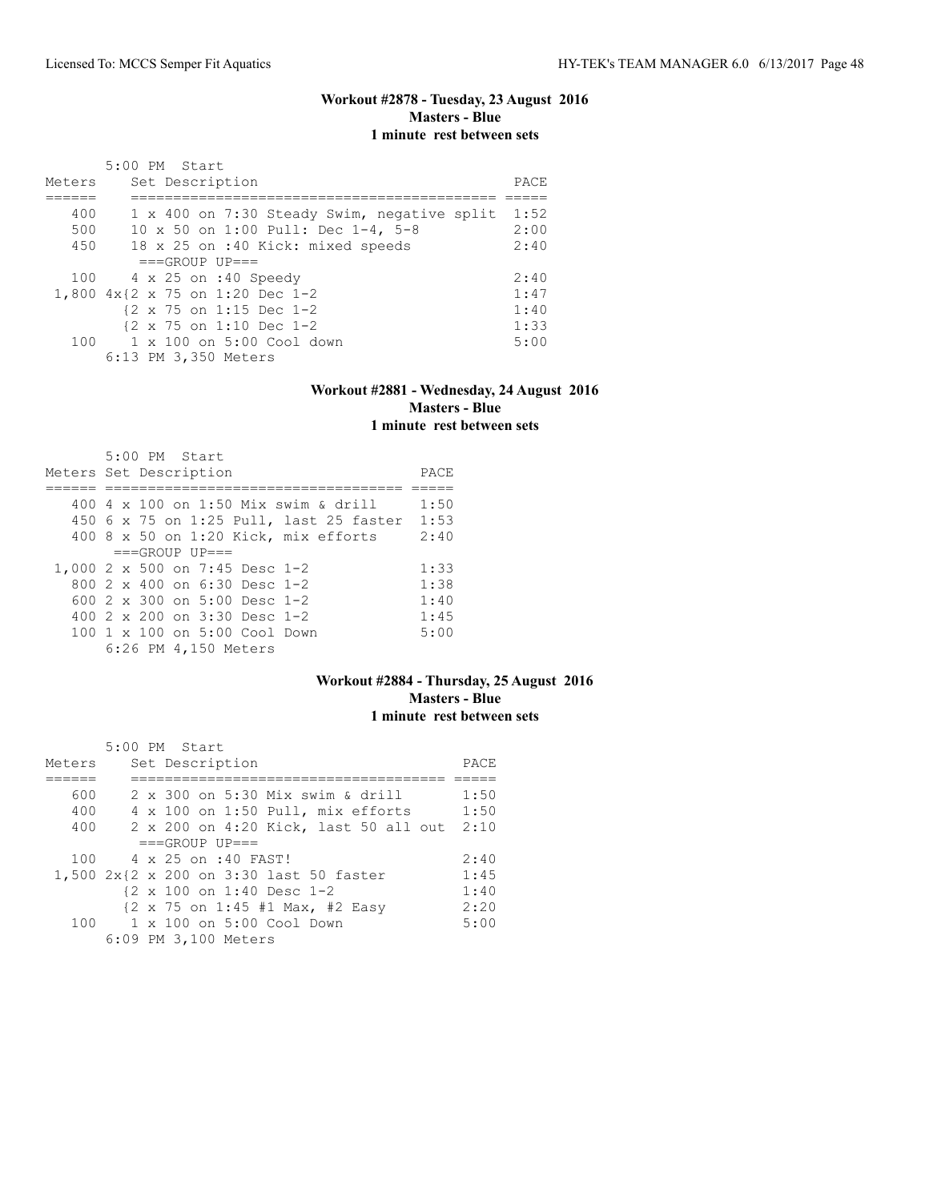### Workout #2878 - Tuesday, 23 August 2016
**Masters - Blue**
**1 minute rest between sets**

```
       5:00 PM  Start
Meters    Set Description                                PACE
======    ============================================  =====
   400    1 x 400 on 7:30 Steady Swim, negative split   1:52
   500    10 x 50 on 1:00 Pull: Dec 1-4, 5-8            2:00
   450    18 x 25 on :40 Kick: mixed speeds             2:40
           ===GROUP UP===
   100    4 x 25 on :40 Speedy                          2:40
 1,800 4x{2 x 75 on 1:20 Dec 1-2                        1:47
         {2 x 75 on 1:15 Dec 1-2                        1:40
         {2 x 75 on 1:10 Dec 1-2                        1:33
   100    1 x 100 on 5:00 Cool down                     5:00
       6:13 PM 3,350 Meters
```

### Workout #2881 - Wednesday, 24 August 2016
**Masters - Blue**
**1 minute rest between sets**

```
       5:00 PM  Start
Meters Set Description                            PACE
====== ==================================        =====
   400 4 x 100 on 1:50 Mix swim & drill           1:50
   450 6 x 75 on 1:25 Pull, last 25 faster        1:53
   400 8 x 50 on 1:20 Kick, mix efforts           2:40
        ===GROUP UP===
 1,000 2 x 500 on 7:45 Desc 1-2                   1:33
   800 2 x 400 on 6:30 Desc 1-2                   1:38
   600 2 x 300 on 5:00 Desc 1-2                   1:40
   400 2 x 200 on 3:30 Desc 1-2                   1:45
   100 1 x 100 on 5:00 Cool Down                  5:00
       6:26 PM 4,150 Meters
```

### Workout #2884 - Thursday, 25 August 2016
**Masters - Blue**
**1 minute rest between sets**

```
       5:00 PM  Start
Meters    Set Description                          PACE
======    ====================================    =====
   600    2 x 300 on 5:30 Mix swim & drill        1:50
   400    4 x 100 on 1:50 Pull, mix efforts       1:50
   400    2 x 200 on 4:20 Kick, last 50 all out   2:10
           ===GROUP UP===
   100    4 x 25 on :40 FAST!                     2:40
 1,500 2x{2 x 200 on 3:30 last 50 faster          1:45
         {2 x 100 on 1:40 Desc 1-2                1:40
         {2 x 75 on 1:45 #1 Max, #2 Easy          2:20
   100    1 x 100 on 5:00 Cool Down               5:00
       6:09 PM 3,100 Meters
```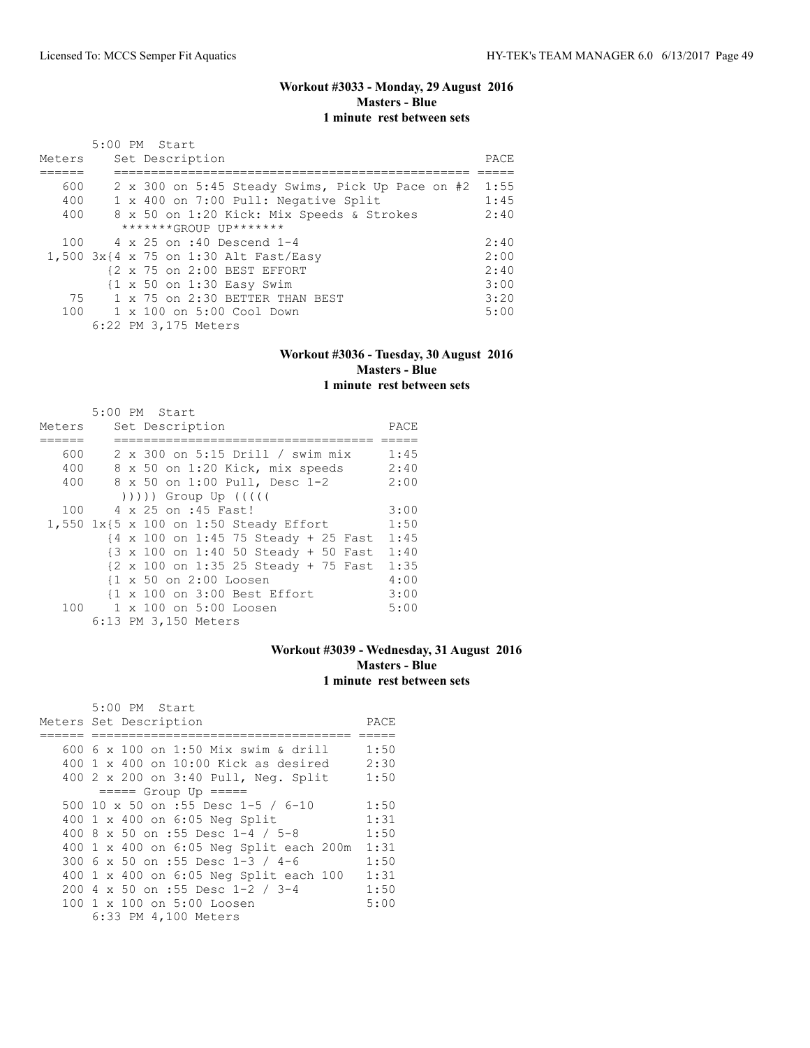### Workout #3033 - Monday, 29 August 2016
**Masters - Blue**
**1 minute rest between sets**

5:00 PM Start

| Meters | Set Description | PACE |
|---|---|---|
| 600 | 2 x 300 on 5:45 Steady Swims, Pick Up Pace on #2 | 1:55 |
| 400 | 1 x 400 on 7:00 Pull: Negative Split | 1:45 |
| 400 | 8 x 50 on 1:20 Kick: Mix Speeds & Strokes | 2:40 |
| | *******GROUP UP******* | |
| 100 | 4 x 25 on :40 Descend 1-4 | 2:40 |
| 1,500 | 3x{4 x 75 on 1:30 Alt Fast/Easy | 2:00 |
| | {2 x 75 on 2:00 BEST EFFORT | 2:40 |
| | {1 x 50 on 1:30 Easy Swim | 3:00 |
| 75 | 1 x 75 on 2:30 BETTER THAN BEST | 3:20 |
| 100 | 1 x 100 on 5:00 Cool Down | 5:00 |

6:22 PM 3,175 Meters

### Workout #3036 - Tuesday, 30 August 2016
**Masters - Blue**
**1 minute rest between sets**

5:00 PM Start

| Meters | Set Description | PACE |
|---|---|---|
| 600 | 2 x 300 on 5:15 Drill / swim mix | 1:45 |
| 400 | 8 x 50 on 1:20 Kick, mix speeds | 2:40 |
| 400 | 8 x 50 on 1:00 Pull, Desc 1-2 | 2:00 |
| | ))))) Group Up ((((( | |
| 100 | 4 x 25 on :45 Fast! | 3:00 |
| 1,550 | 1x{5 x 100 on 1:50 Steady Effort | 1:50 |
| | {4 x 100 on 1:45 75 Steady + 25 Fast | 1:45 |
| | {3 x 100 on 1:40 50 Steady + 50 Fast | 1:40 |
| | {2 x 100 on 1:35 25 Steady + 75 Fast | 1:35 |
| | {1 x 50 on 2:00 Loosen | 4:00 |
| | {1 x 100 on 3:00 Best Effort | 3:00 |
| 100 | 1 x 100 on 5:00 Loosen | 5:00 |

6:13 PM 3,150 Meters

### Workout #3039 - Wednesday, 31 August 2016
**Masters - Blue**
**1 minute rest between sets**

5:00 PM Start

| Meters | Set Description | PACE |
|---|---|---|
| 600 | 6 x 100 on 1:50 Mix swim & drill | 1:50 |
| 400 | 1 x 400 on 10:00 Kick as desired | 2:30 |
| 400 | 2 x 200 on 3:40 Pull, Neg. Split | 1:50 |
| | ===== Group Up ===== | |
| 500 | 10 x 50 on :55 Desc 1-5 / 6-10 | 1:50 |
| 400 | 1 x 400 on 6:05 Neg Split | 1:31 |
| 400 | 8 x 50 on :55 Desc 1-4 / 5-8 | 1:50 |
| 400 | 1 x 400 on 6:05 Neg Split each 200m | 1:31 |
| 300 | 6 x 50 on :55 Desc 1-3 / 4-6 | 1:50 |
| 400 | 1 x 400 on 6:05 Neg Split each 100 | 1:31 |
| 200 | 4 x 50 on :55 Desc 1-2 / 3-4 | 1:50 |
| 100 | 1 x 100 on 5:00 Loosen | 5:00 |

6:33 PM 4,100 Meters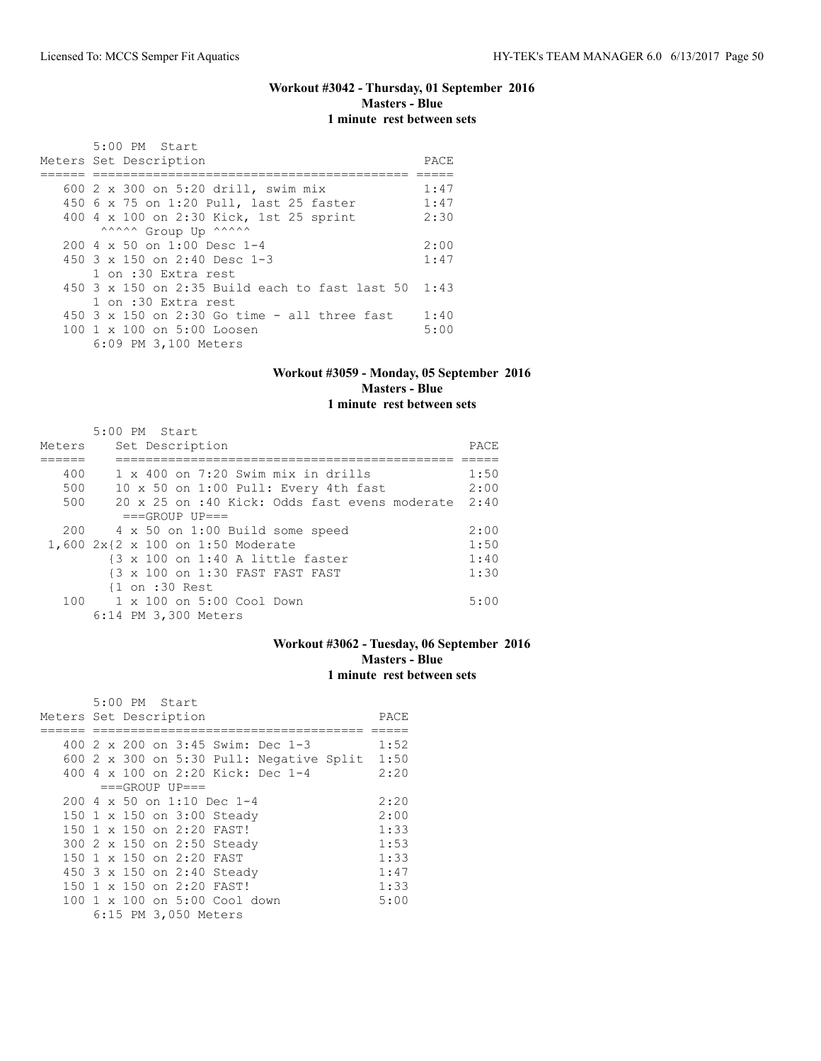### Workout #3042 - Thursday, 01 September 2016
**Masters - Blue**
**1 minute rest between sets**

5:00 PM Start

| Meters | Set Description | PACE |
|---|---|---|
| 600 | 2 x 300 on 5:20 drill, swim mix | 1:47 |
| 450 | 6 x 75 on 1:20 Pull, last 25 faster | 1:47 |
| 400 | 4 x 100 on 2:30 Kick, 1st 25 sprint | 2:30 |
| | ^^^^^ Group Up ^^^^^ | |
| 200 | 4 x 50 on 1:00 Desc 1-4 | 2:00 |
| 450 | 3 x 150 on 2:40 Desc 1-3 | 1:47 |
| | 1 on :30 Extra rest | |
| 450 | 3 x 150 on 2:35 Build each to fast last 50 | 1:43 |
| | 1 on :30 Extra rest | |
| 450 | 3 x 150 on 2:30 Go time - all three fast | 1:40 |
| 100 | 1 x 100 on 5:00 Loosen | 5:00 |
| | 6:09 PM 3,100 Meters | |

### Workout #3059 - Monday, 05 September 2016
**Masters - Blue**
**1 minute rest between sets**

5:00 PM Start

| Meters | Set Description | PACE |
|---|---|---|
| 400 | 1 x 400 on 7:20 Swim mix in drills | 1:50 |
| 500 | 10 x 50 on 1:00 Pull: Every 4th fast | 2:00 |
| 500 | 20 x 25 on :40 Kick: Odds fast evens moderate | 2:40 |
| | ===GROUP UP=== | |
| 200 | 4 x 50 on 1:00 Build some speed | 2:00 |
| 1,600 | 2x{2 x 100 on 1:50 Moderate | 1:50 |
| | {3 x 100 on 1:40 A little faster | 1:40 |
| | {3 x 100 on 1:30 FAST FAST FAST | 1:30 |
| | {1 on :30 Rest | |
| 100 | 1 x 100 on 5:00 Cool Down | 5:00 |
| | 6:14 PM 3,300 Meters | |

### Workout #3062 - Tuesday, 06 September 2016
**Masters - Blue**
**1 minute rest between sets**

5:00 PM Start

| Meters | Set Description | PACE |
|---|---|---|
| 400 | 2 x 200 on 3:45 Swim: Dec 1-3 | 1:52 |
| 600 | 2 x 300 on 5:30 Pull: Negative Split | 1:50 |
| 400 | 4 x 100 on 2:20 Kick: Dec 1-4 | 2:20 |
| | ===GROUP UP=== | |
| 200 | 4 x 50 on 1:10 Dec 1-4 | 2:20 |
| 150 | 1 x 150 on 3:00 Steady | 2:00 |
| 150 | 1 x 150 on 2:20 FAST! | 1:33 |
| 300 | 2 x 150 on 2:50 Steady | 1:53 |
| 150 | 1 x 150 on 2:20 FAST | 1:33 |
| 450 | 3 x 150 on 2:40 Steady | 1:47 |
| 150 | 1 x 150 on 2:20 FAST! | 1:33 |
| 100 | 1 x 100 on 5:00 Cool down | 5:00 |
| | 6:15 PM 3,050 Meters | |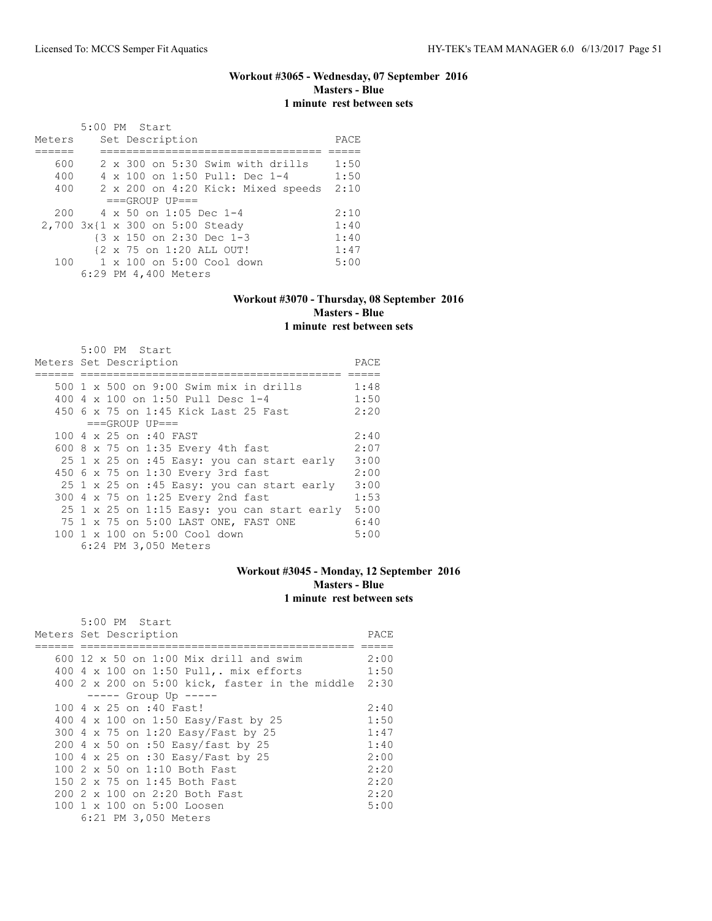### Workout #3065 - Wednesday, 07 September 2016
**Masters - Blue**
**1 minute rest between sets**

```
       5:00 PM  Start
Meters     Set Description                     PACE
======     ================================= =====
   600     2 x 300 on 5:30 Swim with drills    1:50
   400     4 x 100 on 1:50 Pull: Dec 1-4       1:50
   400     2 x 200 on 4:20 Kick: Mixed speeds  2:10
            ===GROUP UP===
   200     4 x 50 on 1:05 Dec 1-4              2:10
 2,700 3x{1 x 300 on 5:00 Steady               1:40
          {3 x 150 on 2:30 Dec 1-3             1:40
          {2 x 75 on 1:20 ALL OUT!             1:47
   100     1 x 100 on 5:00 Cool down           5:00
       6:29 PM 4,400 Meters
```

### Workout #3070 - Thursday, 08 September 2016
**Masters - Blue**
**1 minute rest between sets**

```
       5:00 PM  Start
Meters Set Description                              PACE
====== ========================================= =====
   500 1 x 500 on 9:00 Swim mix in drills        1:48
   400 4 x 100 on 1:50 Pull Desc 1-4             1:50
   450 6 x 75 on 1:45 Kick Last 25 Fast          2:20
        ===GROUP UP===
   100 4 x 25 on :40 FAST                        2:40
   600 8 x 75 on 1:35 Every 4th fast             2:07
    25 1 x 25 on :45 Easy: you can start early   3:00
   450 6 x 75 on 1:30 Every 3rd fast             2:00
    25 1 x 25 on :45 Easy: you can start early   3:00
   300 4 x 75 on 1:25 Every 2nd fast             1:53
    25 1 x 25 on 1:15 Easy: you can start early  5:00
    75 1 x 75 on 5:00 LAST ONE, FAST ONE         6:40
   100 1 x 100 on 5:00 Cool down                 5:00
       6:24 PM 3,050 Meters
```

### Workout #3045 - Monday, 12 September 2016
**Masters - Blue**
**1 minute rest between sets**

```
       5:00 PM  Start
Meters Set Description                                 PACE
====== ============================================ =====
   600 12 x 50 on 1:00 Mix drill and swim           2:00
   400 4 x 100 on 1:50 Pull,. mix efforts           1:50
   400 2 x 200 on 5:00 kick, faster in the middle  2:30
        ----- Group Up -----
   100 4 x 25 on :40 Fast!                          2:40
   400 4 x 100 on 1:50 Easy/Fast by 25              1:50
   300 4 x 75 on 1:20 Easy/Fast by 25               1:47
   200 4 x 50 on :50 Easy/fast by 25                1:40
   100 4 x 25 on :30 Easy/Fast by 25                2:00
   100 2 x 50 on 1:10 Both Fast                     2:20
   150 2 x 75 on 1:45 Both Fast                     2:20
   200 2 x 100 on 2:20 Both Fast                    2:20
   100 1 x 100 on 5:00 Loosen                       5:00
       6:21 PM 3,050 Meters
```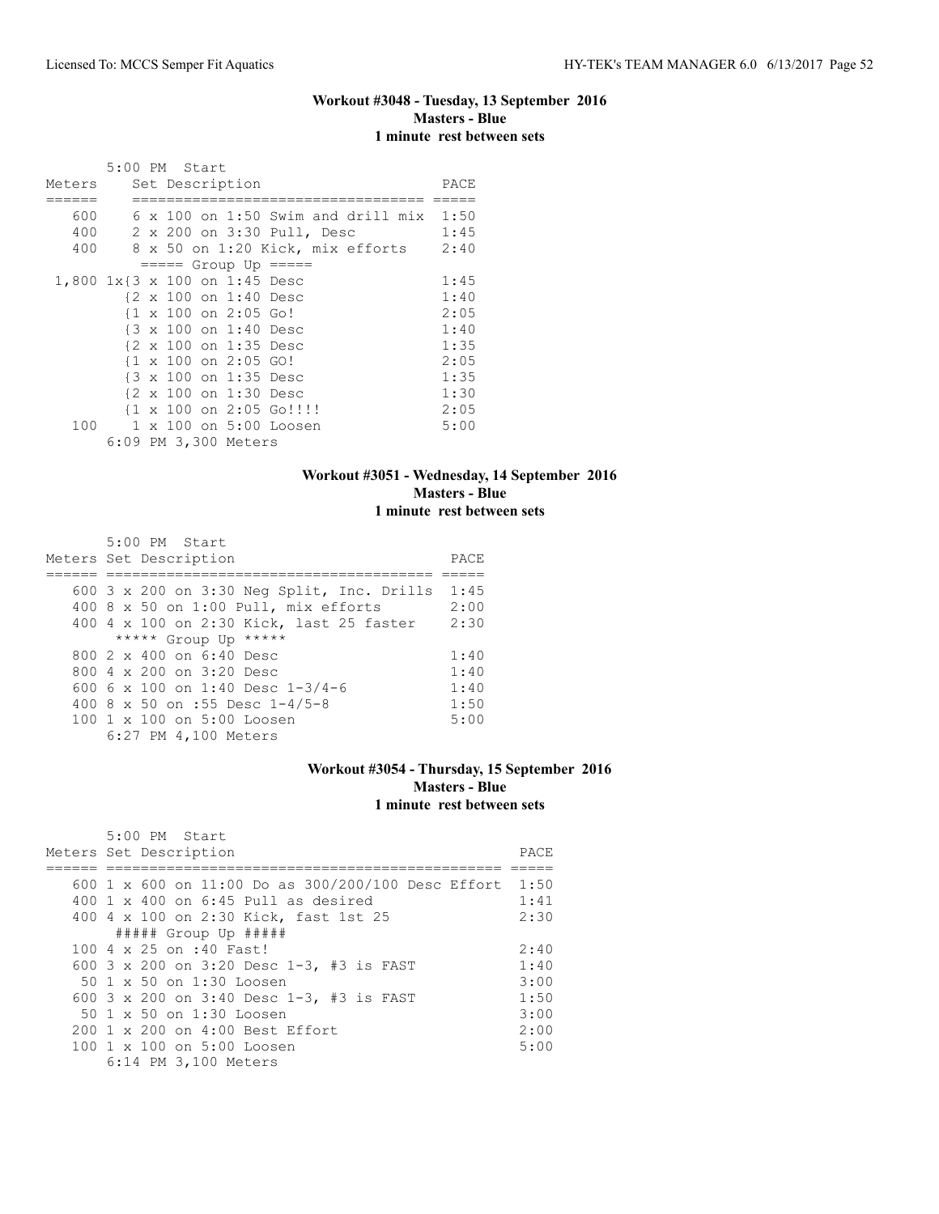### Workout #3048 - Tuesday, 13 September 2016
**Masters - Blue**
**1 minute rest between sets**

5:00 PM Start

| Meters | Set Description | PACE |
|---|---|---|
| 600 | 6 x 100 on 1:50 Swim and drill mix | 1:50 |
| 400 | 2 x 200 on 3:30 Pull, Desc | 1:45 |
| 400 | 8 x 50 on 1:20 Kick, mix efforts | 2:40 |
| | ===== Group Up ===== | |
| 1,800 | 1x{3 x 100 on 1:45 Desc | 1:45 |
| | {2 x 100 on 1:40 Desc | 1:40 |
| | {1 x 100 on 2:05 Go! | 2:05 |
| | {3 x 100 on 1:40 Desc | 1:40 |
| | {2 x 100 on 1:35 Desc | 1:35 |
| | {1 x 100 on 2:05 GO! | 2:05 |
| | {3 x 100 on 1:35 Desc | 1:35 |
| | {2 x 100 on 1:30 Desc | 1:30 |
| | {1 x 100 on 2:05 Go!!!! | 2:05 |
| 100 | 1 x 100 on 5:00 Loosen | 5:00 |

6:09 PM 3,300 Meters

### Workout #3051 - Wednesday, 14 September 2016
**Masters - Blue**
**1 minute rest between sets**

5:00 PM Start

| Meters | Set Description | PACE |
|---|---|---|
| 600 | 3 x 200 on 3:30 Neg Split, Inc. Drills | 1:45 |
| 400 | 8 x 50 on 1:00 Pull, mix efforts | 2:00 |
| 400 | 4 x 100 on 2:30 Kick, last 25 faster | 2:30 |
| | ***** Group Up ***** | |
| 800 | 2 x 400 on 6:40 Desc | 1:40 |
| 800 | 4 x 200 on 3:20 Desc | 1:40 |
| 600 | 6 x 100 on 1:40 Desc 1-3/4-6 | 1:40 |
| 400 | 8 x 50 on :55 Desc 1-4/5-8 | 1:50 |
| 100 | 1 x 100 on 5:00 Loosen | 5:00 |

6:27 PM 4,100 Meters

### Workout #3054 - Thursday, 15 September 2016
**Masters - Blue**
**1 minute rest between sets**

5:00 PM Start

| Meters | Set Description | PACE |
|---|---|---|
| 600 | 1 x 600 on 11:00 Do as 300/200/100 Desc Effort | 1:50 |
| 400 | 1 x 400 on 6:45 Pull as desired | 1:41 |
| 400 | 4 x 100 on 2:30 Kick, fast 1st 25 | 2:30 |
| | ##### Group Up ##### | |
| 100 | 4 x 25 on :40 Fast! | 2:40 |
| 600 | 3 x 200 on 3:20 Desc 1-3, #3 is FAST | 1:40 |
| 50 | 1 x 50 on 1:30 Loosen | 3:00 |
| 600 | 3 x 200 on 3:40 Desc 1-3, #3 is FAST | 1:50 |
| 50 | 1 x 50 on 1:30 Loosen | 3:00 |
| 200 | 1 x 200 on 4:00 Best Effort | 2:00 |
| 100 | 1 x 100 on 5:00 Loosen | 5:00 |

6:14 PM 3,100 Meters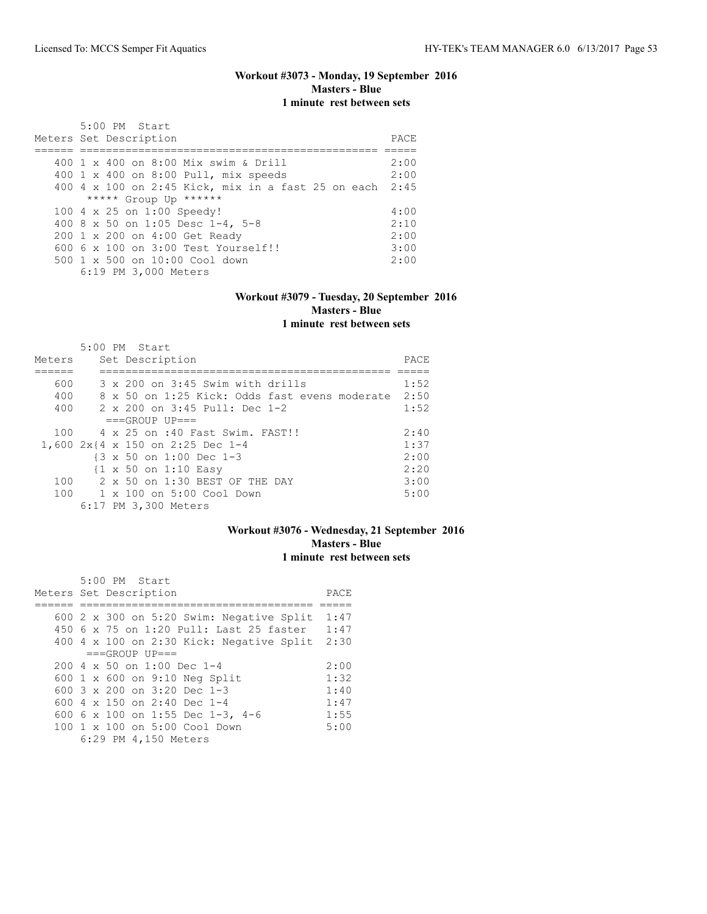### Workout #3073 - Monday, 19 September 2016
**Masters - Blue**
**1 minute rest between sets**

5:00 PM Start

| Meters | Set Description | PACE |
|---|---|---|
| 400 | 1 x 400 on 8:00 Mix swim & Drill | 2:00 |
| 400 | 1 x 400 on 8:00 Pull, mix speeds | 2:00 |
| 400 | 4 x 100 on 2:45 Kick, mix in a fast 25 on each | 2:45 |
| | ***** Group Up ****** | |
| 100 | 4 x 25 on 1:00 Speedy! | 4:00 |
| 400 | 8 x 50 on 1:05 Desc 1-4, 5-8 | 2:10 |
| 200 | 1 x 200 on 4:00 Get Ready | 2:00 |
| 600 | 6 x 100 on 3:00 Test Yourself!! | 3:00 |
| 500 | 1 x 500 on 10:00 Cool down | 2:00 |

6:19 PM 3,000 Meters

### Workout #3079 - Tuesday, 20 September 2016
**Masters - Blue**
**1 minute rest between sets**

5:00 PM Start

| Meters | Set Description | PACE |
|---|---|---|
| 600 | 3 x 200 on 3:45 Swim with drills | 1:52 |
| 400 | 8 x 50 on 1:25 Kick: Odds fast evens moderate | 2:50 |
| 400 | 2 x 200 on 3:45 Pull: Dec 1-2 | 1:52 |
| | ===GROUP UP=== | |
| 100 | 4 x 25 on :40 Fast Swim. FAST!! | 2:40 |
| 1,600 | 2x{4 x 150 on 2:25 Dec 1-4 | 1:37 |
| | {3 x 50 on 1:00 Dec 1-3 | 2:00 |
| | {1 x 50 on 1:10 Easy | 2:20 |
| 100 | 2 x 50 on 1:30 BEST OF THE DAY | 3:00 |
| 100 | 1 x 100 on 5:00 Cool Down | 5:00 |

6:17 PM 3,300 Meters

### Workout #3076 - Wednesday, 21 September 2016
**Masters - Blue**
**1 minute rest between sets**

5:00 PM Start

| Meters | Set Description | PACE |
|---|---|---|
| 600 | 2 x 300 on 5:20 Swim: Negative Split | 1:47 |
| 450 | 6 x 75 on 1:20 Pull: Last 25 faster | 1:47 |
| 400 | 4 x 100 on 2:30 Kick: Negative Split | 2:30 |
| | ===GROUP UP=== | |
| 200 | 4 x 50 on 1:00 Dec 1-4 | 2:00 |
| 600 | 1 x 600 on 9:10 Neg Split | 1:32 |
| 600 | 3 x 200 on 3:20 Dec 1-3 | 1:40 |
| 600 | 4 x 150 on 2:40 Dec 1-4 | 1:47 |
| 600 | 6 x 100 on 1:55 Dec 1-3, 4-6 | 1:55 |
| 100 | 1 x 100 on 5:00 Cool Down | 5:00 |

6:29 PM 4,150 Meters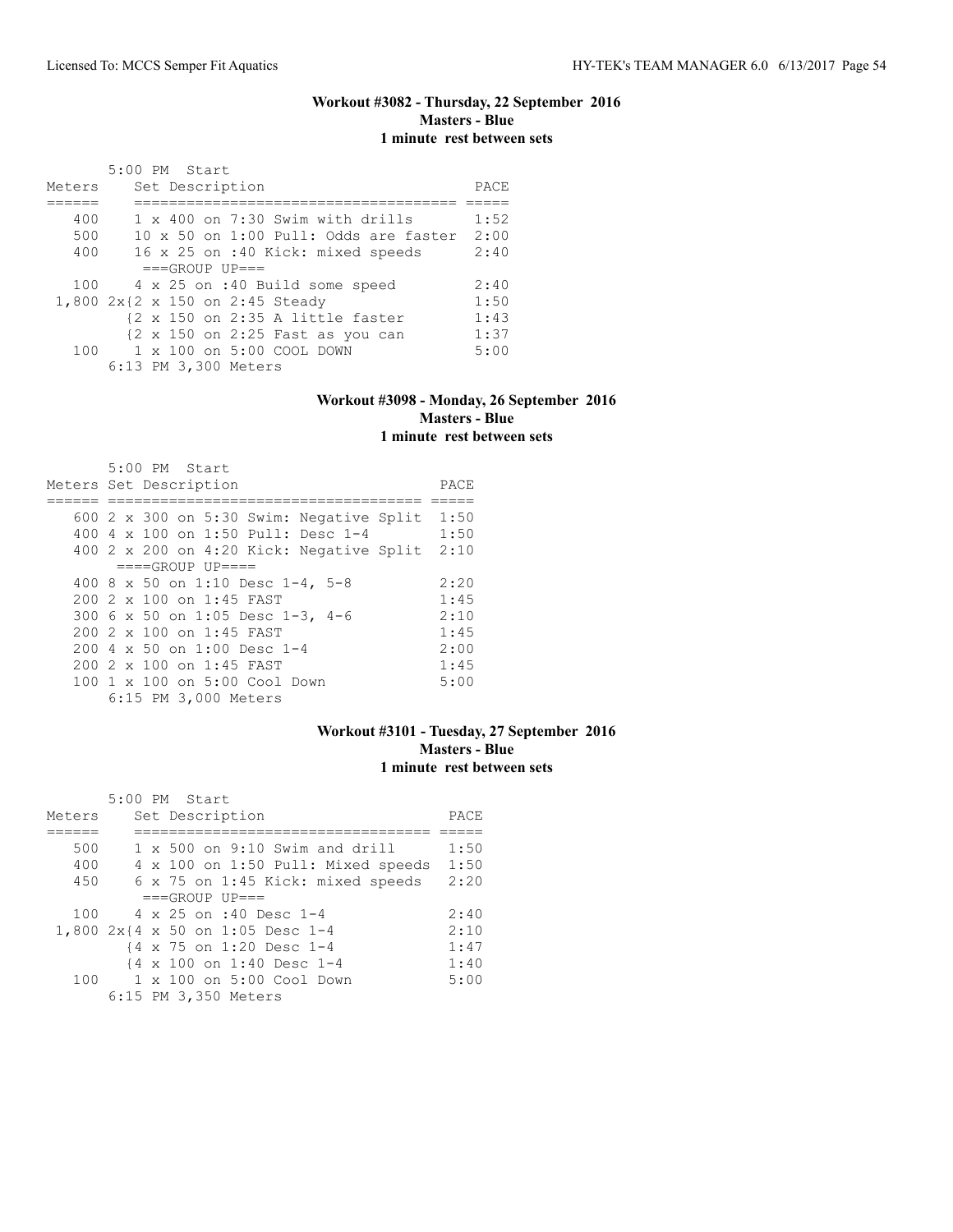### Workout #3082 - Thursday, 22 September 2016
**Masters - Blue**
**1 minute rest between sets**

5:00 PM Start

| Meters | Set Description | PACE |
|---|---|---|
| 400 | 1 x 400 on 7:30 Swim with drills | 1:52 |
| 500 | 10 x 50 on 1:00 Pull: Odds are faster | 2:00 |
| 400 | 16 x 25 on :40 Kick: mixed speeds | 2:40 |
| | ===GROUP UP=== | |
| 100 | 4 x 25 on :40 Build some speed | 2:40 |
| 1,800 | 2x{2 x 150 on 2:45 Steady | 1:50 |
| | {2 x 150 on 2:35 A little faster | 1:43 |
| | {2 x 150 on 2:25 Fast as you can | 1:37 |
| 100 | 1 x 100 on 5:00 COOL DOWN | 5:00 |
| | 6:13 PM 3,300 Meters | |

### Workout #3098 - Monday, 26 September 2016
**Masters - Blue**
**1 minute rest between sets**

5:00 PM Start

| Meters | Set Description | PACE |
|---|---|---|
| 600 | 2 x 300 on 5:30 Swim: Negative Split | 1:50 |
| 400 | 4 x 100 on 1:50 Pull: Desc 1-4 | 1:50 |
| 400 | 2 x 200 on 4:20 Kick: Negative Split | 2:10 |
| | ====GROUP UP==== | |
| 400 | 8 x 50 on 1:10 Desc 1-4, 5-8 | 2:20 |
| 200 | 2 x 100 on 1:45 FAST | 1:45 |
| 300 | 6 x 50 on 1:05 Desc 1-3, 4-6 | 2:10 |
| 200 | 2 x 100 on 1:45 FAST | 1:45 |
| 200 | 4 x 50 on 1:00 Desc 1-4 | 2:00 |
| 200 | 2 x 100 on 1:45 FAST | 1:45 |
| 100 | 1 x 100 on 5:00 Cool Down | 5:00 |
| | 6:15 PM 3,000 Meters | |

### Workout #3101 - Tuesday, 27 September 2016
**Masters - Blue**
**1 minute rest between sets**

5:00 PM Start

| Meters | Set Description | PACE |
|---|---|---|
| 500 | 1 x 500 on 9:10 Swim and drill | 1:50 |
| 400 | 4 x 100 on 1:50 Pull: Mixed speeds | 1:50 |
| 450 | 6 x 75 on 1:45 Kick: mixed speeds | 2:20 |
| | ===GROUP UP=== | |
| 100 | 4 x 25 on :40 Desc 1-4 | 2:40 |
| 1,800 | 2x{4 x 50 on 1:05 Desc 1-4 | 2:10 |
| | {4 x 75 on 1:20 Desc 1-4 | 1:47 |
| | {4 x 100 on 1:40 Desc 1-4 | 1:40 |
| 100 | 1 x 100 on 5:00 Cool Down | 5:00 |
| | 6:15 PM 3,350 Meters | |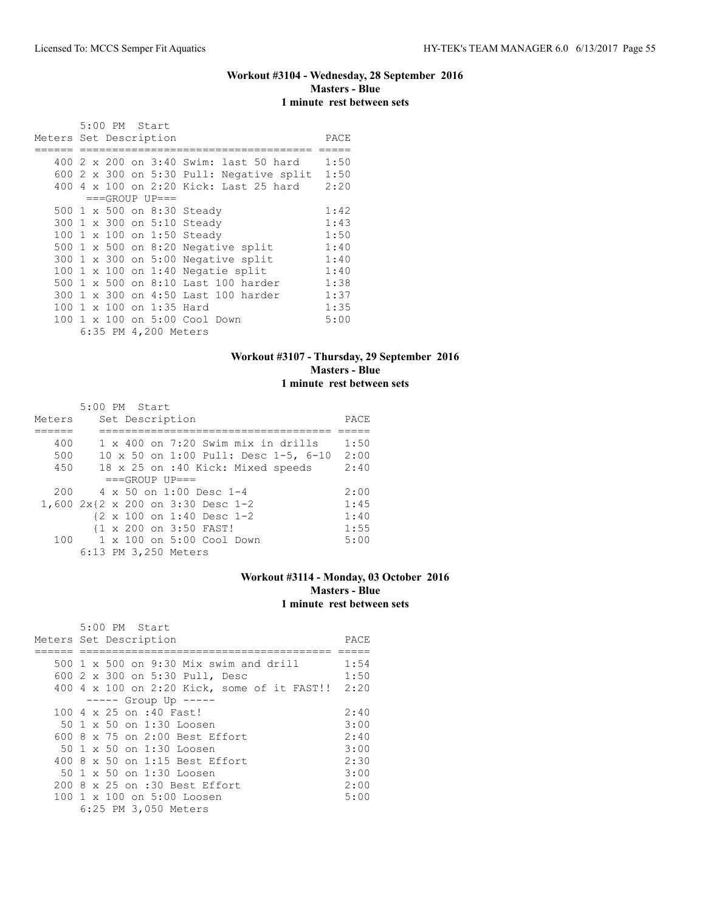### Workout #3104 - Wednesday, 28 September 2016
**Masters - Blue**
**1 minute rest between sets**

5:00 PM Start

| Meters | Set Description | PACE |
|---|---|---|
| 400 | 2 x 200 on 3:40 Swim: last 50 hard | 1:50 |
| 600 | 2 x 300 on 5:30 Pull: Negative split | 1:50 |
| 400 | 4 x 100 on 2:20 Kick: Last 25 hard | 2:20 |
| | ===GROUP UP=== | |
| 500 | 1 x 500 on 8:30 Steady | 1:42 |
| 300 | 1 x 300 on 5:10 Steady | 1:43 |
| 100 | 1 x 100 on 1:50 Steady | 1:50 |
| 500 | 1 x 500 on 8:20 Negative split | 1:40 |
| 300 | 1 x 300 on 5:00 Negative split | 1:40 |
| 100 | 1 x 100 on 1:40 Negatie split | 1:40 |
| 500 | 1 x 500 on 8:10 Last 100 harder | 1:38 |
| 300 | 1 x 300 on 4:50 Last 100 harder | 1:37 |
| 100 | 1 x 100 on 1:35 Hard | 1:35 |
| 100 | 1 x 100 on 5:00 Cool Down | 5:00 |

6:35 PM 4,200 Meters

### Workout #3107 - Thursday, 29 September 2016
**Masters - Blue**
**1 minute rest between sets**

5:00 PM Start

| Meters | Set Description | PACE |
|---|---|---|
| 400 | 1 x 400 on 7:20 Swim mix in drills | 1:50 |
| 500 | 10 x 50 on 1:00 Pull: Desc 1-5, 6-10 | 2:00 |
| 450 | 18 x 25 on :40 Kick: Mixed speeds | 2:40 |
| | ===GROUP UP=== | |
| 200 | 4 x 50 on 1:00 Desc 1-4 | 2:00 |
| 1,600 | 2x{2 x 200 on 3:30 Desc 1-2 | 1:45 |
| | {2 x 100 on 1:40 Desc 1-2 | 1:40 |
| | {1 x 200 on 3:50 FAST! | 1:55 |
| 100 | 1 x 100 on 5:00 Cool Down | 5:00 |

6:13 PM 3,250 Meters

### Workout #3114 - Monday, 03 October 2016
**Masters - Blue**
**1 minute rest between sets**

5:00 PM Start

| Meters | Set Description | PACE |
|---|---|---|
| 500 | 1 x 500 on 9:30 Mix swim and drill | 1:54 |
| 600 | 2 x 300 on 5:30 Pull, Desc | 1:50 |
| 400 | 4 x 100 on 2:20 Kick, some of it FAST!! | 2:20 |
| | ----- Group Up ----- | |
| 100 | 4 x 25 on :40 Fast! | 2:40 |
| 50 | 1 x 50 on 1:30 Loosen | 3:00 |
| 600 | 8 x 75 on 2:00 Best Effort | 2:40 |
| 50 | 1 x 50 on 1:30 Loosen | 3:00 |
| 400 | 8 x 50 on 1:15 Best Effort | 2:30 |
| 50 | 1 x 50 on 1:30 Loosen | 3:00 |
| 200 | 8 x 25 on :30 Best Effort | 2:00 |
| 100 | 1 x 100 on 5:00 Loosen | 5:00 |

6:25 PM 3,050 Meters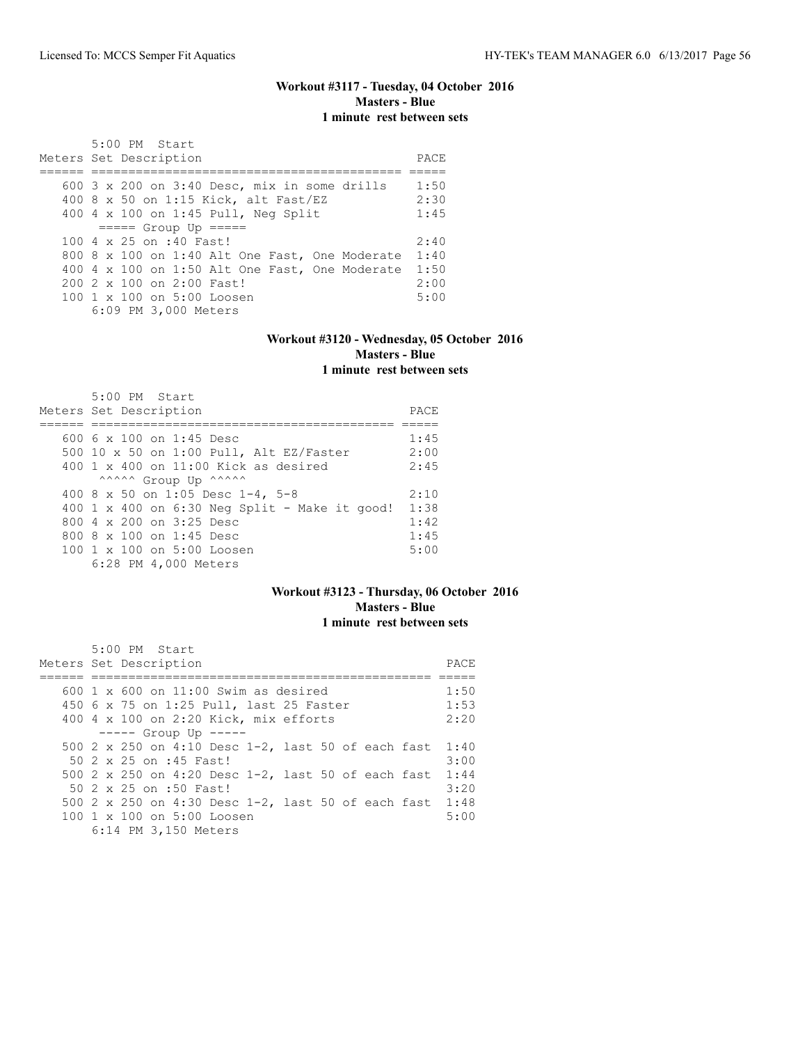### Workout #3117 - Tuesday, 04 October 2016
**Masters - Blue**
**1 minute rest between sets**

```
       5:00 PM  Start
Meters Set Description                             PACE
====== =========================================== =====
   600 3 x 200 on 3:40 Desc, mix in some drills    1:50
   400 8 x 50 on 1:15 Kick, alt Fast/EZ            2:30
   400 4 x 100 on 1:45 Pull, Neg Split             1:45
        ===== Group Up =====
   100 4 x 25 on :40 Fast!                         2:40
   800 8 x 100 on 1:40 Alt One Fast, One Moderate  1:40
   400 4 x 100 on 1:50 Alt One Fast, One Moderate  1:50
   200 2 x 100 on 2:00 Fast!                       2:00
   100 1 x 100 on 5:00 Loosen                      5:00
       6:09 PM 3,000 Meters
```

### Workout #3120 - Wednesday, 05 October 2016
**Masters - Blue**
**1 minute rest between sets**

```
       5:00 PM  Start
Meters Set Description                             PACE
====== ========================================== =====
   600 6 x 100 on 1:45 Desc                        1:45
   500 10 x 50 on 1:00 Pull, Alt EZ/Faster         2:00
   400 1 x 400 on 11:00 Kick as desired            2:45
        ^^^^^ Group Up ^^^^^
   400 8 x 50 on 1:05 Desc 1-4, 5-8                2:10
   400 1 x 400 on 6:30 Neg Split - Make it good!  1:38
   800 4 x 200 on 3:25 Desc                        1:42
   800 8 x 100 on 1:45 Desc                        1:45
   100 1 x 100 on 5:00 Loosen                      5:00
       6:28 PM 4,000 Meters
```

### Workout #3123 - Thursday, 06 October 2016
**Masters - Blue**
**1 minute rest between sets**

```
       5:00 PM  Start
Meters Set Description                                   PACE
====== ================================================ =====
   600 1 x 600 on 11:00 Swim as desired                  1:50
   450 6 x 75 on 1:25 Pull, last 25 Faster               1:53
   400 4 x 100 on 2:20 Kick, mix efforts                 2:20
        ----- Group Up -----
   500 2 x 250 on 4:10 Desc 1-2, last 50 of each fast  1:40
    50 2 x 25 on :45 Fast!                               3:00
   500 2 x 250 on 4:20 Desc 1-2, last 50 of each fast  1:44
    50 2 x 25 on :50 Fast!                               3:20
   500 2 x 250 on 4:30 Desc 1-2, last 50 of each fast  1:48
   100 1 x 100 on 5:00 Loosen                            5:00
       6:14 PM 3,150 Meters
```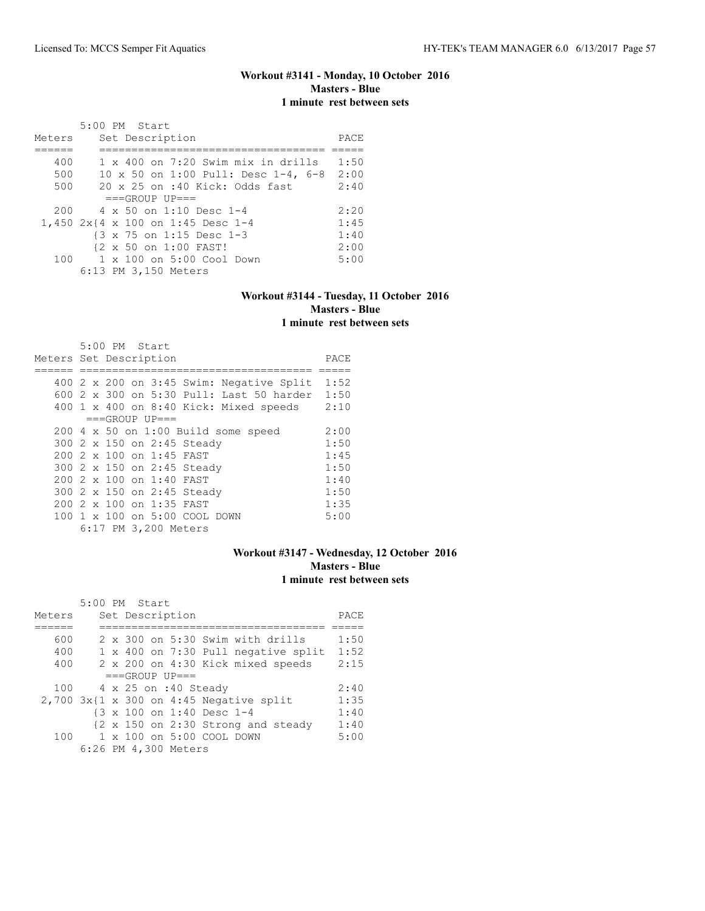### Workout #3141 - Monday, 10 October 2016
### Masters - Blue
### 1 minute rest between sets

```
       5:00 PM  Start
Meters     Set Description                        PACE
======     ==================================== =====
   400     1 x 400 on 7:20 Swim mix in drills   1:50
   500     10 x 50 on 1:00 Pull: Desc 1-4, 6-8  2:00
   500     20 x 25 on :40 Kick: Odds fast       2:40
            ===GROUP UP===
   200     4 x 50 on 1:10 Desc 1-4              2:20
 1,450 2x{4 x 100 on 1:45 Desc 1-4              1:45
          {3 x 75 on 1:15 Desc 1-3              1:40
          {2 x 50 on 1:00 FAST!                 2:00
   100     1 x 100 on 5:00 Cool Down            5:00
       6:13 PM 3,150 Meters
```

### Workout #3144 - Tuesday, 11 October 2016
### Masters - Blue
### 1 minute rest between sets

```
       5:00 PM  Start
Meters Set Description                          PACE
====== ==================================== =====
   400 2 x 200 on 3:45 Swim: Negative Split  1:52
   600 2 x 300 on 5:30 Pull: Last 50 harder  1:50
   400 1 x 400 on 8:40 Kick: Mixed speeds    2:10
       ===GROUP UP===
   200 4 x 50 on 1:00 Build some speed       2:00
   300 2 x 150 on 2:45 Steady                1:50
   200 2 x 100 on 1:45 FAST                  1:45
   300 2 x 150 on 2:45 Steady                1:50
   200 2 x 100 on 1:40 FAST                  1:40
   300 2 x 150 on 2:45 Steady                1:50
   200 2 x 100 on 1:35 FAST                  1:35
   100 1 x 100 on 5:00 COOL DOWN             5:00
       6:17 PM 3,200 Meters
```

### Workout #3147 - Wednesday, 12 October 2016
### Masters - Blue
### 1 minute rest between sets

```
       5:00 PM  Start
Meters     Set Description                        PACE
======     ==================================== =====
   600     2 x 300 on 5:30 Swim with drills     1:50
   400     1 x 400 on 7:30 Pull negative split  1:52
   400     2 x 200 on 4:30 Kick mixed speeds    2:15
            ===GROUP UP===
   100     4 x 25 on :40 Steady                 2:40
 2,700 3x{1 x 300 on 4:45 Negative split        1:35
          {3 x 100 on 1:40 Desc 1-4             1:40
          {2 x 150 on 2:30 Strong and steady    1:40
   100     1 x 100 on 5:00 COOL DOWN            5:00
       6:26 PM 4,300 Meters
```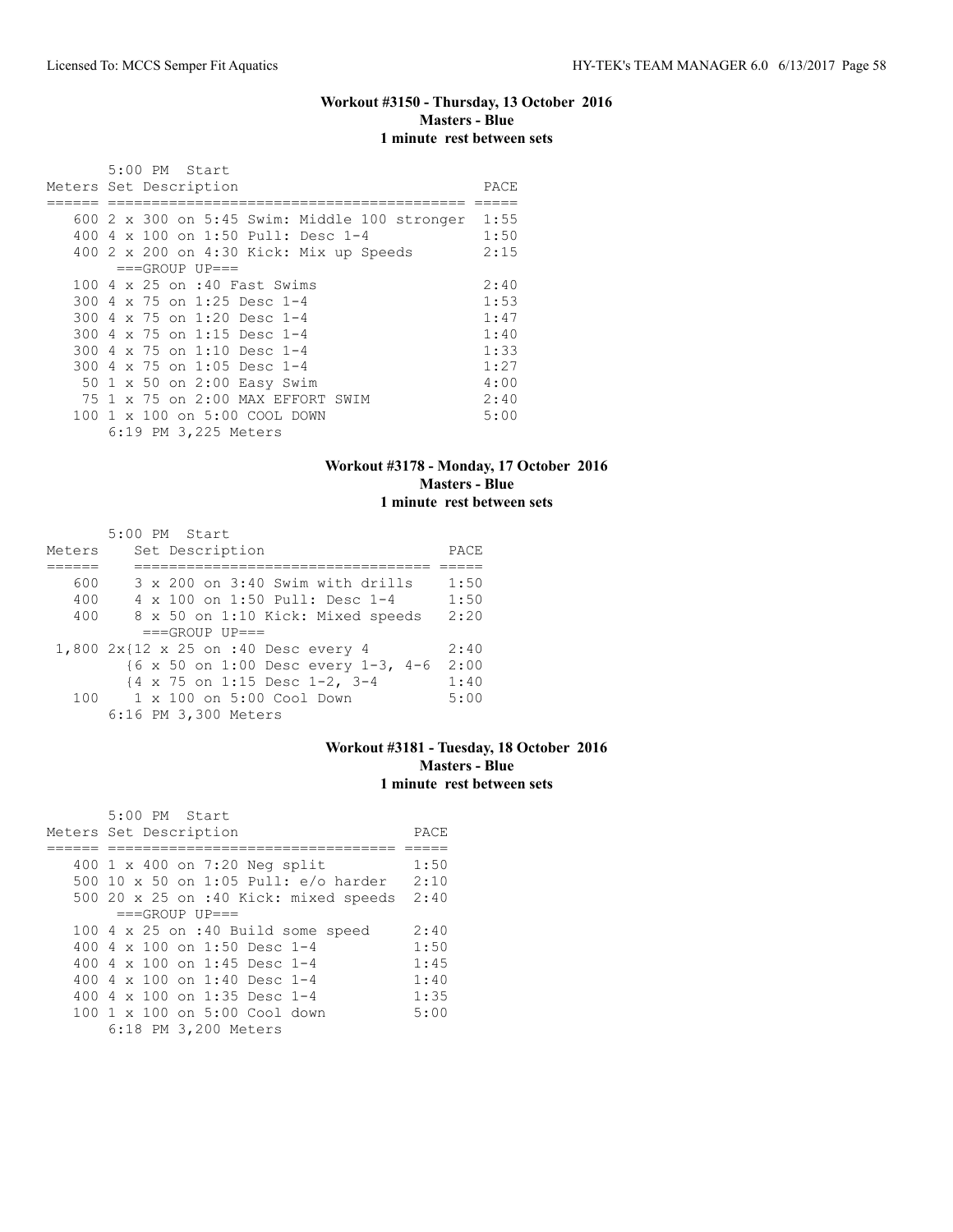### Workout #3150 - Thursday, 13 October 2016
**Masters - Blue**
**1 minute rest between sets**

5:00 PM Start

| Meters | Set Description | PACE |
|---|---|---|
| 600 | 2 x 300 on 5:45 Swim: Middle 100 stronger | 1:55 |
| 400 | 4 x 100 on 1:50 Pull: Desc 1-4 | 1:50 |
| 400 | 2 x 200 on 4:30 Kick: Mix up Speeds | 2:15 |
| | ===GROUP UP=== | |
| 100 | 4 x 25 on :40 Fast Swims | 2:40 |
| 300 | 4 x 75 on 1:25 Desc 1-4 | 1:53 |
| 300 | 4 x 75 on 1:20 Desc 1-4 | 1:47 |
| 300 | 4 x 75 on 1:15 Desc 1-4 | 1:40 |
| 300 | 4 x 75 on 1:10 Desc 1-4 | 1:33 |
| 300 | 4 x 75 on 1:05 Desc 1-4 | 1:27 |
| 50 | 1 x 50 on 2:00 Easy Swim | 4:00 |
| 75 | 1 x 75 on 2:00 MAX EFFORT SWIM | 2:40 |
| 100 | 1 x 100 on 5:00 COOL DOWN | 5:00 |

6:19 PM 3,225 Meters

### Workout #3178 - Monday, 17 October 2016
**Masters - Blue**
**1 minute rest between sets**

5:00 PM Start

| Meters | Set Description | PACE |
|---|---|---|
| 600 | 3 x 200 on 3:40 Swim with drills | 1:50 |
| 400 | 4 x 100 on 1:50 Pull: Desc 1-4 | 1:50 |
| 400 | 8 x 50 on 1:10 Kick: Mixed speeds | 2:20 |
| | ===GROUP UP=== | |
| 1,800 | 2x{12 x 25 on :40 Desc every 4 | 2:40 |
| | {6 x 50 on 1:00 Desc every 1-3, 4-6 | 2:00 |
| | {4 x 75 on 1:15 Desc 1-2, 3-4 | 1:40 |
| 100 | 1 x 100 on 5:00 Cool Down | 5:00 |

6:16 PM 3,300 Meters

### Workout #3181 - Tuesday, 18 October 2016
**Masters - Blue**
**1 minute rest between sets**

5:00 PM Start

| Meters | Set Description | PACE |
|---|---|---|
| 400 | 1 x 400 on 7:20 Neg split | 1:50 |
| 500 | 10 x 50 on 1:05 Pull: e/o harder | 2:10 |
| 500 | 20 x 25 on :40 Kick: mixed speeds | 2:40 |
| | ===GROUP UP=== | |
| 100 | 4 x 25 on :40 Build some speed | 2:40 |
| 400 | 4 x 100 on 1:50 Desc 1-4 | 1:50 |
| 400 | 4 x 100 on 1:45 Desc 1-4 | 1:45 |
| 400 | 4 x 100 on 1:40 Desc 1-4 | 1:40 |
| 400 | 4 x 100 on 1:35 Desc 1-4 | 1:35 |
| 100 | 1 x 100 on 5:00 Cool down | 5:00 |

6:18 PM 3,200 Meters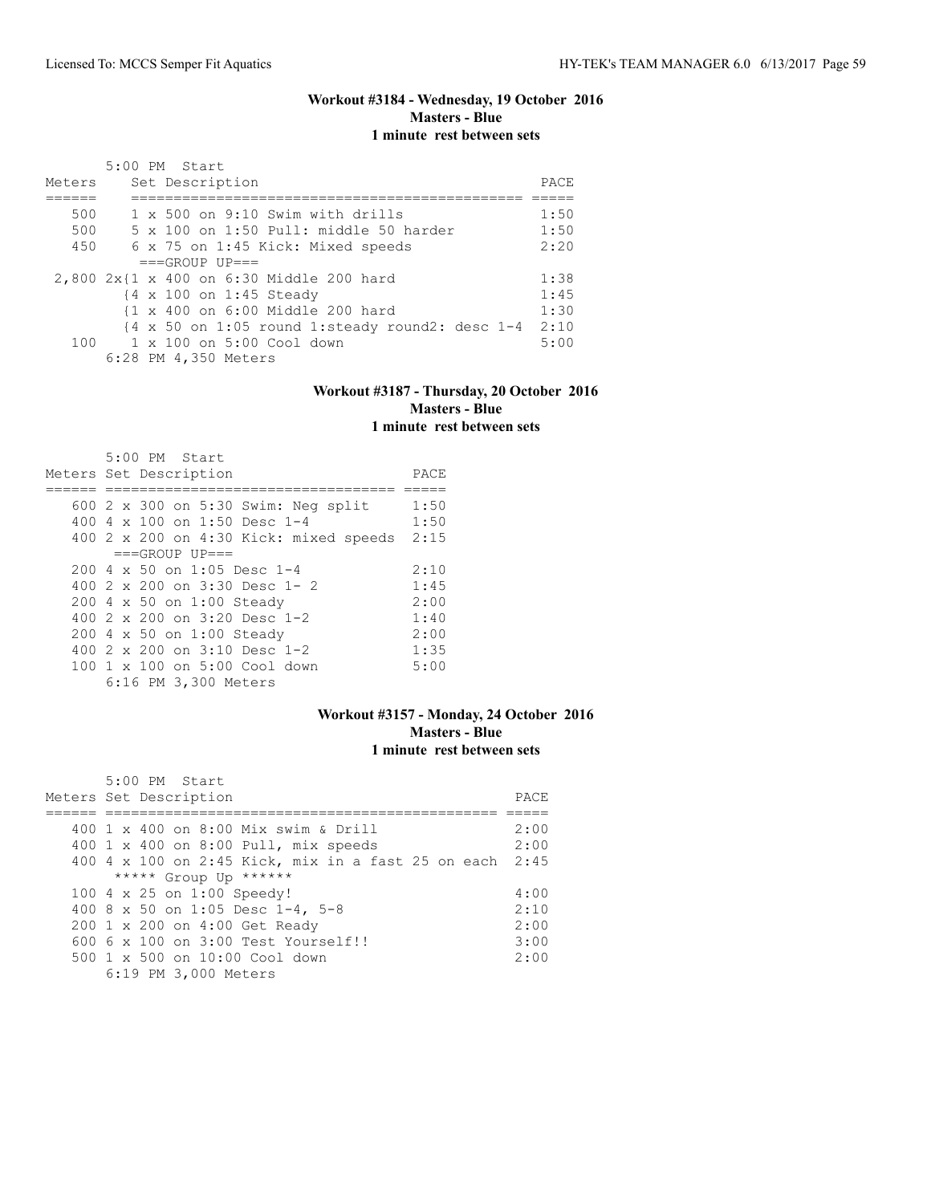### Workout #3184 - Wednesday, 19 October 2016
**Masters - Blue**
**1 minute rest between sets**

5:00 PM Start

| Meters | Set Description | PACE |
| --- | --- | --- |
| 500 | 1 x 500 on 9:10 Swim with drills | 1:50 |
| 500 | 5 x 100 on 1:50 Pull: middle 50 harder | 1:50 |
| 450 | 6 x 75 on 1:45 Kick: Mixed speeds | 2:20 |
| | ===GROUP UP=== | |
| 2,800 | 2x{1 x 400 on 6:30 Middle 200 hard | 1:38 |
| | {4 x 100 on 1:45 Steady | 1:45 |
| | {1 x 400 on 6:00 Middle 200 hard | 1:30 |
| | {4 x 50 on 1:05 round 1:steady round2: desc 1-4 | 2:10 |
| 100 | 1 x 100 on 5:00 Cool down | 5:00 |
| | 6:28 PM 4,350 Meters | |

### Workout #3187 - Thursday, 20 October 2016
**Masters - Blue**
**1 minute rest between sets**

5:00 PM Start

| Meters | Set Description | PACE |
| --- | --- | --- |
| 600 | 2 x 300 on 5:30 Swim: Neg split | 1:50 |
| 400 | 4 x 100 on 1:50 Desc 1-4 | 1:50 |
| 400 | 2 x 200 on 4:30 Kick: mixed speeds | 2:15 |
| | ===GROUP UP=== | |
| 200 | 4 x 50 on 1:05 Desc 1-4 | 2:10 |
| 400 | 2 x 200 on 3:30 Desc 1- 2 | 1:45 |
| 200 | 4 x 50 on 1:00 Steady | 2:00 |
| 400 | 2 x 200 on 3:20 Desc 1-2 | 1:40 |
| 200 | 4 x 50 on 1:00 Steady | 2:00 |
| 400 | 2 x 200 on 3:10 Desc 1-2 | 1:35 |
| 100 | 1 x 100 on 5:00 Cool down | 5:00 |
| | 6:16 PM 3,300 Meters | |

### Workout #3157 - Monday, 24 October 2016
**Masters - Blue**
**1 minute rest between sets**

5:00 PM Start

| Meters | Set Description | PACE |
| --- | --- | --- |
| 400 | 1 x 400 on 8:00 Mix swim & Drill | 2:00 |
| 400 | 1 x 400 on 8:00 Pull, mix speeds | 2:00 |
| 400 | 4 x 100 on 2:45 Kick, mix in a fast 25 on each | 2:45 |
| | ***** Group Up ****** | |
| 100 | 4 x 25 on 1:00 Speedy! | 4:00 |
| 400 | 8 x 50 on 1:05 Desc 1-4, 5-8 | 2:10 |
| 200 | 1 x 200 on 4:00 Get Ready | 2:00 |
| 600 | 6 x 100 on 3:00 Test Yourself!! | 3:00 |
| 500 | 1 x 500 on 10:00 Cool down | 2:00 |
| | 6:19 PM 3,000 Meters | |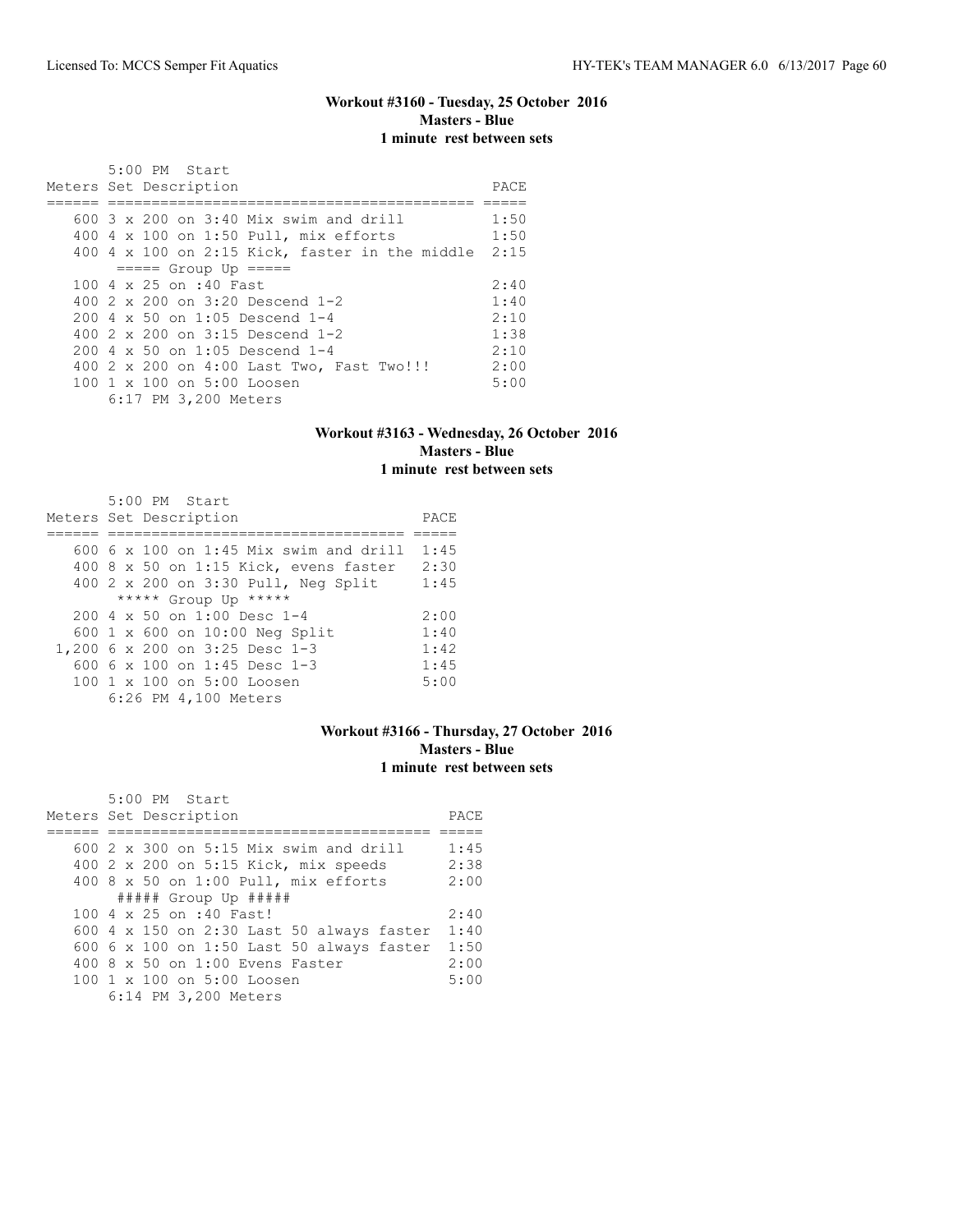### Workout #3160 - Tuesday, 25 October 2016
**Masters - Blue**
**1 minute rest between sets**

```
       5:00 PM  Start
Meters Set Description                               PACE
====== ========================================== =====
   600 3 x 200 on 3:40 Mix swim and drill          1:50
   400 4 x 100 on 1:50 Pull, mix efforts           1:50
   400 4 x 100 on 2:15 Kick, faster in the middle  2:15
        ===== Group Up =====
   100 4 x 25 on :40 Fast                          2:40
   400 2 x 200 on 3:20 Descend 1-2                 1:40
   200 4 x 50 on 1:05 Descend 1-4                  2:10
   400 2 x 200 on 3:15 Descend 1-2                 1:38
   200 4 x 50 on 1:05 Descend 1-4                  2:10
   400 2 x 200 on 4:00 Last Two, Fast Two!!!       2:00
   100 1 x 100 on 5:00 Loosen                      5:00
       6:17 PM 3,200 Meters
```

### Workout #3163 - Wednesday, 26 October 2016
**Masters - Blue**
**1 minute rest between sets**

```
       5:00 PM  Start
Meters Set Description                          PACE
====== ==================================== =====
   600 6 x 100 on 1:45 Mix swim and drill  1:45
   400 8 x 50 on 1:15 Kick, evens faster   2:30
   400 2 x 200 on 3:30 Pull, Neg Split     1:45
        ***** Group Up *****
   200 4 x 50 on 1:00 Desc 1-4             2:00
   600 1 x 600 on 10:00 Neg Split          1:40
 1,200 6 x 200 on 3:25 Desc 1-3            1:42
   600 6 x 100 on 1:45 Desc 1-3            1:45
   100 1 x 100 on 5:00 Loosen              5:00
       6:26 PM 4,100 Meters
```

### Workout #3166 - Thursday, 27 October 2016
**Masters - Blue**
**1 minute rest between sets**

```
       5:00 PM  Start
Meters Set Description                             PACE
====== ======================================= =====
   600 2 x 300 on 5:15 Mix swim and drill       1:45
   400 2 x 200 on 5:15 Kick, mix speeds         2:38
   400 8 x 50 on 1:00 Pull, mix efforts         2:00
        ##### Group Up #####
   100 4 x 25 on :40 Fast!                      2:40
   600 4 x 150 on 2:30 Last 50 always faster  1:40
   600 6 x 100 on 1:50 Last 50 always faster  1:50
   400 8 x 50 on 1:00 Evens Faster              2:00
   100 1 x 100 on 5:00 Loosen                   5:00
       6:14 PM 3,200 Meters
```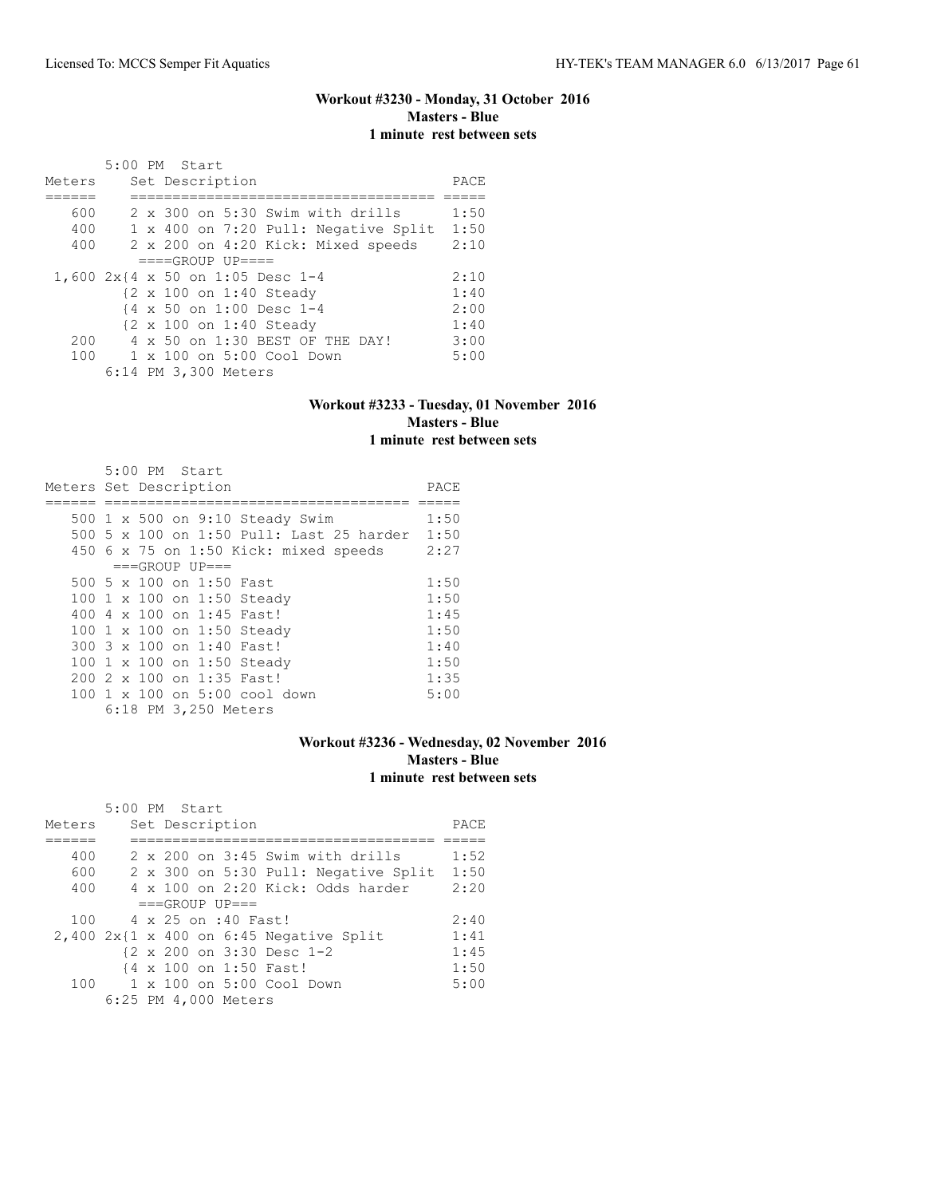### Workout #3230 - Monday, 31 October 2016
**Masters - Blue**
**1 minute rest between sets**

5:00 PM Start

| Meters | Set Description | PACE |
|---|---|---|
| 600 | 2 x 300 on 5:30 Swim with drills | 1:50 |
| 400 | 1 x 400 on 7:20 Pull: Negative Split | 1:50 |
| 400 | 2 x 200 on 4:20 Kick: Mixed speeds | 2:10 |
| | ====GROUP UP==== | |
| 1,600 | 2x{4 x 50 on 1:05 Desc 1-4 | 2:10 |
| | {2 x 100 on 1:40 Steady | 1:40 |
| | {4 x 50 on 1:00 Desc 1-4 | 2:00 |
| | {2 x 100 on 1:40 Steady | 1:40 |
| 200 | 4 x 50 on 1:30 BEST OF THE DAY! | 3:00 |
| 100 | 1 x 100 on 5:00 Cool Down | 5:00 |
| | 6:14 PM 3,300 Meters | |

### Workout #3233 - Tuesday, 01 November 2016
**Masters - Blue**
**1 minute rest between sets**

5:00 PM Start

| Meters | Set Description | PACE |
|---|---|---|
| 500 | 1 x 500 on 9:10 Steady Swim | 1:50 |
| 500 | 5 x 100 on 1:50 Pull: Last 25 harder | 1:50 |
| 450 | 6 x 75 on 1:50 Kick: mixed speeds | 2:27 |
| | ===GROUP UP=== | |
| 500 | 5 x 100 on 1:50 Fast | 1:50 |
| 100 | 1 x 100 on 1:50 Steady | 1:50 |
| 400 | 4 x 100 on 1:45 Fast! | 1:45 |
| 100 | 1 x 100 on 1:50 Steady | 1:50 |
| 300 | 3 x 100 on 1:40 Fast! | 1:40 |
| 100 | 1 x 100 on 1:50 Steady | 1:50 |
| 200 | 2 x 100 on 1:35 Fast! | 1:35 |
| 100 | 1 x 100 on 5:00 cool down | 5:00 |
| | 6:18 PM 3,250 Meters | |

### Workout #3236 - Wednesday, 02 November 2016
**Masters - Blue**
**1 minute rest between sets**

5:00 PM Start

| Meters | Set Description | PACE |
|---|---|---|
| 400 | 2 x 200 on 3:45 Swim with drills | 1:52 |
| 600 | 2 x 300 on 5:30 Pull: Negative Split | 1:50 |
| 400 | 4 x 100 on 2:20 Kick: Odds harder | 2:20 |
| | ===GROUP UP=== | |
| 100 | 4 x 25 on :40 Fast! | 2:40 |
| 2,400 | 2x{1 x 400 on 6:45 Negative Split | 1:41 |
| | {2 x 200 on 3:30 Desc 1-2 | 1:45 |
| | {4 x 100 on 1:50 Fast! | 1:50 |
| 100 | 1 x 100 on 5:00 Cool Down | 5:00 |
| | 6:25 PM 4,000 Meters | |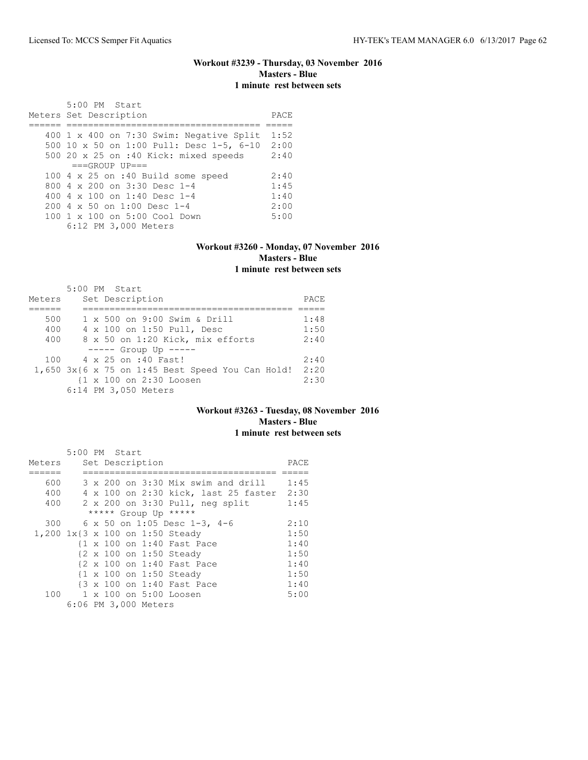**Workout #3239 - Thursday, 03 November 2016**
**Masters - Blue**
**1 minute rest between sets**

```
       5:00 PM  Start
Meters Set Description                       PACE
====== =================================== =====
   400 1 x 400 on 7:30 Swim: Negative Split  1:52
   500 10 x 50 on 1:00 Pull: Desc 1-5, 6-10  2:00
   500 20 x 25 on :40 Kick: mixed speeds     2:40
        ===GROUP UP===
   100 4 x 25 on :40 Build some speed        2:40
   800 4 x 200 on 3:30 Desc 1-4              1:45
   400 4 x 100 on 1:40 Desc 1-4              1:40
   200 4 x 50 on 1:00 Desc 1-4               2:00
   100 1 x 100 on 5:00 Cool Down             5:00
       6:12 PM 3,000 Meters
```

**Workout #3260 - Monday, 07 November 2016**
**Masters - Blue**
**1 minute rest between sets**

```
       5:00 PM  Start
Meters    Set Description                          PACE
======    ======================================= =====
   500    1 x 500 on 9:00 Swim & Drill             1:48
   400    4 x 100 on 1:50 Pull, Desc               1:50
   400    8 x 50 on 1:20 Kick, mix efforts         2:40
          ----- Group Up -----
   100    4 x 25 on :40 Fast!                      2:40
 1,650 3x{6 x 75 on 1:45 Best Speed You Can Hold!  2:20
         {1 x 100 on 2:30 Loosen                   2:30
       6:14 PM 3,050 Meters
```

**Workout #3263 - Tuesday, 08 November 2016**
**Masters - Blue**
**1 minute rest between sets**

```
       5:00 PM  Start
Meters    Set Description                       PACE
======    =================================== =====
   600    3 x 200 on 3:30 Mix swim and drill    1:45
   400    4 x 100 on 2:30 kick, last 25 faster  2:30
   400    2 x 200 on 3:30 Pull, neg split       1:45
          ***** Group Up *****
   300    6 x 50 on 1:05 Desc 1-3, 4-6          2:10
 1,200 1x{3 x 100 on 1:50 Steady                1:50
         {1 x 100 on 1:40 Fast Pace             1:40
         {2 x 100 on 1:50 Steady                1:50
         {2 x 100 on 1:40 Fast Pace             1:40
         {1 x 100 on 1:50 Steady                1:50
         {3 x 100 on 1:40 Fast Pace             1:40
   100    1 x 100 on 5:00 Loosen                5:00
       6:06 PM 3,000 Meters
```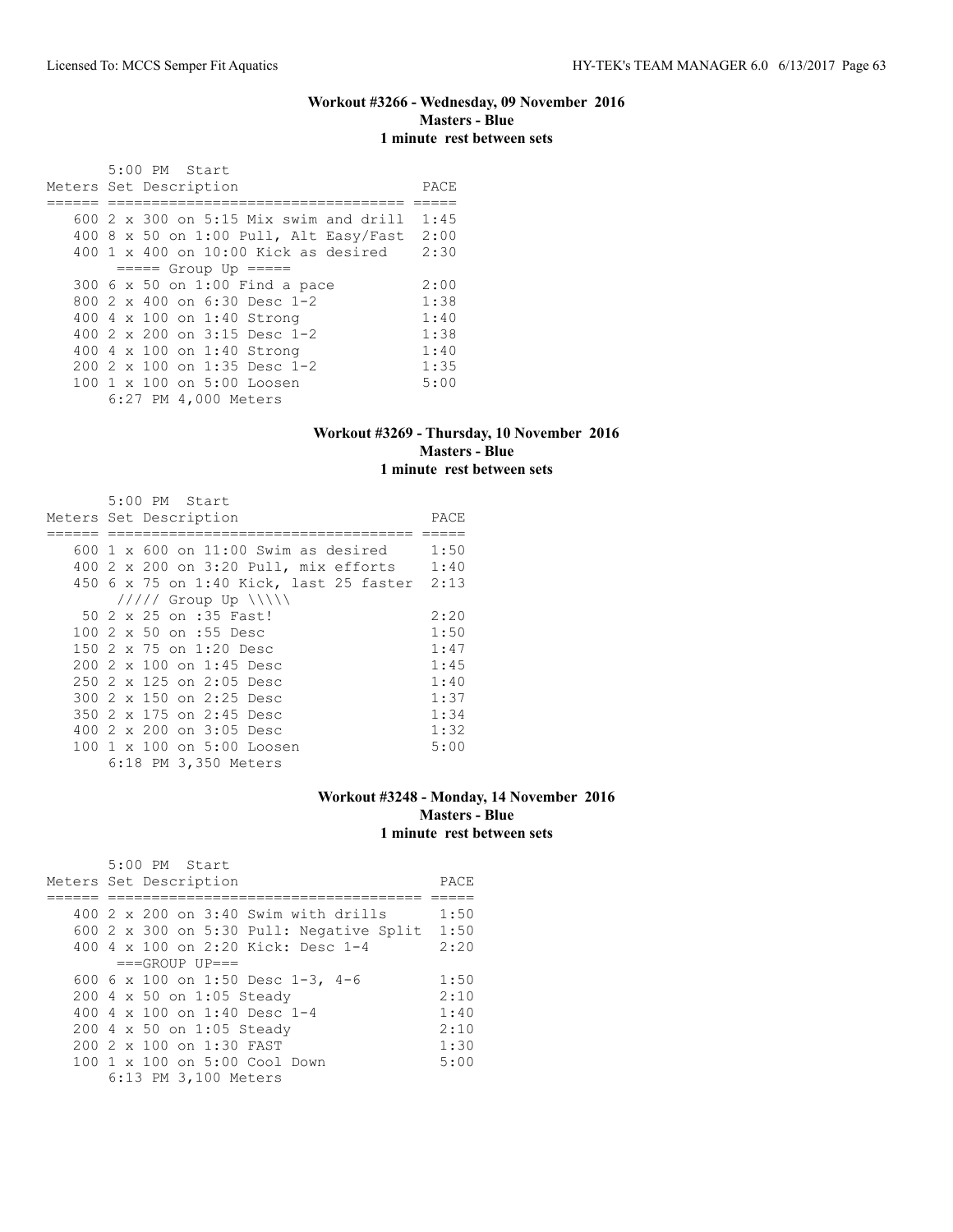## Workout #3266 - Wednesday, 09 November 2016
**Masters - Blue**
**1 minute rest between sets**

5:00 PM Start

| Meters | Set Description | PACE |
|---|---|---|
| 600 | 2 x 300 on 5:15 Mix swim and drill | 1:45 |
| 400 | 8 x 50 on 1:00 Pull, Alt Easy/Fast | 2:00 |
| 400 | 1 x 400 on 10:00 Kick as desired | 2:30 |
| | ===== Group Up ===== | |
| 300 | 6 x 50 on 1:00 Find a pace | 2:00 |
| 800 | 2 x 400 on 6:30 Desc 1-2 | 1:38 |
| 400 | 4 x 100 on 1:40 Strong | 1:40 |
| 400 | 2 x 200 on 3:15 Desc 1-2 | 1:38 |
| 400 | 4 x 100 on 1:40 Strong | 1:40 |
| 200 | 2 x 100 on 1:35 Desc 1-2 | 1:35 |
| 100 | 1 x 100 on 5:00 Loosen | 5:00 |

6:27 PM 4,000 Meters

## Workout #3269 - Thursday, 10 November 2016
**Masters - Blue**
**1 minute rest between sets**

5:00 PM Start

| Meters | Set Description | PACE |
|---|---|---|
| 600 | 1 x 600 on 11:00 Swim as desired | 1:50 |
| 400 | 2 x 200 on 3:20 Pull, mix efforts | 1:40 |
| 450 | 6 x 75 on 1:40 Kick, last 25 faster | 2:13 |
| | ///// Group Up \\\\\ | |
| 50 | 2 x 25 on :35 Fast! | 2:20 |
| 100 | 2 x 50 on :55 Desc | 1:50 |
| 150 | 2 x 75 on 1:20 Desc | 1:47 |
| 200 | 2 x 100 on 1:45 Desc | 1:45 |
| 250 | 2 x 125 on 2:05 Desc | 1:40 |
| 300 | 2 x 150 on 2:25 Desc | 1:37 |
| 350 | 2 x 175 on 2:45 Desc | 1:34 |
| 400 | 2 x 200 on 3:05 Desc | 1:32 |
| 100 | 1 x 100 on 5:00 Loosen | 5:00 |

6:18 PM 3,350 Meters

## Workout #3248 - Monday, 14 November 2016
**Masters - Blue**
**1 minute rest between sets**

5:00 PM Start

| Meters | Set Description | PACE |
|---|---|---|
| 400 | 2 x 200 on 3:40 Swim with drills | 1:50 |
| 600 | 2 x 300 on 5:30 Pull: Negative Split | 1:50 |
| 400 | 4 x 100 on 2:20 Kick: Desc 1-4 | 2:20 |
| | ===GROUP UP=== | |
| 600 | 6 x 100 on 1:50 Desc 1-3, 4-6 | 1:50 |
| 200 | 4 x 50 on 1:05 Steady | 2:10 |
| 400 | 4 x 100 on 1:40 Desc 1-4 | 1:40 |
| 200 | 4 x 50 on 1:05 Steady | 2:10 |
| 200 | 2 x 100 on 1:30 FAST | 1:30 |
| 100 | 1 x 100 on 5:00 Cool Down | 5:00 |

6:13 PM 3,100 Meters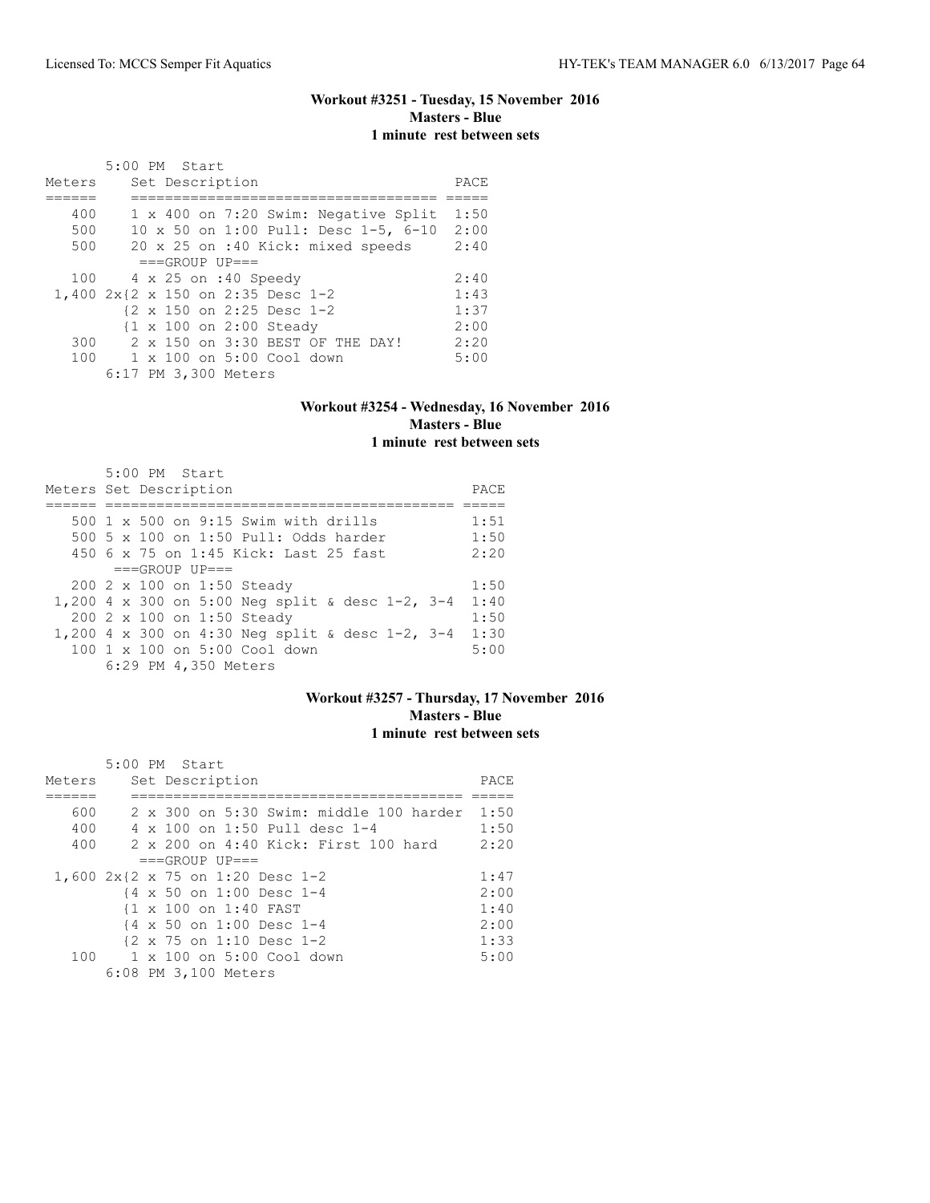### Workout #3251 - Tuesday, 15 November 2016
**Masters - Blue**
**1 minute rest between sets**

```
       5:00 PM  Start
Meters     Set Description                       PACE
======     ===================================  =====
   400     1 x 400 on 7:20 Swim: Negative Split  1:50
   500     10 x 50 on 1:00 Pull: Desc 1-5, 6-10  2:00
   500     20 x 25 on :40 Kick: mixed speeds     2:40
            ===GROUP UP===
   100     4 x 25 on :40 Speedy                  2:40
 1,400 2x{2 x 150 on 2:35 Desc 1-2               1:43
         {2 x 150 on 2:25 Desc 1-2               1:37
         {1 x 100 on 2:00 Steady                 2:00
   300     2 x 150 on 3:30 BEST OF THE DAY!      2:20
   100     1 x 100 on 5:00 Cool down             5:00
       6:17 PM 3,300 Meters
```

### Workout #3254 - Wednesday, 16 November 2016
**Masters - Blue**
**1 minute rest between sets**

```
       5:00 PM  Start
Meters Set Description                                PACE
====== =======================================  =====
   500 1 x 500 on 9:15 Swim with drills            1:51
   500 5 x 100 on 1:50 Pull: Odds harder           1:50
   450 6 x 75 on 1:45 Kick: Last 25 fast           2:20
        ===GROUP UP===
   200 2 x 100 on 1:50 Steady                      1:50
 1,200 4 x 300 on 5:00 Neg split & desc 1-2, 3-4   1:40
   200 2 x 100 on 1:50 Steady                      1:50
 1,200 4 x 300 on 4:30 Neg split & desc 1-2, 3-4   1:30
   100 1 x 100 on 5:00 Cool down                   5:00
       6:29 PM 4,350 Meters
```

### Workout #3257 - Thursday, 17 November 2016
**Masters - Blue**
**1 minute rest between sets**

```
       5:00 PM  Start
Meters     Set Description                            PACE
======     ======================================  =====
   600     2 x 300 on 5:30 Swim: middle 100 harder  1:50
   400     4 x 100 on 1:50 Pull desc 1-4            1:50
   400     2 x 200 on 4:40 Kick: First 100 hard     2:20
            ===GROUP UP===
 1,600 2x{2 x 75 on 1:20 Desc 1-2                   1:47
         {4 x 50 on 1:00 Desc 1-4                   2:00
         {1 x 100 on 1:40 FAST                      1:40
         {4 x 50 on 1:00 Desc 1-4                   2:00
         {2 x 75 on 1:10 Desc 1-2                   1:33
   100     1 x 100 on 5:00 Cool down                5:00
       6:08 PM 3,100 Meters
```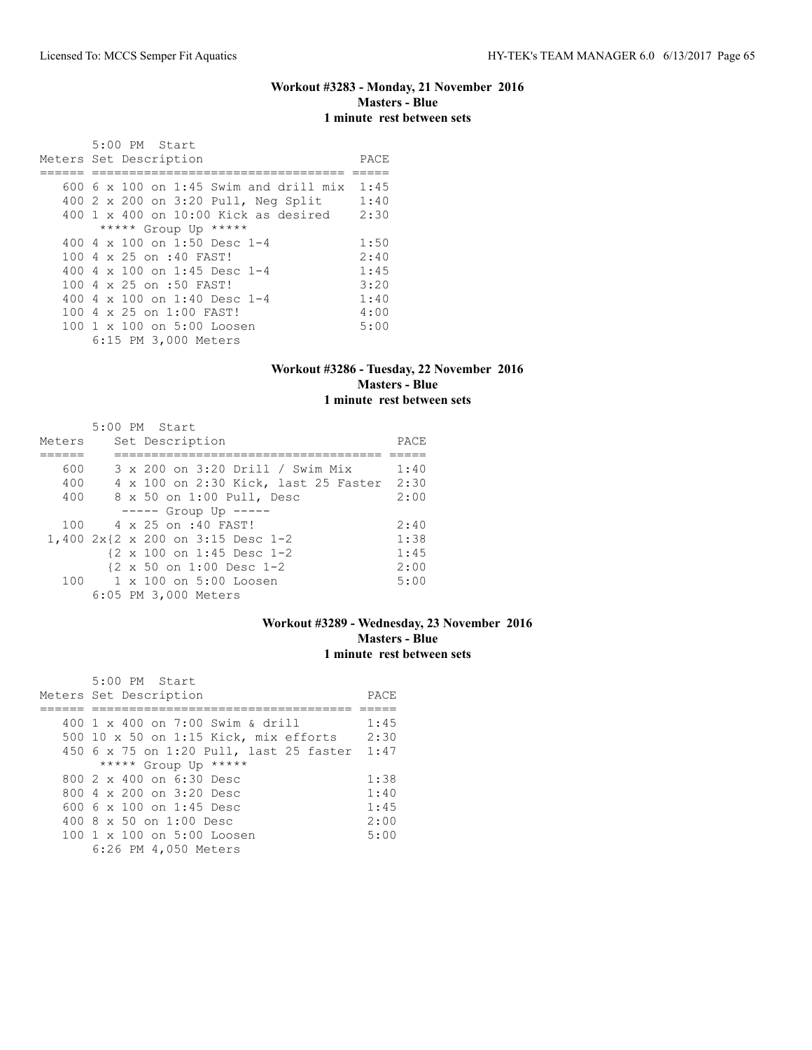### Workout #3283 - Monday, 21 November 2016
**Masters - Blue**
**1 minute rest between sets**

5:00 PM Start

| Meters | Set Description | PACE |
|---|---|---|
| 600 | 6 x 100 on 1:45 Swim and drill mix | 1:45 |
| 400 | 2 x 200 on 3:20 Pull, Neg Split | 1:40 |
| 400 | 1 x 400 on 10:00 Kick as desired | 2:30 |
| | ***** Group Up ***** | |
| 400 | 4 x 100 on 1:50 Desc 1-4 | 1:50 |
| 100 | 4 x 25 on :40 FAST! | 2:40 |
| 400 | 4 x 100 on 1:45 Desc 1-4 | 1:45 |
| 100 | 4 x 25 on :50 FAST! | 3:20 |
| 400 | 4 x 100 on 1:40 Desc 1-4 | 1:40 |
| 100 | 4 x 25 on 1:00 FAST! | 4:00 |
| 100 | 1 x 100 on 5:00 Loosen | 5:00 |

6:15 PM 3,000 Meters

### Workout #3286 - Tuesday, 22 November 2016
**Masters - Blue**
**1 minute rest between sets**

5:00 PM Start

| Meters | Set Description | PACE |
|---|---|---|
| 600 | 3 x 200 on 3:20 Drill / Swim Mix | 1:40 |
| 400 | 4 x 100 on 2:30 Kick, last 25 Faster | 2:30 |
| 400 | 8 x 50 on 1:00 Pull, Desc | 2:00 |
| | ----- Group Up ----- | |
| 100 | 4 x 25 on :40 FAST! | 2:40 |
| 1,400 | 2x{2 x 200 on 3:15 Desc 1-2 | 1:38 |
| | {2 x 100 on 1:45 Desc 1-2 | 1:45 |
| | {2 x 50 on 1:00 Desc 1-2 | 2:00 |
| 100 | 1 x 100 on 5:00 Loosen | 5:00 |

6:05 PM 3,000 Meters

### Workout #3289 - Wednesday, 23 November 2016
**Masters - Blue**
**1 minute rest between sets**

5:00 PM Start

| Meters | Set Description | PACE |
|---|---|---|
| 400 | 1 x 400 on 7:00 Swim & drill | 1:45 |
| 500 | 10 x 50 on 1:15 Kick, mix efforts | 2:30 |
| 450 | 6 x 75 on 1:20 Pull, last 25 faster | 1:47 |
| | ***** Group Up ***** | |
| 800 | 2 x 400 on 6:30 Desc | 1:38 |
| 800 | 4 x 200 on 3:20 Desc | 1:40 |
| 600 | 6 x 100 on 1:45 Desc | 1:45 |
| 400 | 8 x 50 on 1:00 Desc | 2:00 |
| 100 | 1 x 100 on 5:00 Loosen | 5:00 |

6:26 PM 4,050 Meters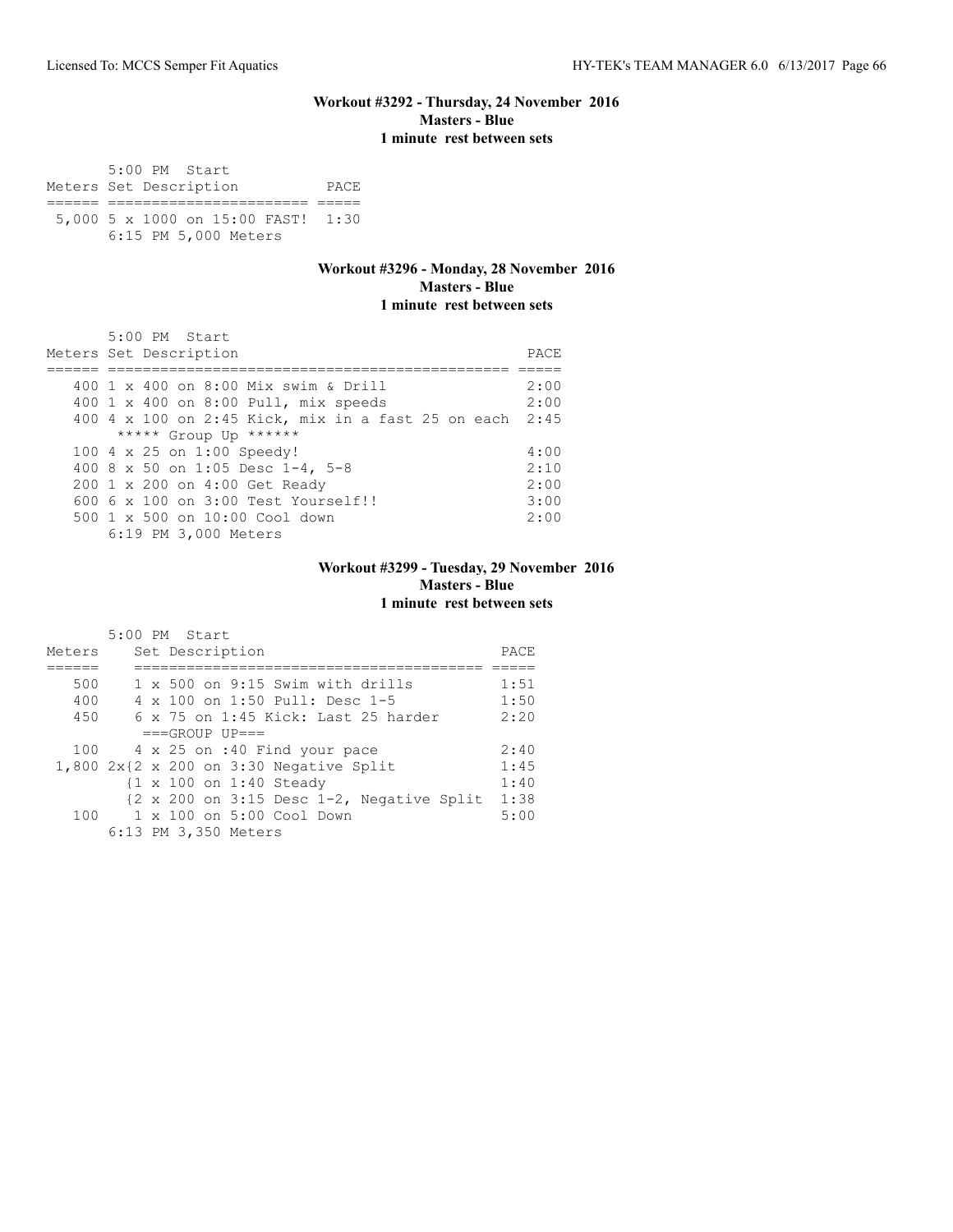## Workout #3292 - Thursday, 24 November 2016
**Masters - Blue**
**1 minute rest between sets**

```
       5:00 PM  Start
Meters Set Description          PACE
====== ====================== =====
 5,000 5 x 1000 on 15:00 FAST!  1:30
       6:15 PM 5,000 Meters
```

## Workout #3296 - Monday, 28 November 2016
**Masters - Blue**
**1 minute rest between sets**

```
       5:00 PM  Start
Meters Set Description                                 PACE
====== =============================================== =====
   400 1 x 400 on 8:00 Mix swim & Drill                 2:00
   400 1 x 400 on 8:00 Pull, mix speeds                 2:00
   400 4 x 100 on 2:45 Kick, mix in a fast 25 on each  2:45
        ***** Group Up ******
   100 4 x 25 on 1:00 Speedy!                           4:00
   400 8 x 50 on 1:05 Desc 1-4, 5-8                     2:10
   200 1 x 200 on 4:00 Get Ready                        2:00
   600 6 x 100 on 3:00 Test Yourself!!                  3:00
   500 1 x 500 on 10:00 Cool down                       2:00
       6:19 PM 3,000 Meters
```

## Workout #3299 - Tuesday, 29 November 2016
**Masters - Blue**
**1 minute rest between sets**

```
       5:00 PM  Start
Meters    Set Description                           PACE
======    ======================================== =====
   500    1 x 500 on 9:15 Swim with drills          1:51
   400    4 x 100 on 1:50 Pull: Desc 1-5            1:50
   450    6 x 75 on 1:45 Kick: Last 25 harder       2:20
          ===GROUP UP===
   100    4 x 25 on :40 Find your pace              2:40
 1,800 2x{2 x 200 on 3:30 Negative Split            1:45
         {1 x 100 on 1:40 Steady                    1:40
         {2 x 200 on 3:15 Desc 1-2, Negative Split  1:38
   100    1 x 100 on 5:00 Cool Down                 5:00
       6:13 PM 3,350 Meters
```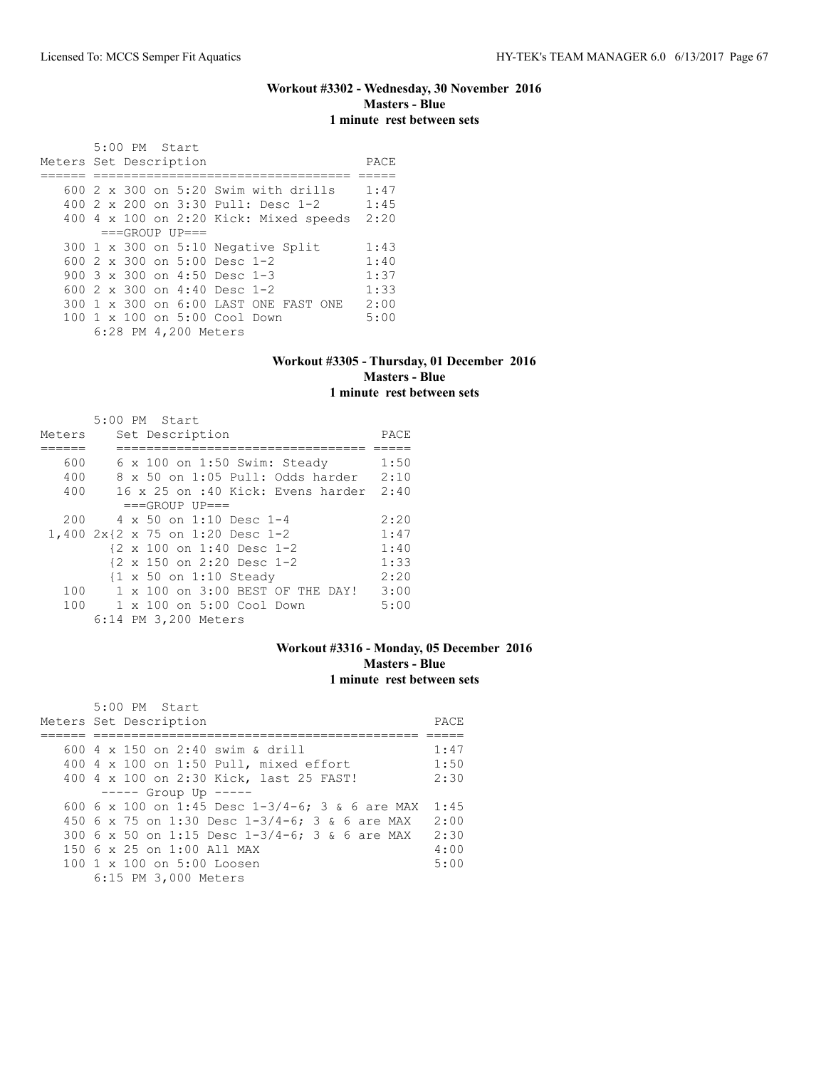### Workout #3302 - Wednesday, 30 November 2016
**Masters - Blue**
**1 minute rest between sets**

```
       5:00 PM  Start
Meters Set Description                      PACE
====== ================================= =====
   600 2 x 300 on 5:20 Swim with drills    1:47
   400 2 x 200 on 3:30 Pull: Desc 1-2      1:45
   400 4 x 100 on 2:20 Kick: Mixed speeds  2:20
       ===GROUP UP===
   300 1 x 300 on 5:10 Negative Split      1:43
   600 2 x 300 on 5:00 Desc 1-2            1:40
   900 3 x 300 on 4:50 Desc 1-3            1:37
   600 2 x 300 on 4:40 Desc 1-2            1:33
   300 1 x 300 on 6:00 LAST ONE FAST ONE   2:00
   100 1 x 100 on 5:00 Cool Down           5:00
       6:28 PM 4,200 Meters
```

### Workout #3305 - Thursday, 01 December 2016
**Masters - Blue**
**1 minute rest between sets**

```
       5:00 PM  Start
Meters    Set Description                   PACE
======    ================================ =====
   600    6 x 100 on 1:50 Swim: Steady      1:50
   400    8 x 50 on 1:05 Pull: Odds harder  2:10
   400    16 x 25 on :40 Kick: Evens harder 2:40
          ===GROUP UP===
   200    4 x 50 on 1:10 Desc 1-4           2:20
 1,400 2x{2 x 75 on 1:20 Desc 1-2           1:47
         {2 x 100 on 1:40 Desc 1-2          1:40
         {2 x 150 on 2:20 Desc 1-2          1:33
         {1 x 50 on 1:10 Steady             2:20
   100    1 x 100 on 3:00 BEST OF THE DAY!  3:00
   100    1 x 100 on 5:00 Cool Down         5:00
       6:14 PM 3,200 Meters
```

### Workout #3316 - Monday, 05 December 2016
**Masters - Blue**
**1 minute rest between sets**

```
       5:00 PM  Start
Meters Set Description                                 PACE
====== ============================================ =====
   600 4 x 150 on 2:40 swim & drill                   1:47
   400 4 x 100 on 1:50 Pull, mixed effort             1:50
   400 4 x 100 on 2:30 Kick, last 25 FAST!            2:30
       ----- Group Up -----
   600 6 x 100 on 1:45 Desc 1-3/4-6; 3 & 6 are MAX  1:45
   450 6 x 75 on 1:30 Desc 1-3/4-6; 3 & 6 are MAX   2:00
   300 6 x 50 on 1:15 Desc 1-3/4-6; 3 & 6 are MAX   2:30
   150 6 x 25 on 1:00 All MAX                         4:00
   100 1 x 100 on 5:00 Loosen                         5:00
       6:15 PM 3,000 Meters
```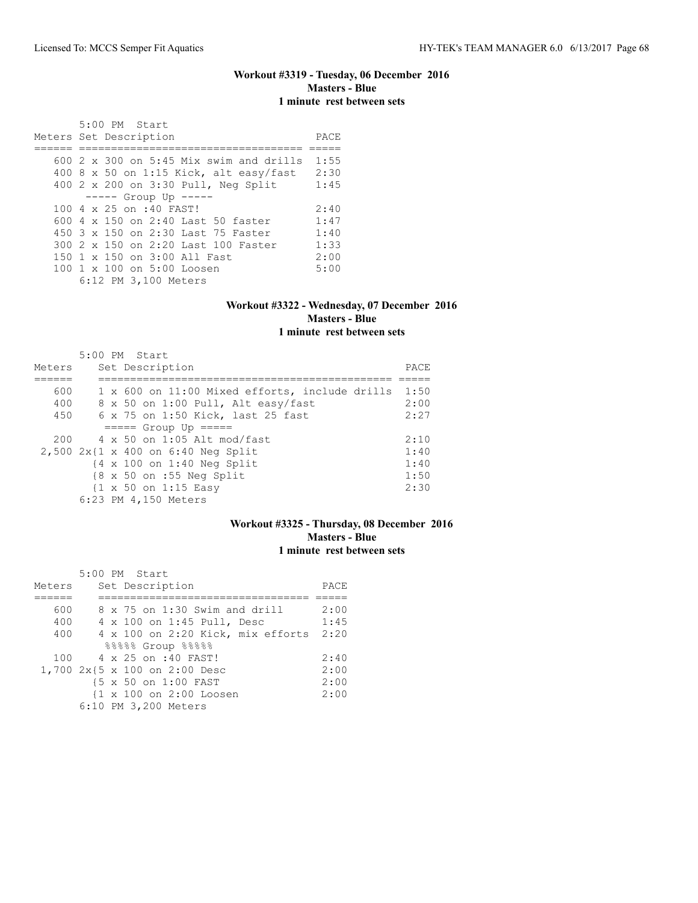### Workout #3319 - Tuesday, 06 December 2016
**Masters - Blue**
**1 minute rest between sets**

5:00 PM Start

| Meters | Set Description | PACE |
|---|---|---|
| 600 | 2 x 300 on 5:45 Mix swim and drills | 1:55 |
| 400 | 8 x 50 on 1:15 Kick, alt easy/fast | 2:30 |
| 400 | 2 x 200 on 3:30 Pull, Neg Split | 1:45 |
| | ----- Group Up ----- | |
| 100 | 4 x 25 on :40 FAST! | 2:40 |
| 600 | 4 x 150 on 2:40 Last 50 faster | 1:47 |
| 450 | 3 x 150 on 2:30 Last 75 Faster | 1:40 |
| 300 | 2 x 150 on 2:20 Last 100 Faster | 1:33 |
| 150 | 1 x 150 on 3:00 All Fast | 2:00 |
| 100 | 1 x 100 on 5:00 Loosen | 5:00 |

6:12 PM 3,100 Meters

### Workout #3322 - Wednesday, 07 December 2016
**Masters - Blue**
**1 minute rest between sets**

5:00 PM Start

| Meters | Set Description | PACE |
|---|---|---|
| 600 | 1 x 600 on 11:00 Mixed efforts, include drills | 1:50 |
| 400 | 8 x 50 on 1:00 Pull, Alt easy/fast | 2:00 |
| 450 | 6 x 75 on 1:50 Kick, last 25 fast | 2:27 |
| | ===== Group Up ===== | |
| 200 | 4 x 50 on 1:05 Alt mod/fast | 2:10 |
| 2,500 | 2x{1 x 400 on 6:40 Neg Split | 1:40 |
| | {4 x 100 on 1:40 Neg Split | 1:40 |
| | {8 x 50 on :55 Neg Split | 1:50 |
| | {1 x 50 on 1:15 Easy | 2:30 |

6:23 PM 4,150 Meters

### Workout #3325 - Thursday, 08 December 2016
**Masters - Blue**
**1 minute rest between sets**

5:00 PM Start

| Meters | Set Description | PACE |
|---|---|---|
| 600 | 8 x 75 on 1:30 Swim and drill | 2:00 |
| 400 | 4 x 100 on 1:45 Pull, Desc | 1:45 |
| 400 | 4 x 100 on 2:20 Kick, mix efforts | 2:20 |
| | %%%%% Group %%%%% | |
| 100 | 4 x 25 on :40 FAST! | 2:40 |
| 1,700 | 2x{5 x 100 on 2:00 Desc | 2:00 |
| | {5 x 50 on 1:00 FAST | 2:00 |
| | {1 x 100 on 2:00 Loosen | 2:00 |

6:10 PM 3,200 Meters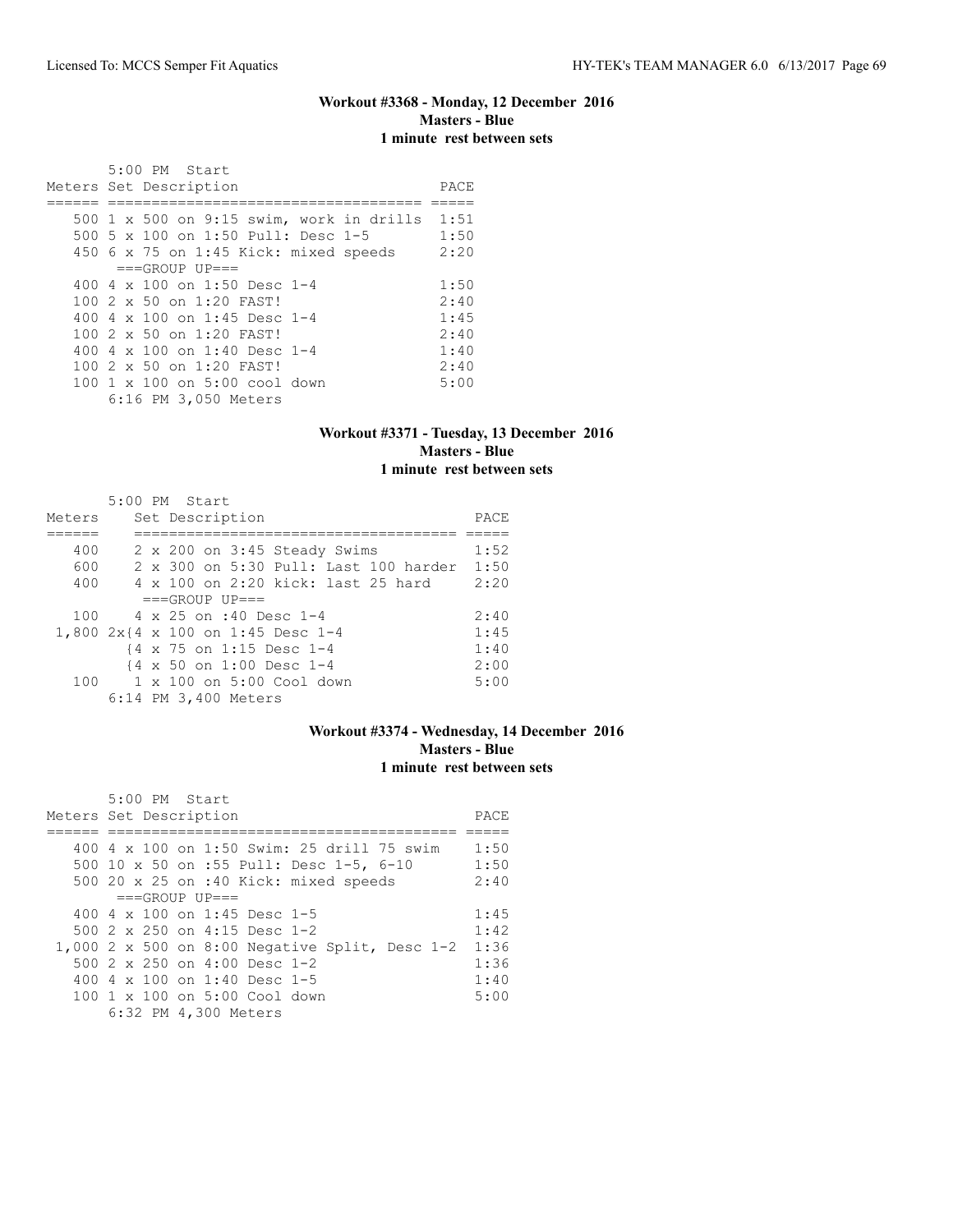**Workout #3368 - Monday, 12 December 2016**
**Masters - Blue**
**1 minute rest between sets**

5:00 PM Start

| Meters | Set Description | PACE |
|---|---|---|
| 500 | 1 x 500 on 9:15 swim, work in drills | 1:51 |
| 500 | 5 x 100 on 1:50 Pull: Desc 1-5 | 1:50 |
| 450 | 6 x 75 on 1:45 Kick: mixed speeds | 2:20 |
| | ===GROUP UP=== | |
| 400 | 4 x 100 on 1:50 Desc 1-4 | 1:50 |
| 100 | 2 x 50 on 1:20 FAST! | 2:40 |
| 400 | 4 x 100 on 1:45 Desc 1-4 | 1:45 |
| 100 | 2 x 50 on 1:20 FAST! | 2:40 |
| 400 | 4 x 100 on 1:40 Desc 1-4 | 1:40 |
| 100 | 2 x 50 on 1:20 FAST! | 2:40 |
| 100 | 1 x 100 on 5:00 cool down | 5:00 |

6:16 PM 3,050 Meters

**Workout #3371 - Tuesday, 13 December 2016**
**Masters - Blue**
**1 minute rest between sets**

5:00 PM Start

| Meters | Set Description | PACE |
|---|---|---|
| 400 | 2 x 200 on 3:45 Steady Swims | 1:52 |
| 600 | 2 x 300 on 5:30 Pull: Last 100 harder | 1:50 |
| 400 | 4 x 100 on 2:20 kick: last 25 hard | 2:20 |
| | ===GROUP UP=== | |
| 100 | 4 x 25 on :40 Desc 1-4 | 2:40 |
| 1,800 | 2x{4 x 100 on 1:45 Desc 1-4 | 1:45 |
| | {4 x 75 on 1:15 Desc 1-4 | 1:40 |
| | {4 x 50 on 1:00 Desc 1-4 | 2:00 |
| 100 | 1 x 100 on 5:00 Cool down | 5:00 |

6:14 PM 3,400 Meters

**Workout #3374 - Wednesday, 14 December 2016**
**Masters - Blue**
**1 minute rest between sets**

5:00 PM Start

| Meters | Set Description | PACE |
|---|---|---|
| 400 | 4 x 100 on 1:50 Swim: 25 drill 75 swim | 1:50 |
| 500 | 10 x 50 on :55 Pull: Desc 1-5, 6-10 | 1:50 |
| 500 | 20 x 25 on :40 Kick: mixed speeds | 2:40 |
| | ===GROUP UP=== | |
| 400 | 4 x 100 on 1:45 Desc 1-5 | 1:45 |
| 500 | 2 x 250 on 4:15 Desc 1-2 | 1:42 |
| 1,000 | 2 x 500 on 8:00 Negative Split, Desc 1-2 | 1:36 |
| 500 | 2 x 250 on 4:00 Desc 1-2 | 1:36 |
| 400 | 4 x 100 on 1:40 Desc 1-5 | 1:40 |
| 100 | 1 x 100 on 5:00 Cool down | 5:00 |

6:32 PM 4,300 Meters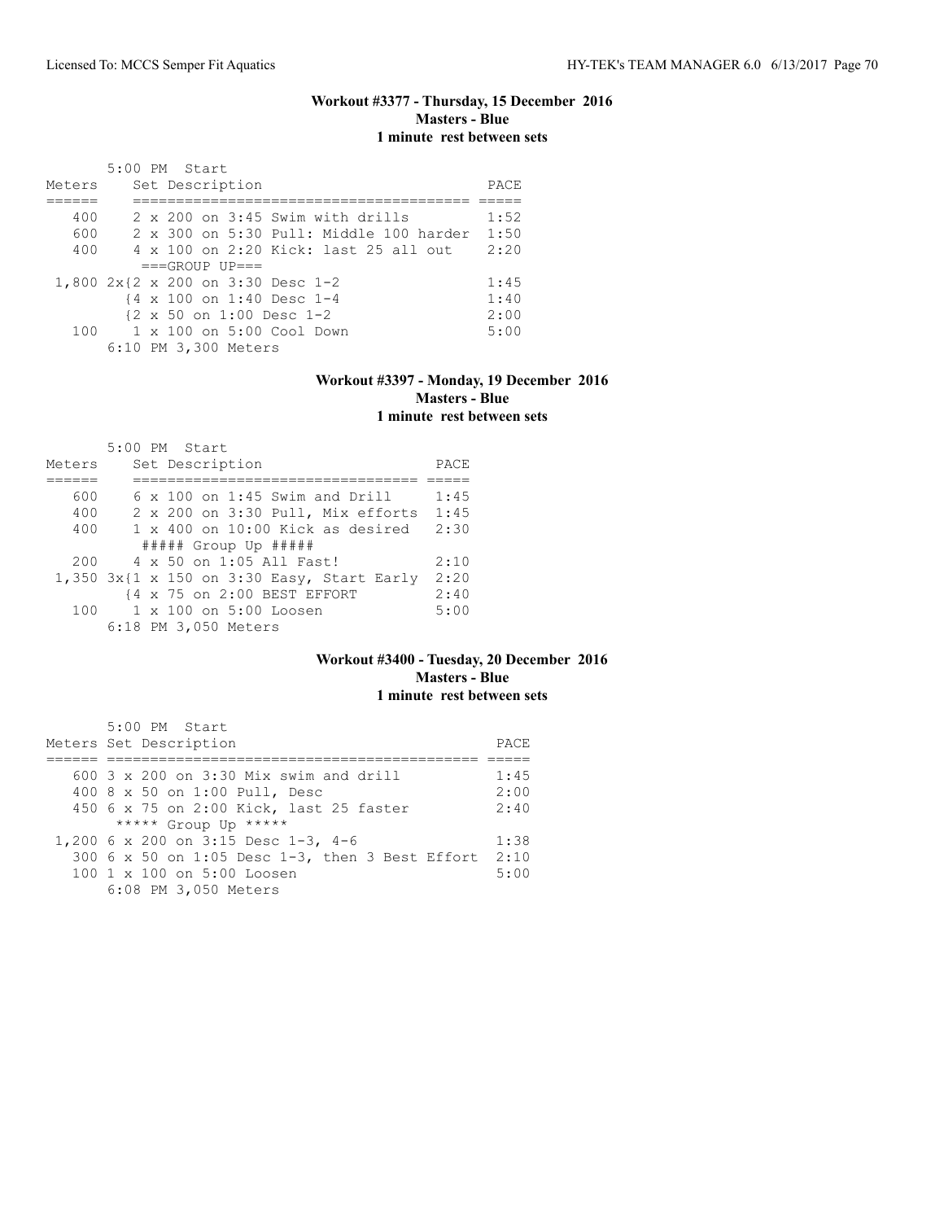### Workout #3377 - Thursday, 15 December 2016
**Masters - Blue**
**1 minute rest between sets**

5:00 PM Start

| Meters | Set Description | PACE |
|---|---|---|
| 400 | 2 x 200 on 3:45 Swim with drills | 1:52 |
| 600 | 2 x 300 on 5:30 Pull: Middle 100 harder | 1:50 |
| 400 | 4 x 100 on 2:20 Kick: last 25 all out | 2:20 |
| | ===GROUP UP=== | |
| 1,800 | 2x{2 x 200 on 3:30 Desc 1-2 | 1:45 |
| | {4 x 100 on 1:40 Desc 1-4 | 1:40 |
| | {2 x 50 on 1:00 Desc 1-2 | 2:00 |
| 100 | 1 x 100 on 5:00 Cool Down | 5:00 |

6:10 PM 3,300 Meters

### Workout #3397 - Monday, 19 December 2016
**Masters - Blue**
**1 minute rest between sets**

5:00 PM Start

| Meters | Set Description | PACE |
|---|---|---|
| 600 | 6 x 100 on 1:45 Swim and Drill | 1:45 |
| 400 | 2 x 200 on 3:30 Pull, Mix efforts | 1:45 |
| 400 | 1 x 400 on 10:00 Kick as desired | 2:30 |
| | ##### Group Up ##### | |
| 200 | 4 x 50 on 1:05 All Fast! | 2:10 |
| 1,350 | 3x{1 x 150 on 3:30 Easy, Start Early | 2:20 |
| | {4 x 75 on 2:00 BEST EFFORT | 2:40 |
| 100 | 1 x 100 on 5:00 Loosen | 5:00 |

6:18 PM 3,050 Meters

### Workout #3400 - Tuesday, 20 December 2016
**Masters - Blue**
**1 minute rest between sets**

5:00 PM Start

| Meters | Set Description | PACE |
|---|---|---|
| 600 | 3 x 200 on 3:30 Mix swim and drill | 1:45 |
| 400 | 8 x 50 on 1:00 Pull, Desc | 2:00 |
| 450 | 6 x 75 on 2:00 Kick, last 25 faster | 2:40 |
| | ***** Group Up ***** | |
| 1,200 | 6 x 200 on 3:15 Desc 1-3, 4-6 | 1:38 |
| 300 | 6 x 50 on 1:05 Desc 1-3, then 3 Best Effort | 2:10 |
| 100 | 1 x 100 on 5:00 Loosen | 5:00 |

6:08 PM 3,050 Meters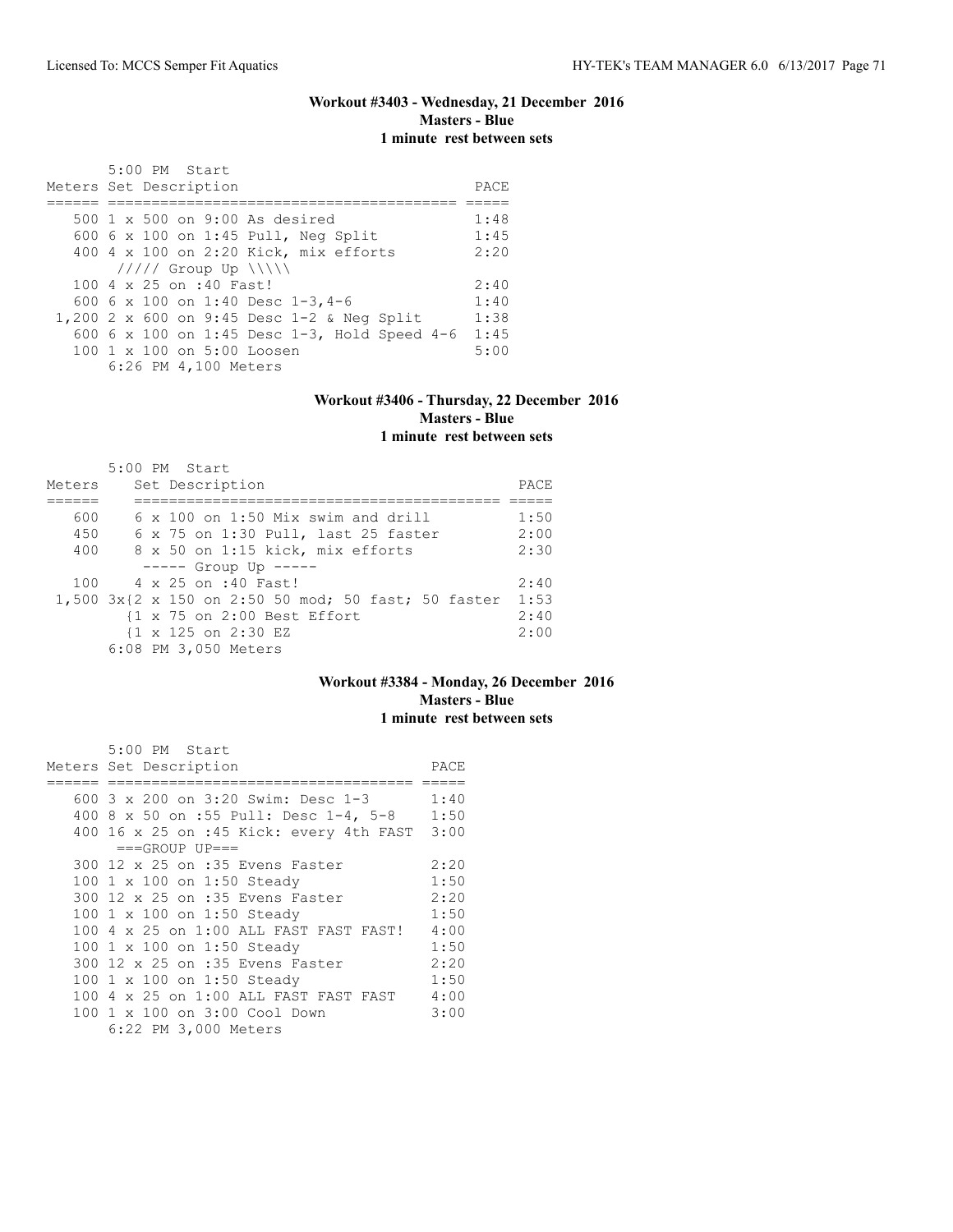### Workout #3403 - Wednesday, 21 December 2016
**Masters - Blue**
**1 minute rest between sets**

5:00 PM Start

| Meters | Set Description | PACE |
|---|---|---|
| 500 | 1 x 500 on 9:00 As desired | 1:48 |
| 600 | 6 x 100 on 1:45 Pull, Neg Split | 1:45 |
| 400 | 4 x 100 on 2:20 Kick, mix efforts | 2:20 |
| | ///// Group Up \\\\\ | |
| 100 | 4 x 25 on :40 Fast! | 2:40 |
| 600 | 6 x 100 on 1:40 Desc 1-3,4-6 | 1:40 |
| 1,200 | 2 x 600 on 9:45 Desc 1-2 & Neg Split | 1:38 |
| 600 | 6 x 100 on 1:45 Desc 1-3, Hold Speed 4-6 | 1:45 |
| 100 | 1 x 100 on 5:00 Loosen | 5:00 |

6:26 PM 4,100 Meters

### Workout #3406 - Thursday, 22 December 2016
**Masters - Blue**
**1 minute rest between sets**

5:00 PM Start

| Meters | Set Description | PACE |
|---|---|---|
| 600 | 6 x 100 on 1:50 Mix swim and drill | 1:50 |
| 450 | 6 x 75 on 1:30 Pull, last 25 faster | 2:00 |
| 400 | 8 x 50 on 1:15 kick, mix efforts | 2:30 |
| | ----- Group Up ----- | |
| 100 | 4 x 25 on :40 Fast! | 2:40 |
| 1,500 | 3x{2 x 150 on 2:50 50 mod; 50 fast; 50 faster | 1:53 |
| | {1 x 75 on 2:00 Best Effort | 2:40 |
| | {1 x 125 on 2:30 EZ | 2:00 |

6:08 PM 3,050 Meters

### Workout #3384 - Monday, 26 December 2016
**Masters - Blue**
**1 minute rest between sets**

5:00 PM Start

| Meters | Set Description | PACE |
|---|---|---|
| 600 | 3 x 200 on 3:20 Swim: Desc 1-3 | 1:40 |
| 400 | 8 x 50 on :55 Pull: Desc 1-4, 5-8 | 1:50 |
| 400 | 16 x 25 on :45 Kick: every 4th FAST | 3:00 |
| | ===GROUP UP=== | |
| 300 | 12 x 25 on :35 Evens Faster | 2:20 |
| 100 | 1 x 100 on 1:50 Steady | 1:50 |
| 300 | 12 x 25 on :35 Evens Faster | 2:20 |
| 100 | 1 x 100 on 1:50 Steady | 1:50 |
| 100 | 4 x 25 on 1:00 ALL FAST FAST FAST! | 4:00 |
| 100 | 1 x 100 on 1:50 Steady | 1:50 |
| 300 | 12 x 25 on :35 Evens Faster | 2:20 |
| 100 | 1 x 100 on 1:50 Steady | 1:50 |
| 100 | 4 x 25 on 1:00 ALL FAST FAST FAST | 4:00 |
| 100 | 1 x 100 on 3:00 Cool Down | 3:00 |

6:22 PM 3,000 Meters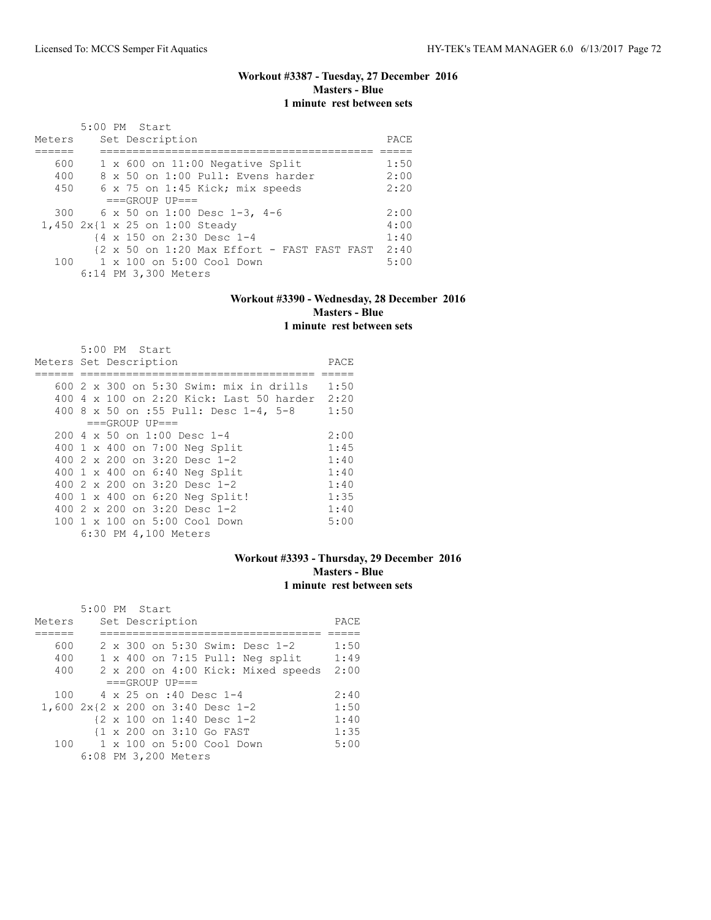**Workout #3387 - Tuesday, 27 December 2016**
**Masters - Blue**
**1 minute rest between sets**

5:00 PM Start

| Meters | Set Description | PACE |
|---|---|---|
| 600 | 1 x 600 on 11:00 Negative Split | 1:50 |
| 400 | 8 x 50 on 1:00 Pull: Evens harder | 2:00 |
| 450 | 6 x 75 on 1:45 Kick; mix speeds | 2:20 |
| | ===GROUP UP=== | |
| 300 | 6 x 50 on 1:00 Desc 1-3, 4-6 | 2:00 |
| 1,450 | 2x{1 x 25 on 1:00 Steady | 4:00 |
| | {4 x 150 on 2:30 Desc 1-4 | 1:40 |
| | {2 x 50 on 1:20 Max Effort - FAST FAST FAST | 2:40 |
| 100 | 1 x 100 on 5:00 Cool Down | 5:00 |

6:14 PM 3,300 Meters

**Workout #3390 - Wednesday, 28 December 2016**
**Masters - Blue**
**1 minute rest between sets**

5:00 PM Start

| Meters | Set Description | PACE |
|---|---|---|
| 600 | 2 x 300 on 5:30 Swim: mix in drills | 1:50 |
| 400 | 4 x 100 on 2:20 Kick: Last 50 harder | 2:20 |
| 400 | 8 x 50 on :55 Pull: Desc 1-4, 5-8 | 1:50 |
| | ===GROUP UP=== | |
| 200 | 4 x 50 on 1:00 Desc 1-4 | 2:00 |
| 400 | 1 x 400 on 7:00 Neg Split | 1:45 |
| 400 | 2 x 200 on 3:20 Desc 1-2 | 1:40 |
| 400 | 1 x 400 on 6:40 Neg Split | 1:40 |
| 400 | 2 x 200 on 3:20 Desc 1-2 | 1:40 |
| 400 | 1 x 400 on 6:20 Neg Split! | 1:35 |
| 400 | 2 x 200 on 3:20 Desc 1-2 | 1:40 |
| 100 | 1 x 100 on 5:00 Cool Down | 5:00 |

6:30 PM 4,100 Meters

**Workout #3393 - Thursday, 29 December 2016**
**Masters - Blue**
**1 minute rest between sets**

5:00 PM Start

| Meters | Set Description | PACE |
|---|---|---|
| 600 | 2 x 300 on 5:30 Swim: Desc 1-2 | 1:50 |
| 400 | 1 x 400 on 7:15 Pull: Neg split | 1:49 |
| 400 | 2 x 200 on 4:00 Kick: Mixed speeds | 2:00 |
| | ===GROUP UP=== | |
| 100 | 4 x 25 on :40 Desc 1-4 | 2:40 |
| 1,600 | 2x{2 x 200 on 3:40 Desc 1-2 | 1:50 |
| | {2 x 100 on 1:40 Desc 1-2 | 1:40 |
| | {1 x 200 on 3:10 Go FAST | 1:35 |
| 100 | 1 x 100 on 5:00 Cool Down | 5:00 |

6:08 PM 3,200 Meters